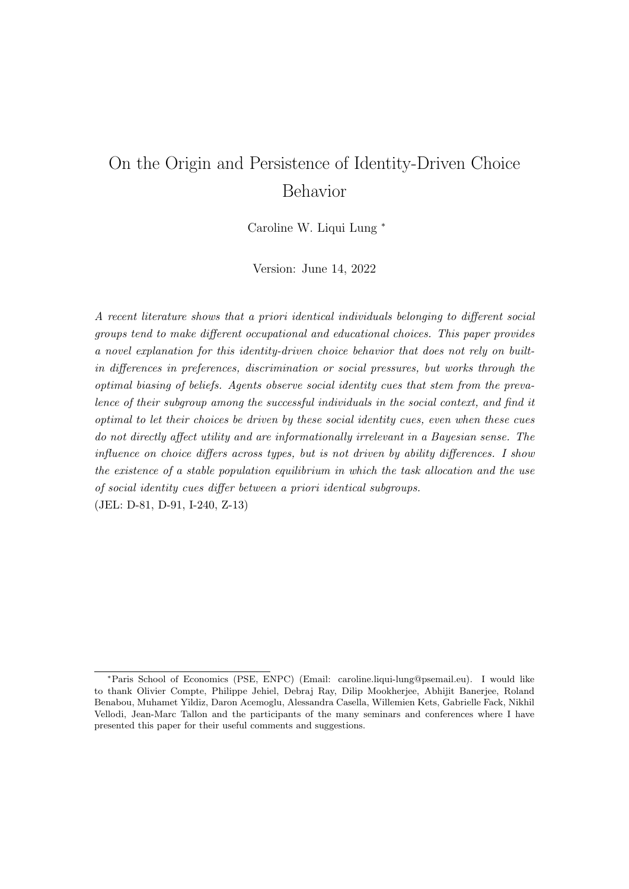# On the Origin and Persistence of Identity-Driven Choice Behavior

Caroline W. Liqui Lung [*]

Version: June 14, 2022

*A recent literature shows that a priori identical individuals belonging to different social groups tend to make different occupational and educational choices. This paper provides a novel explanation for this identity-driven choice behavior that does not rely on built-in differences in preferences, discrimination or social pressures, but works through the optimal biasing of beliefs. Agents observe social identity cues that stem from the prevalence of their subgroup among the successful individuals in the social context, and find it optimal to let their choices be driven by these social identity cues, even when these cues do not directly affect utility and are informationally irrelevant in a Bayesian sense. The influence on choice differs across types, but is not driven by ability differences. I show the existence of a stable population equilibrium in which the task allocation and the use of social identity cues differ between a priori identical subgroups.*

(JEL: D-81, D-91, I-240, Z-13)

[*] Paris School of Economics (PSE, ENPC) (Email: caroline.liqui-lung@psemail.eu). I would like to thank Olivier Compte, Philippe Jehiel, Debraj Ray, Dilip Mookherjee, Abhijit Banerjee, Roland Benabou, Muhamet Yildiz, Daron Acemoglu, Alessandra Casella, Willemien Kets, Gabrielle Fack, Nikhil Vellodi, Jean-Marc Tallon and the participants of the many seminars and conferences where I have presented this paper for their useful comments and suggestions.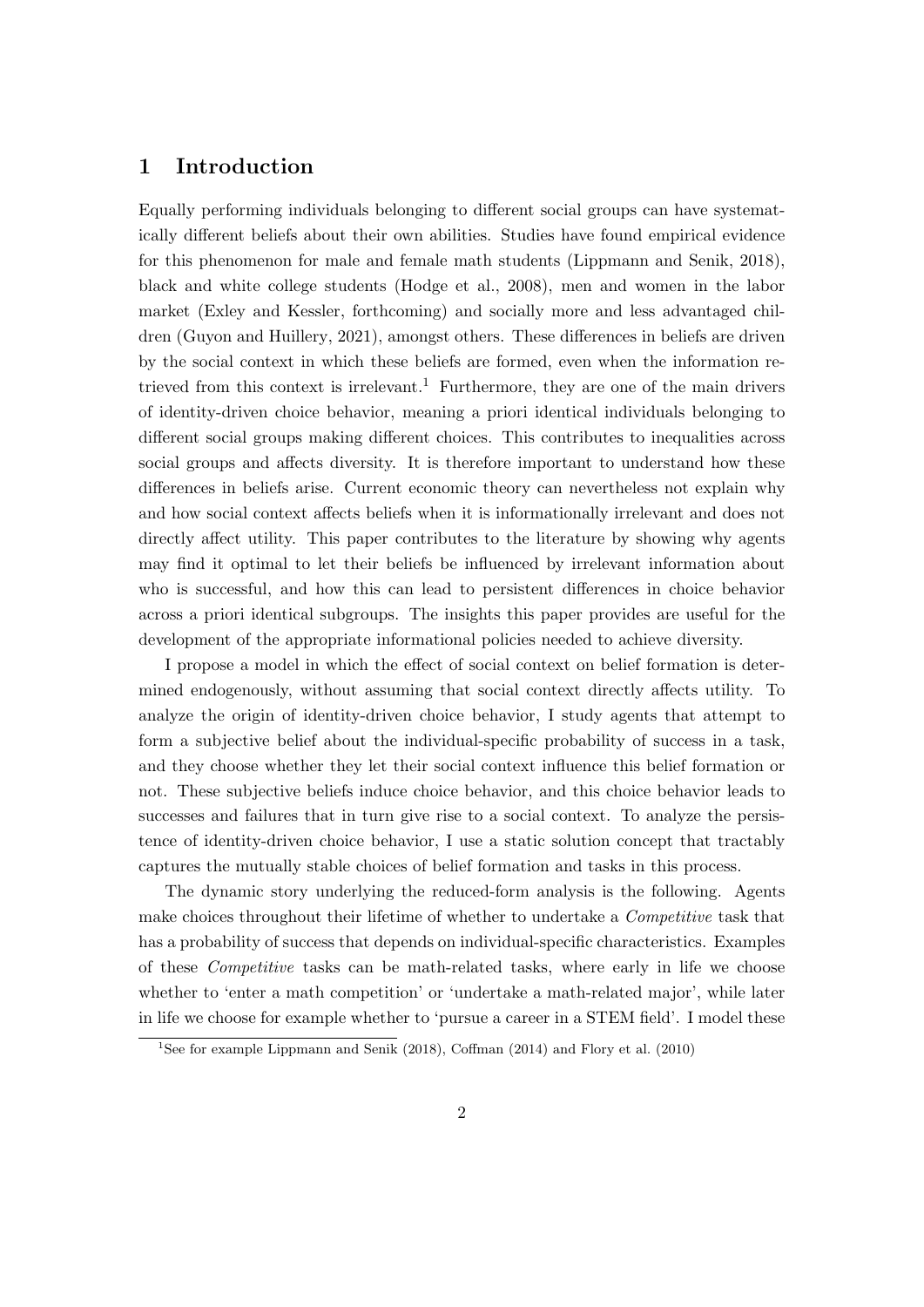## 1 Introduction

Equally performing individuals belonging to different social groups can have systematically different beliefs about their own abilities. Studies have found empirical evidence for this phenomenon for male and female math students (Lippmann and Senik, 2018), black and white college students (Hodge et al., 2008), men and women in the labor market (Exley and Kessler, forthcoming) and socially more and less advantaged children (Guyon and Huillery, 2021), amongst others. These differences in beliefs are driven by the social context in which these beliefs are formed, even when the information retrieved from this context is irrelevant.[1] Furthermore, they are one of the main drivers of identity-driven choice behavior, meaning a priori identical individuals belonging to different social groups making different choices. This contributes to inequalities across social groups and affects diversity. It is therefore important to understand how these differences in beliefs arise. Current economic theory can nevertheless not explain why and how social context affects beliefs when it is informationally irrelevant and does not directly affect utility. This paper contributes to the literature by showing why agents may find it optimal to let their beliefs be influenced by irrelevant information about who is successful, and how this can lead to persistent differences in choice behavior across a priori identical subgroups. The insights this paper provides are useful for the development of the appropriate informational policies needed to achieve diversity.

I propose a model in which the effect of social context on belief formation is determined endogenously, without assuming that social context directly affects utility. To analyze the origin of identity-driven choice behavior, I study agents that attempt to form a subjective belief about the individual-specific probability of success in a task, and they choose whether they let their social context influence this belief formation or not. These subjective beliefs induce choice behavior, and this choice behavior leads to successes and failures that in turn give rise to a social context. To analyze the persistence of identity-driven choice behavior, I use a static solution concept that tractably captures the mutually stable choices of belief formation and tasks in this process.

The dynamic story underlying the reduced-form analysis is the following. Agents make choices throughout their lifetime of whether to undertake a *Competitive* task that has a probability of success that depends on individual-specific characteristics. Examples of these *Competitive* tasks can be math-related tasks, where early in life we choose whether to 'enter a math competition' or 'undertake a math-related major', while later in life we choose for example whether to 'pursue a career in a STEM field'. I model these

[1] See for example Lippmann and Senik (2018), Coffman (2014) and Flory et al. (2010)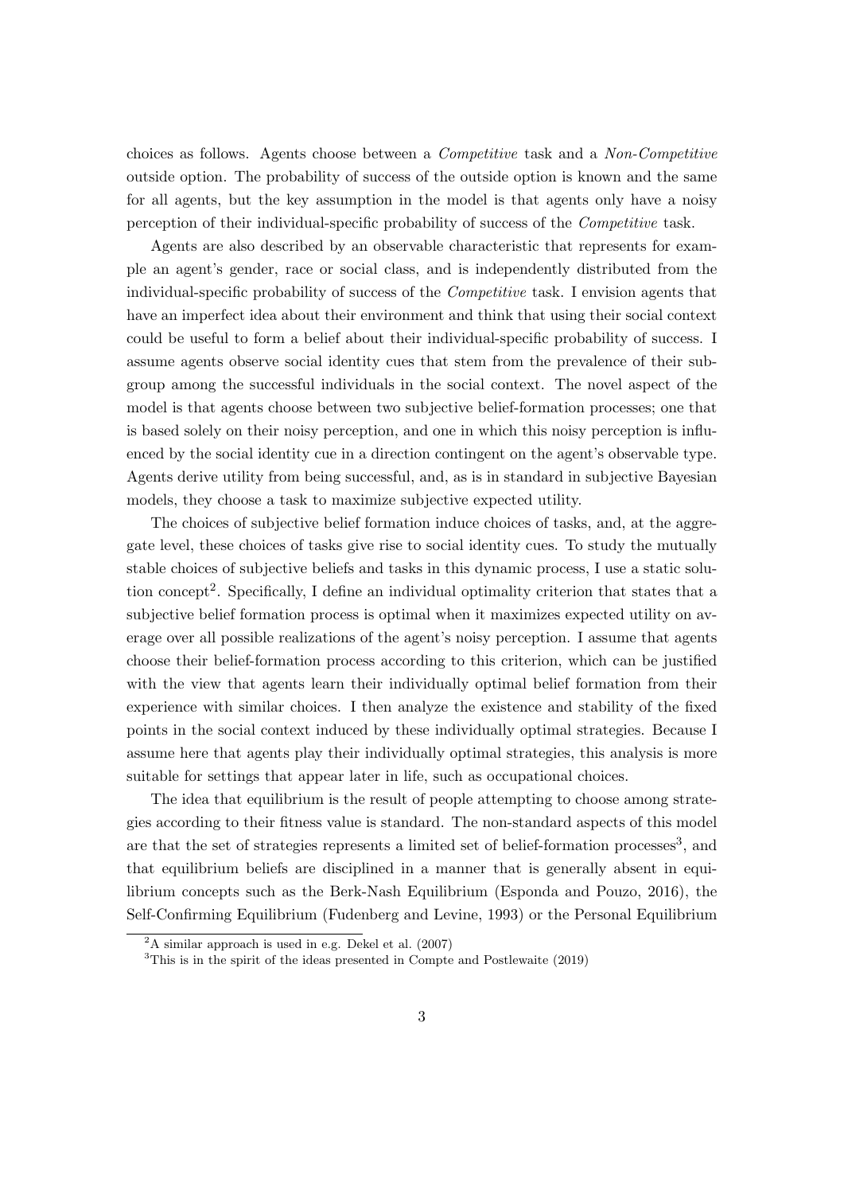choices as follows. Agents choose between a *Competitive* task and a *Non-Competitive* outside option. The probability of success of the outside option is known and the same for all agents, but the key assumption in the model is that agents only have a noisy perception of their individual-specific probability of success of the *Competitive* task.

Agents are also described by an observable characteristic that represents for example an agent's gender, race or social class, and is independently distributed from the individual-specific probability of success of the *Competitive* task. I envision agents that have an imperfect idea about their environment and think that using their social context could be useful to form a belief about their individual-specific probability of success. I assume agents observe social identity cues that stem from the prevalence of their subgroup among the successful individuals in the social context. The novel aspect of the model is that agents choose between two subjective belief-formation processes; one that is based solely on their noisy perception, and one in which this noisy perception is influenced by the social identity cue in a direction contingent on the agent's observable type. Agents derive utility from being successful, and, as is in standard in subjective Bayesian models, they choose a task to maximize subjective expected utility.

The choices of subjective belief formation induce choices of tasks, and, at the aggregate level, these choices of tasks give rise to social identity cues. To study the mutually stable choices of subjective beliefs and tasks in this dynamic process, I use a static solution concept[2]. Specifically, I define an individual optimality criterion that states that a subjective belief formation process is optimal when it maximizes expected utility on average over all possible realizations of the agent's noisy perception. I assume that agents choose their belief-formation process according to this criterion, which can be justified with the view that agents learn their individually optimal belief formation from their experience with similar choices. I then analyze the existence and stability of the fixed points in the social context induced by these individually optimal strategies. Because I assume here that agents play their individually optimal strategies, this analysis is more suitable for settings that appear later in life, such as occupational choices.

The idea that equilibrium is the result of people attempting to choose among strategies according to their fitness value is standard. The non-standard aspects of this model are that the set of strategies represents a limited set of belief-formation processes[3], and that equilibrium beliefs are disciplined in a manner that is generally absent in equilibrium concepts such as the Berk-Nash Equilibrium (Esponda and Pouzo, 2016), the Self-Confirming Equilibrium (Fudenberg and Levine, 1993) or the Personal Equilibrium

[2]A similar approach is used in e.g. Dekel et al. (2007)

[3]This is in the spirit of the ideas presented in Compte and Postlewaite (2019)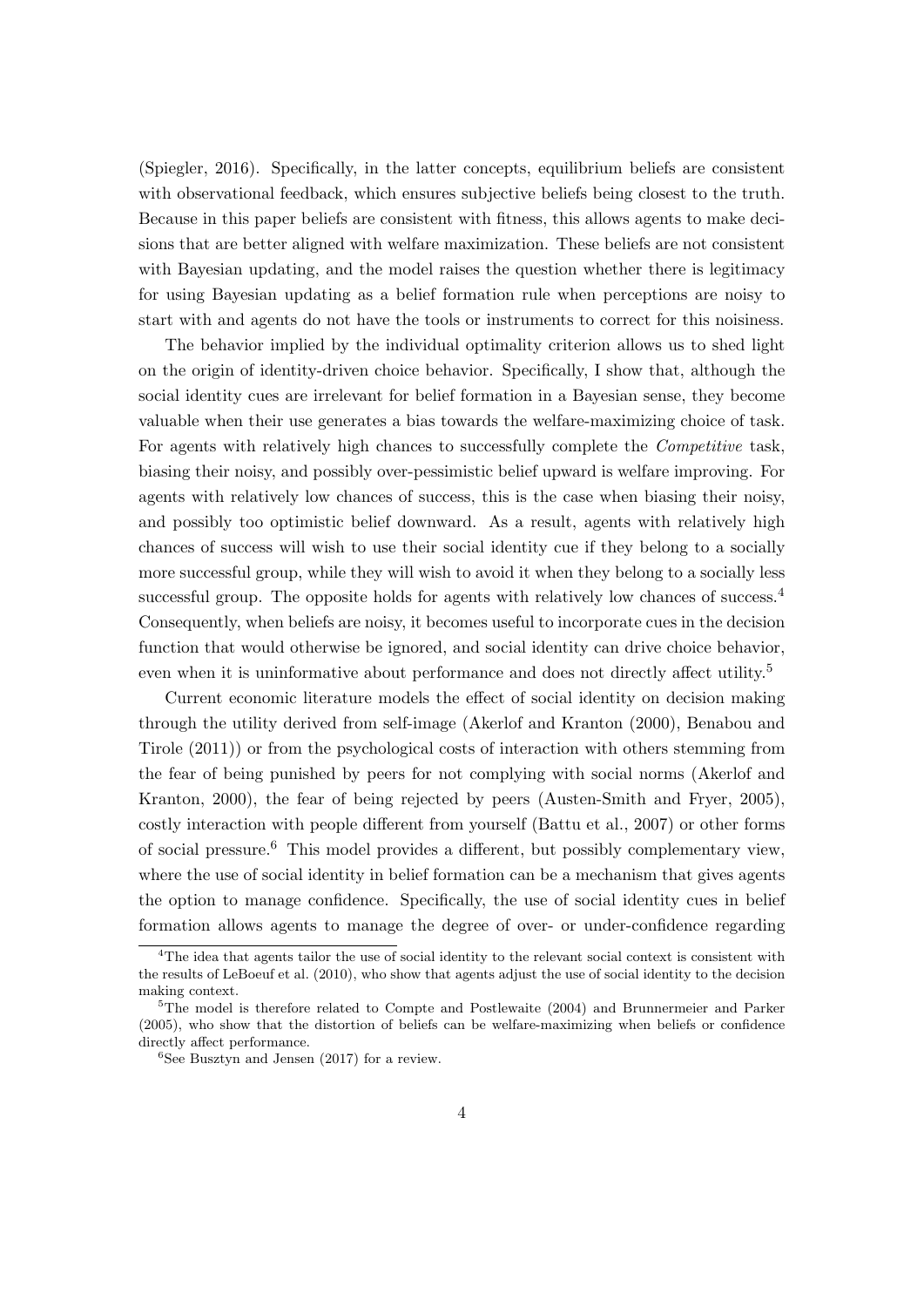(Spiegler, 2016). Specifically, in the latter concepts, equilibrium beliefs are consistent with observational feedback, which ensures subjective beliefs being closest to the truth. Because in this paper beliefs are consistent with fitness, this allows agents to make decisions that are better aligned with welfare maximization. These beliefs are not consistent with Bayesian updating, and the model raises the question whether there is legitimacy for using Bayesian updating as a belief formation rule when perceptions are noisy to start with and agents do not have the tools or instruments to correct for this noisiness.

The behavior implied by the individual optimality criterion allows us to shed light on the origin of identity-driven choice behavior. Specifically, I show that, although the social identity cues are irrelevant for belief formation in a Bayesian sense, they become valuable when their use generates a bias towards the welfare-maximizing choice of task. For agents with relatively high chances to successfully complete the *Competitive* task, biasing their noisy, and possibly over-pessimistic belief upward is welfare improving. For agents with relatively low chances of success, this is the case when biasing their noisy, and possibly too optimistic belief downward. As a result, agents with relatively high chances of success will wish to use their social identity cue if they belong to a socially more successful group, while they will wish to avoid it when they belong to a socially less successful group. The opposite holds for agents with relatively low chances of success.[4] Consequently, when beliefs are noisy, it becomes useful to incorporate cues in the decision function that would otherwise be ignored, and social identity can drive choice behavior, even when it is uninformative about performance and does not directly affect utility.[5]

Current economic literature models the effect of social identity on decision making through the utility derived from self-image (Akerlof and Kranton (2000), Benabou and Tirole (2011)) or from the psychological costs of interaction with others stemming from the fear of being punished by peers for not complying with social norms (Akerlof and Kranton, 2000), the fear of being rejected by peers (Austen-Smith and Fryer, 2005), costly interaction with people different from yourself (Battu et al., 2007) or other forms of social pressure.[6] This model provides a different, but possibly complementary view, where the use of social identity in belief formation can be a mechanism that gives agents the option to manage confidence. Specifically, the use of social identity cues in belief formation allows agents to manage the degree of over- or under-confidence regarding

[4] The idea that agents tailor the use of social identity to the relevant social context is consistent with the results of LeBoeuf et al. (2010), who show that agents adjust the use of social identity to the decision making context.

[5] The model is therefore related to Compte and Postlewaite (2004) and Brunnermeier and Parker (2005), who show that the distortion of beliefs can be welfare-maximizing when beliefs or confidence directly affect performance.

[6] See Busztyn and Jensen (2017) for a review.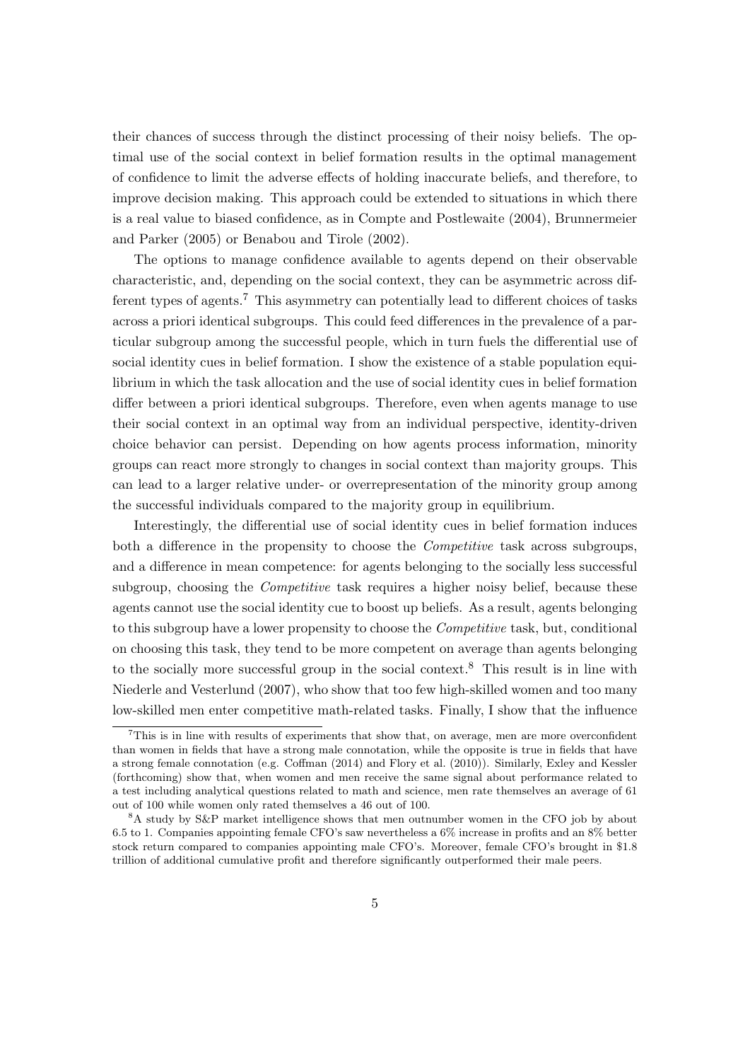their chances of success through the distinct processing of their noisy beliefs. The optimal use of the social context in belief formation results in the optimal management of confidence to limit the adverse effects of holding inaccurate beliefs, and therefore, to improve decision making. This approach could be extended to situations in which there is a real value to biased confidence, as in Compte and Postlewaite (2004), Brunnermeier and Parker (2005) or Benabou and Tirole (2002).

The options to manage confidence available to agents depend on their observable characteristic, and, depending on the social context, they can be asymmetric across different types of agents.[7] This asymmetry can potentially lead to different choices of tasks across a priori identical subgroups. This could feed differences in the prevalence of a particular subgroup among the successful people, which in turn fuels the differential use of social identity cues in belief formation. I show the existence of a stable population equilibrium in which the task allocation and the use of social identity cues in belief formation differ between a priori identical subgroups. Therefore, even when agents manage to use their social context in an optimal way from an individual perspective, identity-driven choice behavior can persist. Depending on how agents process information, minority groups can react more strongly to changes in social context than majority groups. This can lead to a larger relative under- or overrepresentation of the minority group among the successful individuals compared to the majority group in equilibrium.

Interestingly, the differential use of social identity cues in belief formation induces both a difference in the propensity to choose the *Competitive* task across subgroups, and a difference in mean competence: for agents belonging to the socially less successful subgroup, choosing the *Competitive* task requires a higher noisy belief, because these agents cannot use the social identity cue to boost up beliefs. As a result, agents belonging to this subgroup have a lower propensity to choose the *Competitive* task, but, conditional on choosing this task, they tend to be more competent on average than agents belonging to the socially more successful group in the social context.[8] This result is in line with Niederle and Vesterlund (2007), who show that too few high-skilled women and too many low-skilled men enter competitive math-related tasks. Finally, I show that the influence

[7] This is in line with results of experiments that show that, on average, men are more overconfident than women in fields that have a strong male connotation, while the opposite is true in fields that have a strong female connotation (e.g. Coffman (2014) and Flory et al. (2010)). Similarly, Exley and Kessler (forthcoming) show that, when women and men receive the same signal about performance related to a test including analytical questions related to math and science, men rate themselves an average of 61 out of 100 while women only rated themselves a 46 out of 100.

[8] A study by S&P market intelligence shows that men outnumber women in the CFO job by about 6.5 to 1. Companies appointing female CFO's saw nevertheless a 6% increase in profits and an 8% better stock return compared to companies appointing male CFO's. Moreover, female CFO's brought in $1.8 trillion of additional cumulative profit and therefore significantly outperformed their male peers.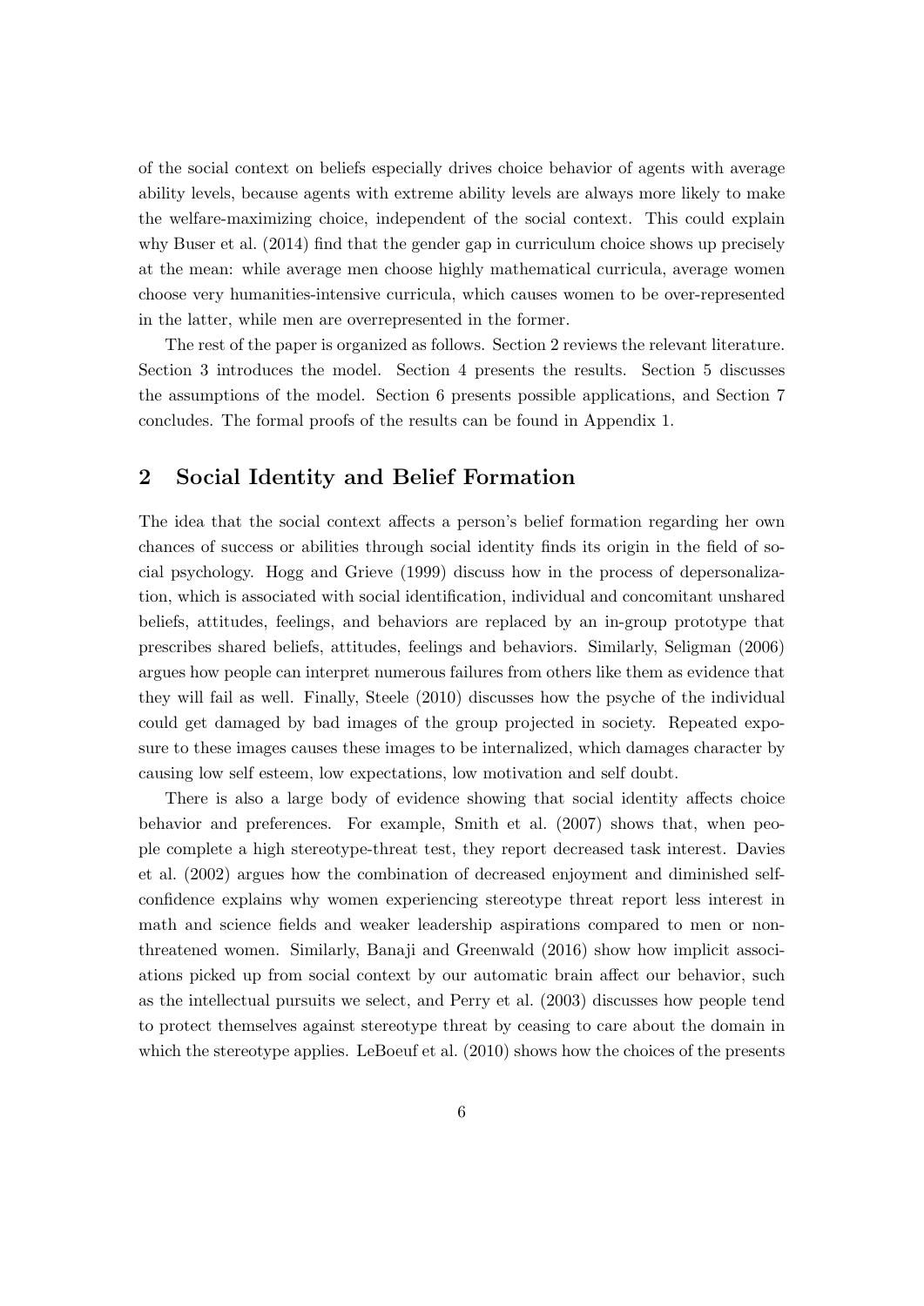of the social context on beliefs especially drives choice behavior of agents with average ability levels, because agents with extreme ability levels are always more likely to make the welfare-maximizing choice, independent of the social context. This could explain why Buser et al. (2014) find that the gender gap in curriculum choice shows up precisely at the mean: while average men choose highly mathematical curricula, average women choose very humanities-intensive curricula, which causes women to be over-represented in the latter, while men are overrepresented in the former.

The rest of the paper is organized as follows. Section 2 reviews the relevant literature. Section 3 introduces the model. Section 4 presents the results. Section 5 discusses the assumptions of the model. Section 6 presents possible applications, and Section 7 concludes. The formal proofs of the results can be found in Appendix 1.

## 2 Social Identity and Belief Formation

The idea that the social context affects a person's belief formation regarding her own chances of success or abilities through social identity finds its origin in the field of social psychology. Hogg and Grieve (1999) discuss how in the process of depersonalization, which is associated with social identification, individual and concomitant unshared beliefs, attitudes, feelings, and behaviors are replaced by an in-group prototype that prescribes shared beliefs, attitudes, feelings and behaviors. Similarly, Seligman (2006) argues how people can interpret numerous failures from others like them as evidence that they will fail as well. Finally, Steele (2010) discusses how the psyche of the individual could get damaged by bad images of the group projected in society. Repeated exposure to these images causes these images to be internalized, which damages character by causing low self esteem, low expectations, low motivation and self doubt.

There is also a large body of evidence showing that social identity affects choice behavior and preferences. For example, Smith et al. (2007) shows that, when people complete a high stereotype-threat test, they report decreased task interest. Davies et al. (2002) argues how the combination of decreased enjoyment and diminished self-confidence explains why women experiencing stereotype threat report less interest in math and science fields and weaker leadership aspirations compared to men or non-threatened women. Similarly, Banaji and Greenwald (2016) show how implicit associations picked up from social context by our automatic brain affect our behavior, such as the intellectual pursuits we select, and Perry et al. (2003) discusses how people tend to protect themselves against stereotype threat by ceasing to care about the domain in which the stereotype applies. LeBoeuf et al. (2010) shows how the choices of the presents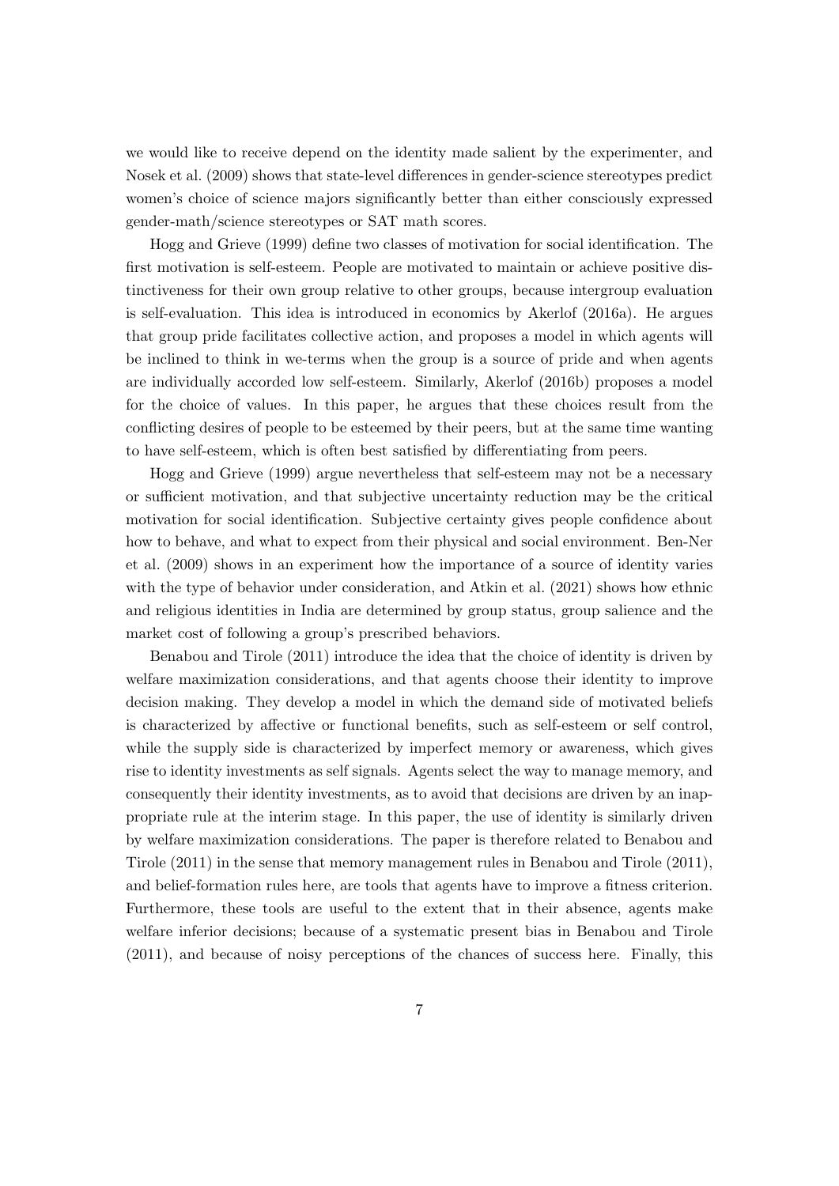we would like to receive depend on the identity made salient by the experimenter, and Nosek et al. (2009) shows that state-level differences in gender-science stereotypes predict women's choice of science majors significantly better than either consciously expressed gender-math/science stereotypes or SAT math scores.

Hogg and Grieve (1999) define two classes of motivation for social identification. The first motivation is self-esteem. People are motivated to maintain or achieve positive distinctiveness for their own group relative to other groups, because intergroup evaluation is self-evaluation. This idea is introduced in economics by Akerlof (2016a). He argues that group pride facilitates collective action, and proposes a model in which agents will be inclined to think in we-terms when the group is a source of pride and when agents are individually accorded low self-esteem. Similarly, Akerlof (2016b) proposes a model for the choice of values. In this paper, he argues that these choices result from the conflicting desires of people to be esteemed by their peers, but at the same time wanting to have self-esteem, which is often best satisfied by differentiating from peers.

Hogg and Grieve (1999) argue nevertheless that self-esteem may not be a necessary or sufficient motivation, and that subjective uncertainty reduction may be the critical motivation for social identification. Subjective certainty gives people confidence about how to behave, and what to expect from their physical and social environment. Ben-Ner et al. (2009) shows in an experiment how the importance of a source of identity varies with the type of behavior under consideration, and Atkin et al. (2021) shows how ethnic and religious identities in India are determined by group status, group salience and the market cost of following a group's prescribed behaviors.

Benabou and Tirole (2011) introduce the idea that the choice of identity is driven by welfare maximization considerations, and that agents choose their identity to improve decision making. They develop a model in which the demand side of motivated beliefs is characterized by affective or functional benefits, such as self-esteem or self control, while the supply side is characterized by imperfect memory or awareness, which gives rise to identity investments as self signals. Agents select the way to manage memory, and consequently their identity investments, as to avoid that decisions are driven by an inappropriate rule at the interim stage. In this paper, the use of identity is similarly driven by welfare maximization considerations. The paper is therefore related to Benabou and Tirole (2011) in the sense that memory management rules in Benabou and Tirole (2011), and belief-formation rules here, are tools that agents have to improve a fitness criterion. Furthermore, these tools are useful to the extent that in their absence, agents make welfare inferior decisions; because of a systematic present bias in Benabou and Tirole (2011), and because of noisy perceptions of the chances of success here. Finally, this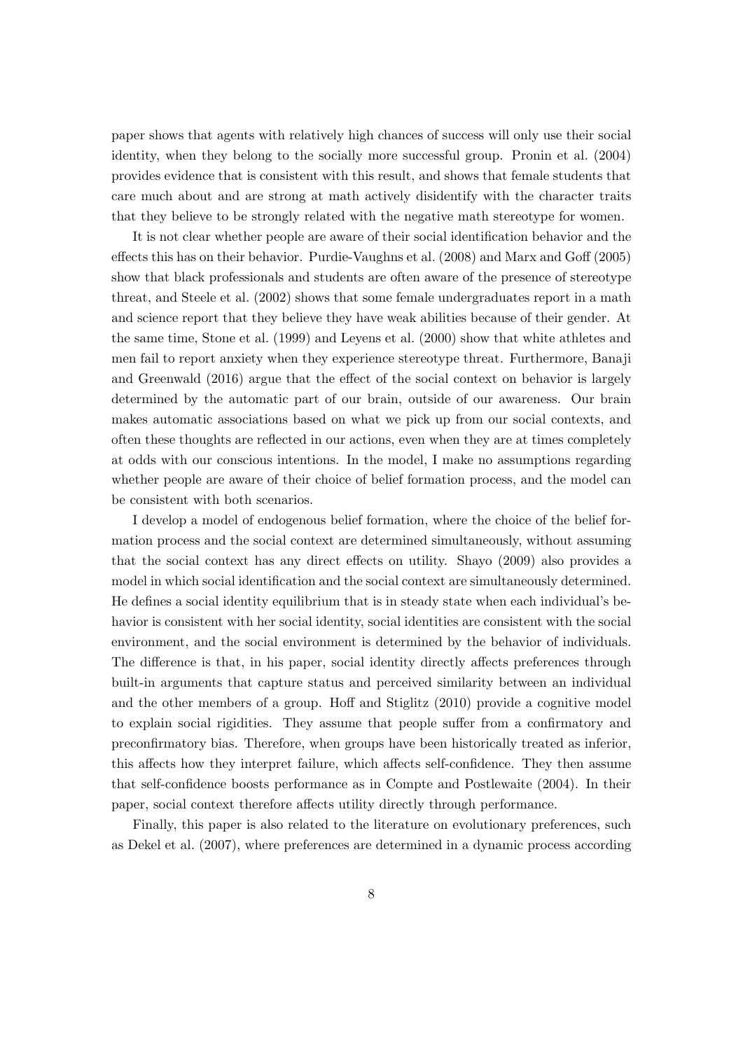paper shows that agents with relatively high chances of success will only use their social identity, when they belong to the socially more successful group. Pronin et al. (2004) provides evidence that is consistent with this result, and shows that female students that care much about and are strong at math actively disidentify with the character traits that they believe to be strongly related with the negative math stereotype for women.

It is not clear whether people are aware of their social identification behavior and the effects this has on their behavior. Purdie-Vaughns et al. (2008) and Marx and Goff (2005) show that black professionals and students are often aware of the presence of stereotype threat, and Steele et al. (2002) shows that some female undergraduates report in a math and science report that they believe they have weak abilities because of their gender. At the same time, Stone et al. (1999) and Leyens et al. (2000) show that white athletes and men fail to report anxiety when they experience stereotype threat. Furthermore, Banaji and Greenwald (2016) argue that the effect of the social context on behavior is largely determined by the automatic part of our brain, outside of our awareness. Our brain makes automatic associations based on what we pick up from our social contexts, and often these thoughts are reflected in our actions, even when they are at times completely at odds with our conscious intentions. In the model, I make no assumptions regarding whether people are aware of their choice of belief formation process, and the model can be consistent with both scenarios.

I develop a model of endogenous belief formation, where the choice of the belief formation process and the social context are determined simultaneously, without assuming that the social context has any direct effects on utility. Shayo (2009) also provides a model in which social identification and the social context are simultaneously determined. He defines a social identity equilibrium that is in steady state when each individual's behavior is consistent with her social identity, social identities are consistent with the social environment, and the social environment is determined by the behavior of individuals. The difference is that, in his paper, social identity directly affects preferences through built-in arguments that capture status and perceived similarity between an individual and the other members of a group. Hoff and Stiglitz (2010) provide a cognitive model to explain social rigidities. They assume that people suffer from a confirmatory and preconfirmatory bias. Therefore, when groups have been historically treated as inferior, this affects how they interpret failure, which affects self-confidence. They then assume that self-confidence boosts performance as in Compte and Postlewaite (2004). In their paper, social context therefore affects utility directly through performance.

Finally, this paper is also related to the literature on evolutionary preferences, such as Dekel et al. (2007), where preferences are determined in a dynamic process according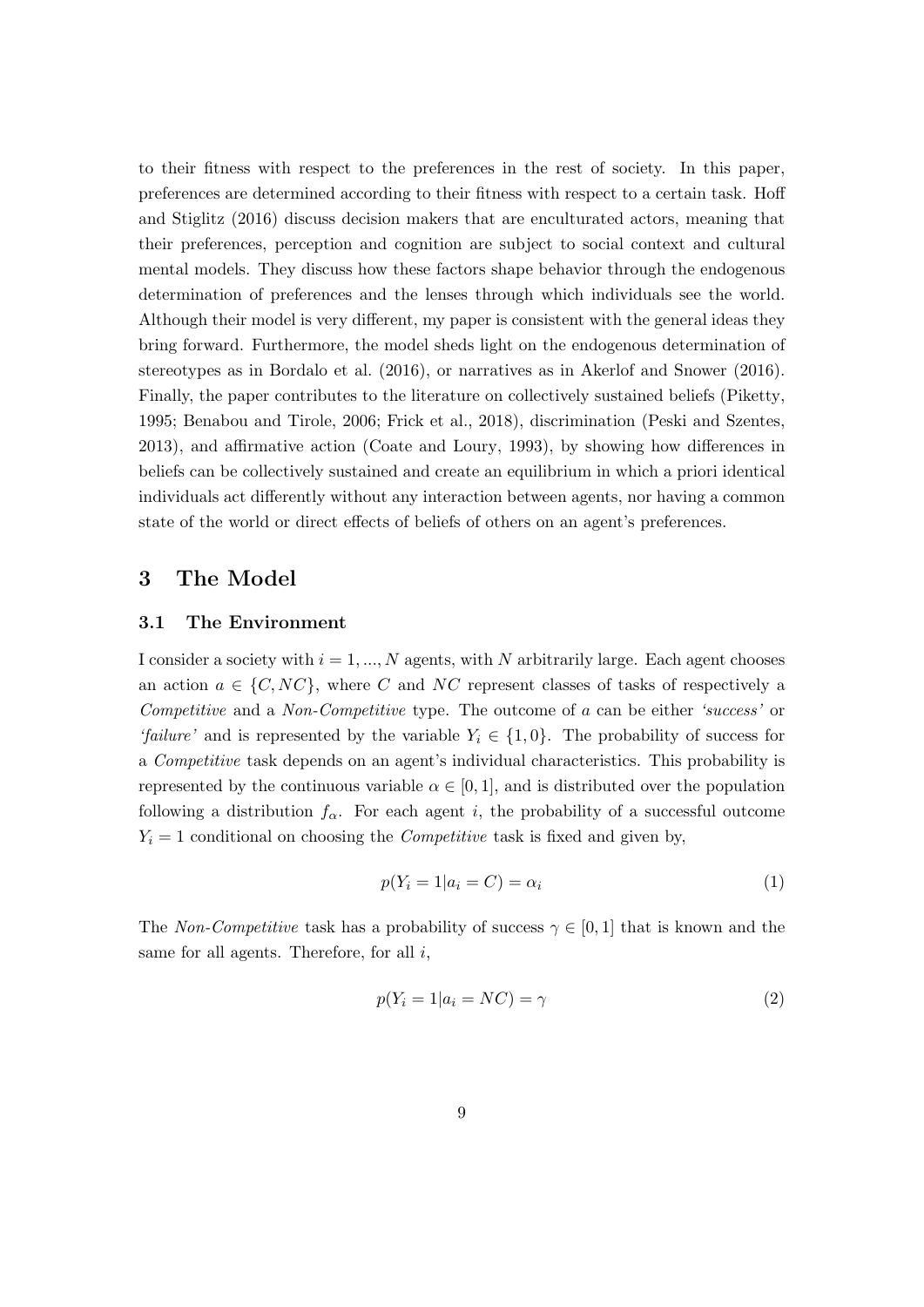to their fitness with respect to the preferences in the rest of society. In this paper, preferences are determined according to their fitness with respect to a certain task. Hoff and Stiglitz (2016) discuss decision makers that are enculturated actors, meaning that their preferences, perception and cognition are subject to social context and cultural mental models. They discuss how these factors shape behavior through the endogenous determination of preferences and the lenses through which individuals see the world. Although their model is very different, my paper is consistent with the general ideas they bring forward. Furthermore, the model sheds light on the endogenous determination of stereotypes as in Bordalo et al. (2016), or narratives as in Akerlof and Snower (2016). Finally, the paper contributes to the literature on collectively sustained beliefs (Piketty, 1995; Benabou and Tirole, 2006; Frick et al., 2018), discrimination (Peski and Szentes, 2013), and affirmative action (Coate and Loury, 1993), by showing how differences in beliefs can be collectively sustained and create an equilibrium in which a priori identical individuals act differently without any interaction between agents, nor having a common state of the world or direct effects of beliefs of others on an agent's preferences.

# 3 The Model

## 3.1 The Environment

I consider a society with $i = 1, ..., N$ agents, with $N$ arbitrarily large. Each agent chooses an action $a \in \{C, NC\}$, where $C$ and $NC$ represent classes of tasks of respectively a *Competitive* and a *Non-Competitive* type. The outcome of $a$ can be either *'success'* or *'failure'* and is represented by the variable $Y_i \in \{1, 0\}$. The probability of success for a *Competitive* task depends on an agent's individual characteristics. This probability is represented by the continuous variable $\alpha \in [0, 1]$, and is distributed over the population following a distribution $f_\alpha$. For each agent $i$, the probability of a successful outcome $Y_i = 1$ conditional on choosing the *Competitive* task is fixed and given by,

$$p(Y_i = 1 | a_i = C) = \alpha_i \tag{1}$$

The *Non-Competitive* task has a probability of success $\gamma \in [0, 1]$ that is known and the same for all agents. Therefore, for all $i$,

$$p(Y_i = 1 | a_i = NC) = \gamma \tag{2}$$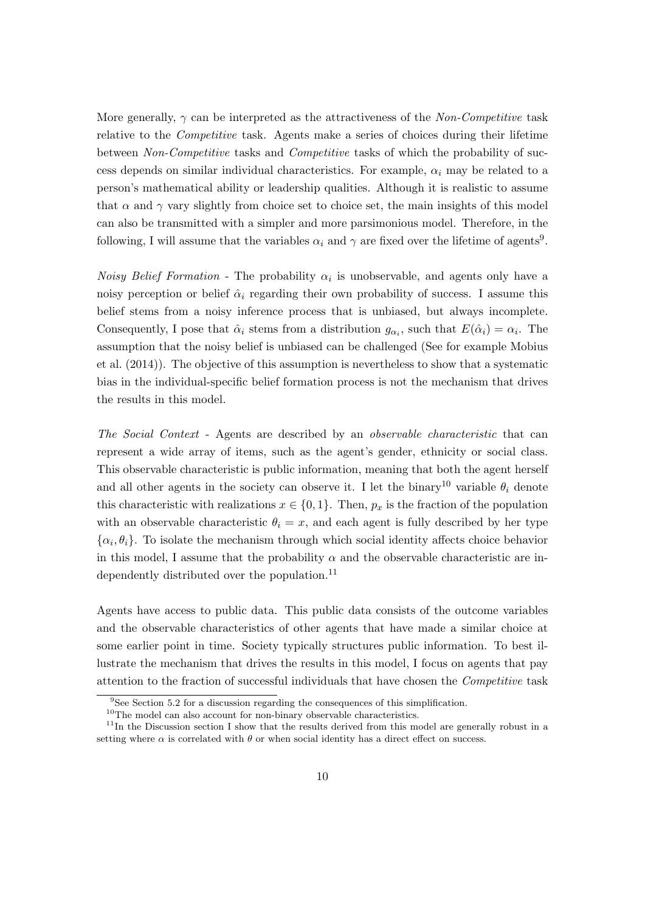More generally, $\gamma$ can be interpreted as the attractiveness of the *Non-Competitive* task relative to the *Competitive* task. Agents make a series of choices during their lifetime between *Non-Competitive* tasks and *Competitive* tasks of which the probability of success depends on similar individual characteristics. For example, $\alpha_i$ may be related to a person's mathematical ability or leadership qualities. Although it is realistic to assume that $\alpha$ and $\gamma$ vary slightly from choice set to choice set, the main insights of this model can also be transmitted with a simpler and more parsimonious model. Therefore, in the following, I will assume that the variables $\alpha_i$ and $\gamma$ are fixed over the lifetime of agents[9].

*Noisy Belief Formation* - The probability $\alpha_i$ is unobservable, and agents only have a noisy perception or belief $\hat{\alpha}_i$ regarding their own probability of success. I assume this belief stems from a noisy inference process that is unbiased, but always incomplete. Consequently, I pose that $\hat{\alpha}_i$ stems from a distribution $g_{\alpha_i}$, such that $E(\hat{\alpha}_i) = \alpha_i$. The assumption that the noisy belief is unbiased can be challenged (See for example Mobius et al. (2014)). The objective of this assumption is nevertheless to show that a systematic bias in the individual-specific belief formation process is not the mechanism that drives the results in this model.

*The Social Context* - Agents are described by an *observable characteristic* that can represent a wide array of items, such as the agent's gender, ethnicity or social class. This observable characteristic is public information, meaning that both the agent herself and all other agents in the society can observe it. I let the binary[10] variable $\theta_i$ denote this characteristic with realizations $x \in \{0, 1\}$. Then, $p_x$ is the fraction of the population with an observable characteristic $\theta_i = x$, and each agent is fully described by her type $\{\alpha_i, \theta_i\}$. To isolate the mechanism through which social identity affects choice behavior in this model, I assume that the probability $\alpha$ and the observable characteristic are independently distributed over the population.[11]

Agents have access to public data. This public data consists of the outcome variables and the observable characteristics of other agents that have made a similar choice at some earlier point in time. Society typically structures public information. To best illustrate the mechanism that drives the results in this model, I focus on agents that pay attention to the fraction of successful individuals that have chosen the *Competitive* task

[9] See Section 5.2 for a discussion regarding the consequences of this simplification.

[10] The model can also account for non-binary observable characteristics.

[11] In the Discussion section I show that the results derived from this model are generally robust in a setting where $\alpha$ is correlated with $\theta$ or when social identity has a direct effect on success.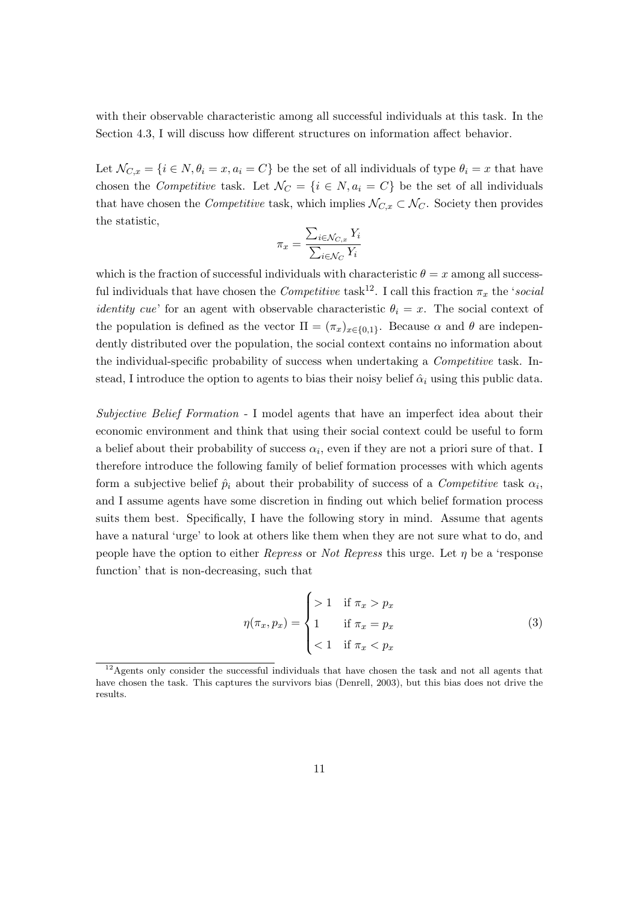with their observable characteristic among all successful individuals at this task. In the Section 4.3, I will discuss how different structures on information affect behavior.

Let $\mathcal{N}_{C,x} = \{i \in N, \theta_i = x, a_i = C\}$ be the set of all individuals of type $\theta_i = x$ that have chosen the *Competitive* task. Let $\mathcal{N}_C = \{i \in N, a_i = C\}$ be the set of all individuals that have chosen the *Competitive* task, which implies $\mathcal{N}_{C,x} \subset \mathcal{N}_C$. Society then provides the statistic,

$$\pi_x = \frac{\sum_{i \in \mathcal{N}_{C,x}} Y_i}{\sum_{i \in \mathcal{N}_C} Y_i}$$

which is the fraction of successful individuals with characteristic $\theta = x$ among all successful individuals that have chosen the *Competitive* task[12]. I call this fraction $\pi_x$ the '*social identity cue*' for an agent with observable characteristic $\theta_i = x$. The social context of the population is defined as the vector $\Pi = (\pi_x)_{x \in \{0,1\}}$. Because $\alpha$ and $\theta$ are independently distributed over the population, the social context contains no information about the individual-specific probability of success when undertaking a *Competitive* task. Instead, I introduce the option to agents to bias their noisy belief $\hat{\alpha}_i$ using this public data.

*Subjective Belief Formation* - I model agents that have an imperfect idea about their economic environment and think that using their social context could be useful to form a belief about their probability of success $\alpha_i$, even if they are not a priori sure of that. I therefore introduce the following family of belief formation processes with which agents form a subjective belief $\hat{p}_i$ about their probability of success of a *Competitive* task $\alpha_i$, and I assume agents have some discretion in finding out which belief formation process suits them best. Specifically, I have the following story in mind. Assume that agents have a natural 'urge' to look at others like them when they are not sure what to do, and people have the option to either *Repress* or *Not Repress* this urge. Let $\eta$ be a 'response function' that is non-decreasing, such that

$$\eta(\pi_x, p_x) = \begin{cases} > 1 & \text{if } \pi_x > p_x \\ 1 & \text{if } \pi_x = p_x \\ < 1 & \text{if } \pi_x < p_x \end{cases} \tag{3}$$

[12] Agents only consider the successful individuals that have chosen the task and not all agents that have chosen the task. This captures the survivors bias (Denrell, 2003), but this bias does not drive the results.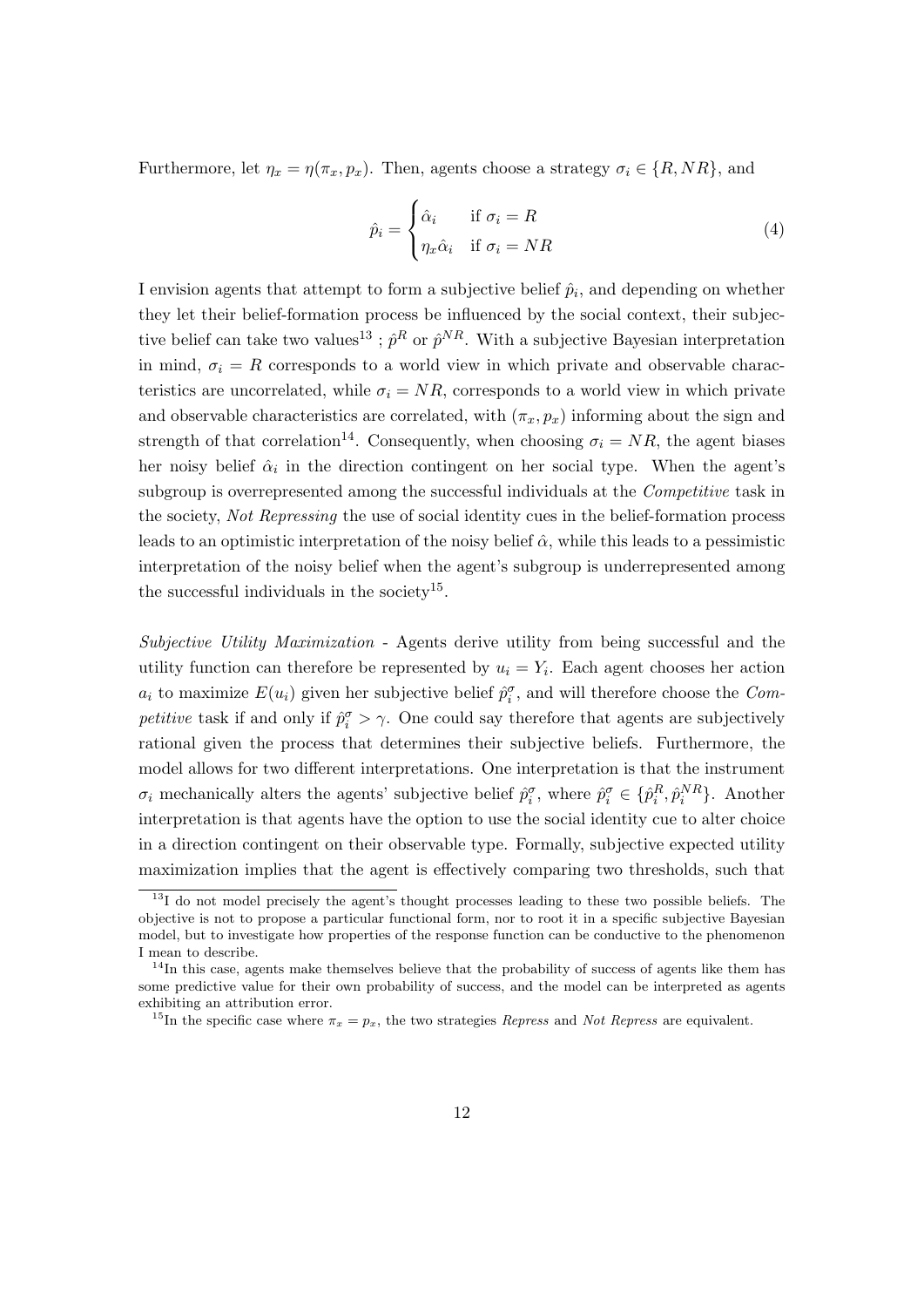Furthermore, let $\eta_x = \eta(\pi_x, p_x)$. Then, agents choose a strategy $\sigma_i \in \{R, NR\}$, and

$$\hat{p}_i = \begin{cases} \hat{\alpha}_i & \text{if } \sigma_i = R \\ \eta_x \hat{\alpha}_i & \text{if } \sigma_i = NR \end{cases} \tag{4}$$

I envision agents that attempt to form a subjective belief $\hat{p}_i$, and depending on whether they let their belief-formation process be influenced by the social context, their subjective belief can take two values[13] ; $\hat{p}^R$ or $\hat{p}^{NR}$. With a subjective Bayesian interpretation in mind, $\sigma_i = R$ corresponds to a world view in which private and observable characteristics are uncorrelated, while $\sigma_i = NR$, corresponds to a world view in which private and observable characteristics are correlated, with $(\pi_x, p_x)$ informing about the sign and strength of that correlation[14]. Consequently, when choosing $\sigma_i = NR$, the agent biases her noisy belief $\hat{\alpha}_i$ in the direction contingent on her social type. When the agent's subgroup is overrepresented among the successful individuals at the *Competitive* task in the society, *Not Repressing* the use of social identity cues in the belief-formation process leads to an optimistic interpretation of the noisy belief $\hat{\alpha}$, while this leads to a pessimistic interpretation of the noisy belief when the agent's subgroup is underrepresented among the successful individuals in the society[15].

*Subjective Utility Maximization* - Agents derive utility from being successful and the utility function can therefore be represented by $u_i = Y_i$. Each agent chooses her action $a_i$ to maximize $E(u_i)$ given her subjective belief $\hat{p}_i^{\sigma}$, and will therefore choose the *Competitive* task if and only if $\hat{p}_i^{\sigma} > \gamma$. One could say therefore that agents are subjectively rational given the process that determines their subjective beliefs. Furthermore, the model allows for two different interpretations. One interpretation is that the instrument $\sigma_i$ mechanically alters the agents' subjective belief $\hat{p}_i^{\sigma}$, where $\hat{p}_i^{\sigma} \in \{\hat{p}_i^R, \hat{p}_i^{NR}\}$. Another interpretation is that agents have the option to use the social identity cue to alter choice in a direction contingent on their observable type. Formally, subjective expected utility maximization implies that the agent is effectively comparing two thresholds, such that

---

[13] I do not model precisely the agent's thought processes leading to these two possible beliefs. The objective is not to propose a particular functional form, nor to root it in a specific subjective Bayesian model, but to investigate how properties of the response function can be conductive to the phenomenon I mean to describe.

[14] In this case, agents make themselves believe that the probability of success of agents like them has some predictive value for their own probability of success, and the model can be interpreted as agents exhibiting an attribution error.

[15] In the specific case where $\pi_x = p_x$, the two strategies *Repress* and *Not Repress* are equivalent.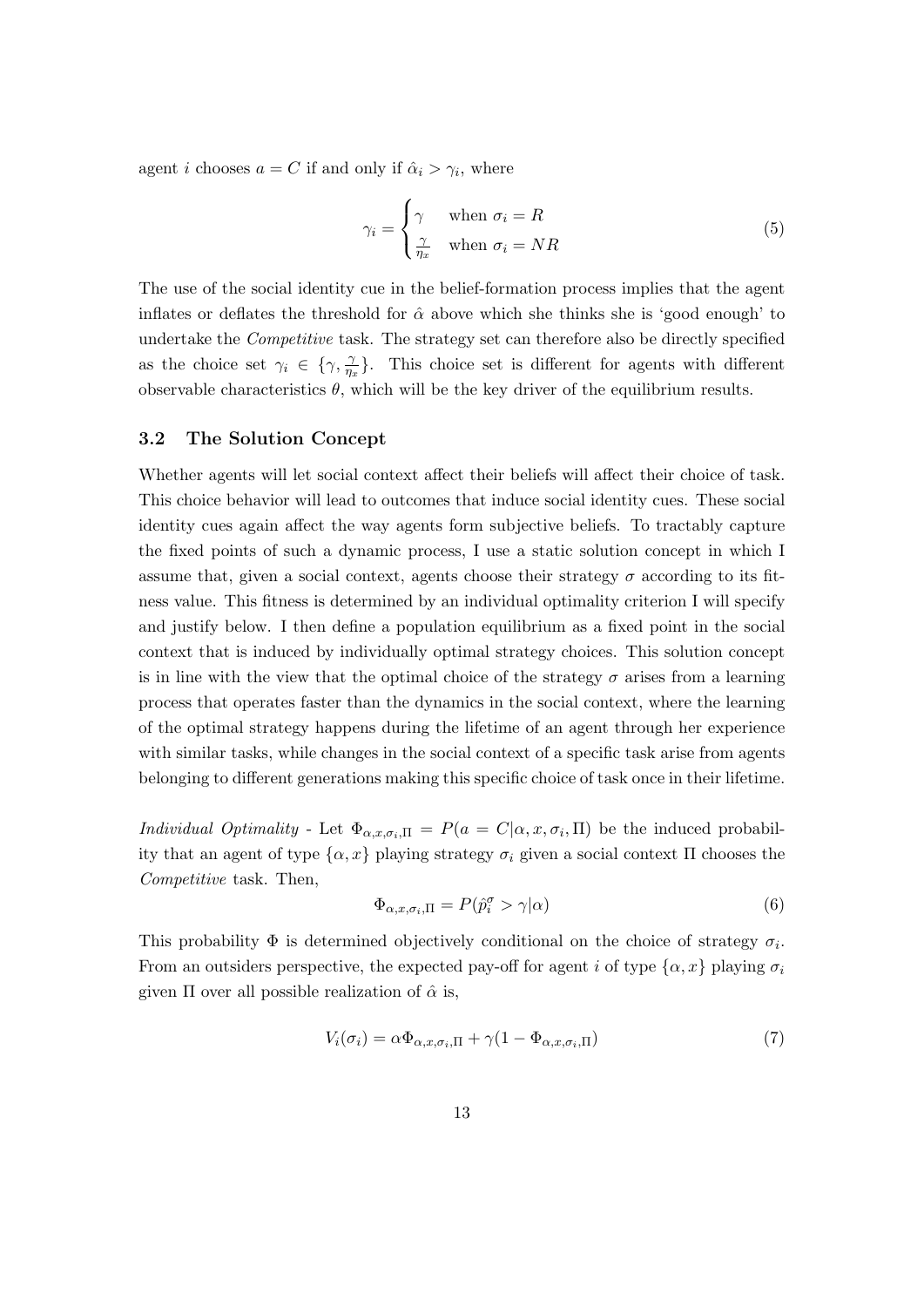agent $i$ chooses $a = C$ if and only if $\hat{\alpha}_i > \gamma_i$, where

$$\gamma_i = \begin{cases} \gamma & \text{when } \sigma_i = R \\ \frac{\gamma}{\eta_x} & \text{when } \sigma_i = NR \end{cases} \tag{5}$$

The use of the social identity cue in the belief-formation process implies that the agent inflates or deflates the threshold for $\hat{\alpha}$ above which she thinks she is 'good enough' to undertake the *Competitive* task. The strategy set can therefore also be directly specified as the choice set $\gamma_i \in \{\gamma, \frac{\gamma}{\eta_x}\}$. This choice set is different for agents with different observable characteristics $\theta$, which will be the key driver of the equilibrium results.

### 3.2 The Solution Concept

Whether agents will let social context affect their beliefs will affect their choice of task. This choice behavior will lead to outcomes that induce social identity cues. These social identity cues again affect the way agents form subjective beliefs. To tractably capture the fixed points of such a dynamic process, I use a static solution concept in which I assume that, given a social context, agents choose their strategy $\sigma$ according to its fitness value. This fitness is determined by an individual optimality criterion I will specify and justify below. I then define a population equilibrium as a fixed point in the social context that is induced by individually optimal strategy choices. This solution concept is in line with the view that the optimal choice of the strategy $\sigma$ arises from a learning process that operates faster than the dynamics in the social context, where the learning of the optimal strategy happens during the lifetime of an agent through her experience with similar tasks, while changes in the social context of a specific task arise from agents belonging to different generations making this specific choice of task once in their lifetime.

*Individual Optimality* - Let $\Phi_{\alpha,x,\sigma_i,\Pi} = P(a = C|\alpha, x, \sigma_i, \Pi)$ be the induced probability that an agent of type $\{\alpha, x\}$ playing strategy $\sigma_i$ given a social context $\Pi$ chooses the *Competitive* task. Then,

$$\Phi_{\alpha,x,\sigma_i,\Pi} = P(\hat{p}_i^{\sigma} > \gamma|\alpha) \tag{6}$$

This probability $\Phi$ is determined objectively conditional on the choice of strategy $\sigma_i$. From an outsiders perspective, the expected pay-off for agent $i$ of type $\{\alpha, x\}$ playing $\sigma_i$ given $\Pi$ over all possible realization of $\hat{\alpha}$ is,

$$V_i(\sigma_i) = \alpha\Phi_{\alpha,x,\sigma_i,\Pi} + \gamma(1 - \Phi_{\alpha,x,\sigma_i,\Pi}) \tag{7}$$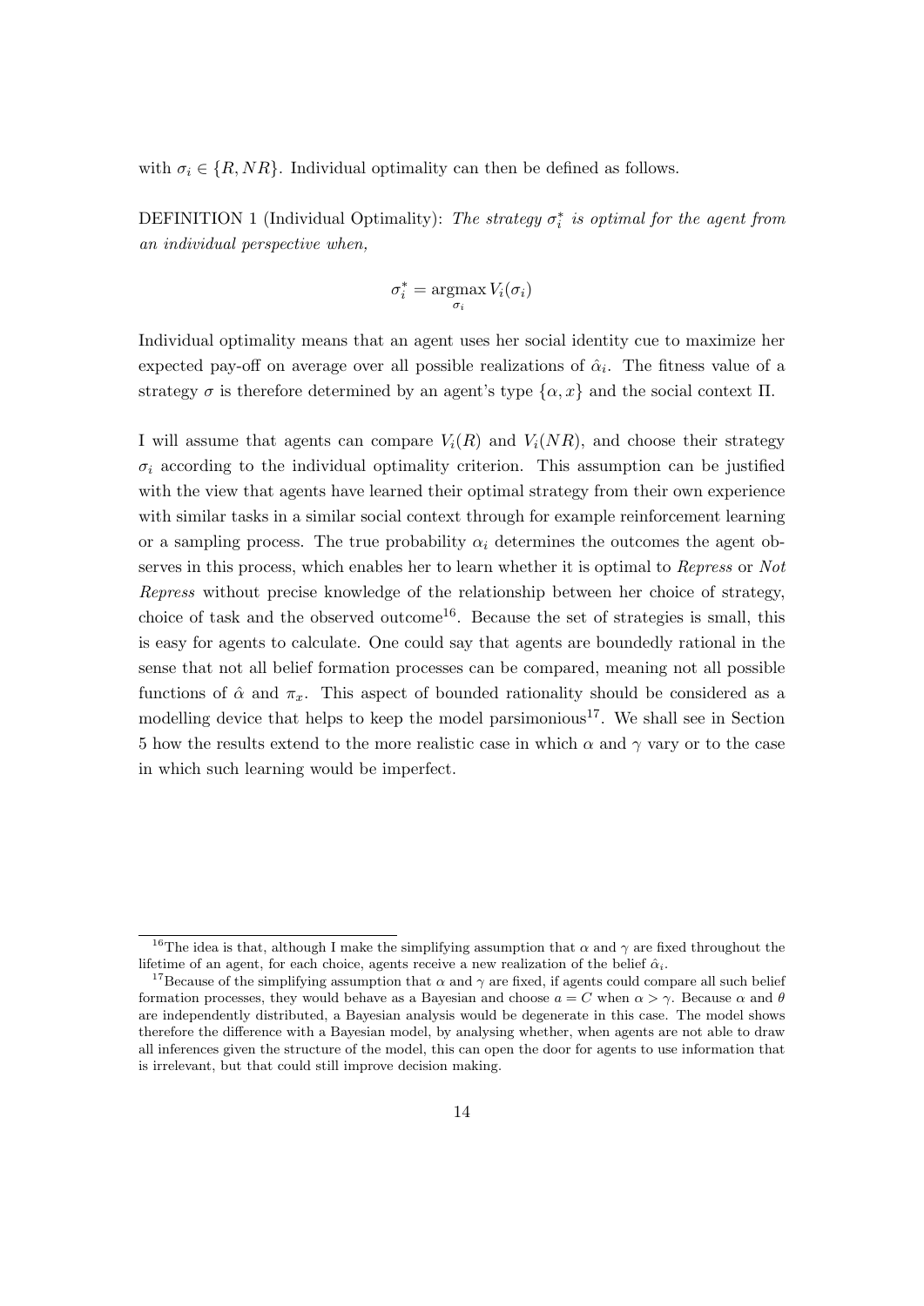with $\sigma_i \in \{R, NR\}$. Individual optimality can then be defined as follows.

DEFINITION 1 (Individual Optimality): *The strategy $\sigma_i^*$ is optimal for the agent from an individual perspective when,*

$$\sigma_i^* = \underset{\sigma_i}{\operatorname{argmax}} \, V_i(\sigma_i)$$

Individual optimality means that an agent uses her social identity cue to maximize her expected pay-off on average over all possible realizations of $\hat{\alpha}_i$. The fitness value of a strategy $\sigma$ is therefore determined by an agent's type $\{\alpha, x\}$ and the social context $\Pi$.

I will assume that agents can compare $V_i(R)$ and $V_i(NR)$, and choose their strategy $\sigma_i$ according to the individual optimality criterion. This assumption can be justified with the view that agents have learned their optimal strategy from their own experience with similar tasks in a similar social context through for example reinforcement learning or a sampling process. The true probability $\alpha_i$ determines the outcomes the agent observes in this process, which enables her to learn whether it is optimal to *Repress* or *Not Repress* without precise knowledge of the relationship between her choice of strategy, choice of task and the observed outcome[16]. Because the set of strategies is small, this is easy for agents to calculate. One could say that agents are boundedly rational in the sense that not all belief formation processes can be compared, meaning not all possible functions of $\hat{\alpha}$ and $\pi_x$. This aspect of bounded rationality should be considered as a modelling device that helps to keep the model parsimonious[17]. We shall see in Section 5 how the results extend to the more realistic case in which $\alpha$ and $\gamma$ vary or to the case in which such learning would be imperfect.

---

[16] The idea is that, although I make the simplifying assumption that $\alpha$ and $\gamma$ are fixed throughout the lifetime of an agent, for each choice, agents receive a new realization of the belief $\hat{\alpha}_i$.

[17] Because of the simplifying assumption that $\alpha$ and $\gamma$ are fixed, if agents could compare all such belief formation processes, they would behave as a Bayesian and choose $a = C$ when $\alpha > \gamma$. Because $\alpha$ and $\theta$ are independently distributed, a Bayesian analysis would be degenerate in this case. The model shows therefore the difference with a Bayesian model, by analysing whether, when agents are not able to draw all inferences given the structure of the model, this can open the door for agents to use information that is irrelevant, but that could still improve decision making.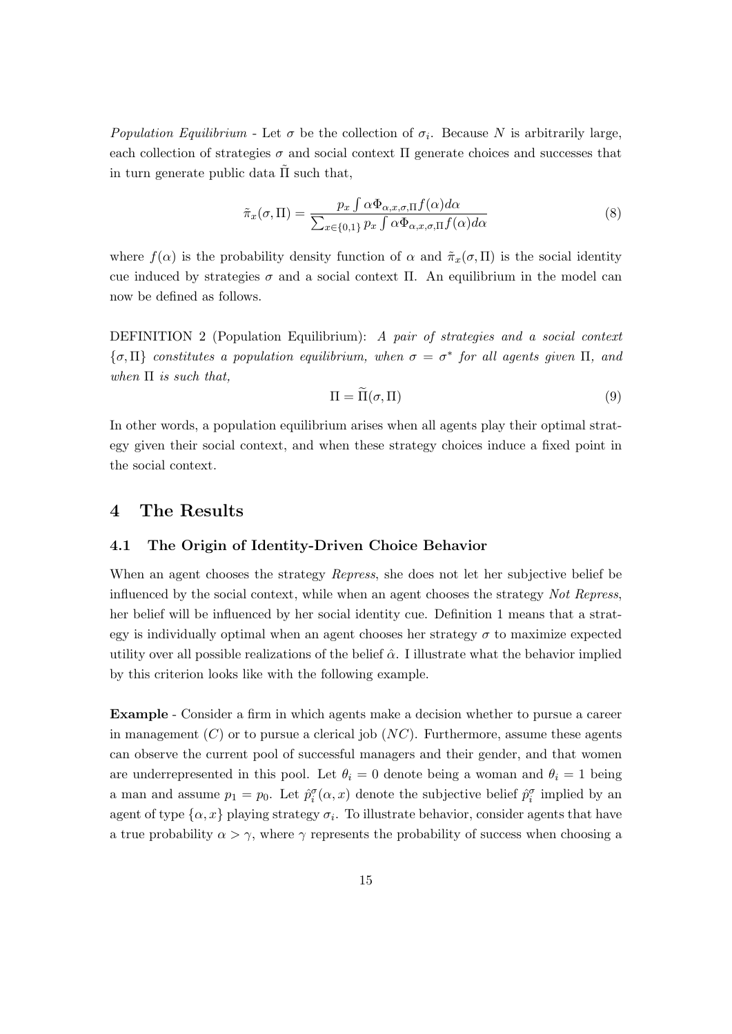*Population Equilibrium* - Let $\sigma$ be the collection of $\sigma_i$. Because $N$ is arbitrarily large, each collection of strategies $\sigma$ and social context $\Pi$ generate choices and successes that in turn generate public data $\tilde{\Pi}$ such that,

$$\tilde{\pi}_x(\sigma, \Pi) = \frac{p_x \int \alpha \Phi_{\alpha,x,\sigma,\Pi} f(\alpha) d\alpha}{\sum_{x \in \{0,1\}} p_x \int \alpha \Phi_{\alpha,x,\sigma,\Pi} f(\alpha) d\alpha} \tag{8}$$

where $f(\alpha)$ is the probability density function of $\alpha$ and $\tilde{\pi}_x(\sigma, \Pi)$ is the social identity cue induced by strategies $\sigma$ and a social context $\Pi$. An equilibrium in the model can now be defined as follows.

DEFINITION 2 (Population Equilibrium): *A pair of strategies and a social context* $\{\sigma, \Pi\}$ *constitutes a population equilibrium, when* $\sigma = \sigma^*$ *for all agents given* $\Pi$*, and when* $\Pi$ *is such that,*

$$\Pi = \widetilde{\Pi}(\sigma, \Pi) \tag{9}$$

In other words, a population equilibrium arises when all agents play their optimal strategy given their social context, and when these strategy choices induce a fixed point in the social context.

# 4 The Results

## 4.1 The Origin of Identity-Driven Choice Behavior

When an agent chooses the strategy *Repress*, she does not let her subjective belief be influenced by the social context, while when an agent chooses the strategy *Not Repress*, her belief will be influenced by her social identity cue. Definition 1 means that a strategy is individually optimal when an agent chooses her strategy $\sigma$ to maximize expected utility over all possible realizations of the belief $\hat{\alpha}$. I illustrate what the behavior implied by this criterion looks like with the following example.

**Example** - Consider a firm in which agents make a decision whether to pursue a career in management ($C$) or to pursue a clerical job ($NC$). Furthermore, assume these agents can observe the current pool of successful managers and their gender, and that women are underrepresented in this pool. Let $\theta_i = 0$ denote being a woman and $\theta_i = 1$ being a man and assume $p_1 = p_0$. Let $\hat{p}_i^\sigma(\alpha, x)$ denote the subjective belief $\hat{p}_i^\sigma$ implied by an agent of type $\{\alpha, x\}$ playing strategy $\sigma_i$. To illustrate behavior, consider agents that have a true probability $\alpha > \gamma$, where $\gamma$ represents the probability of success when choosing a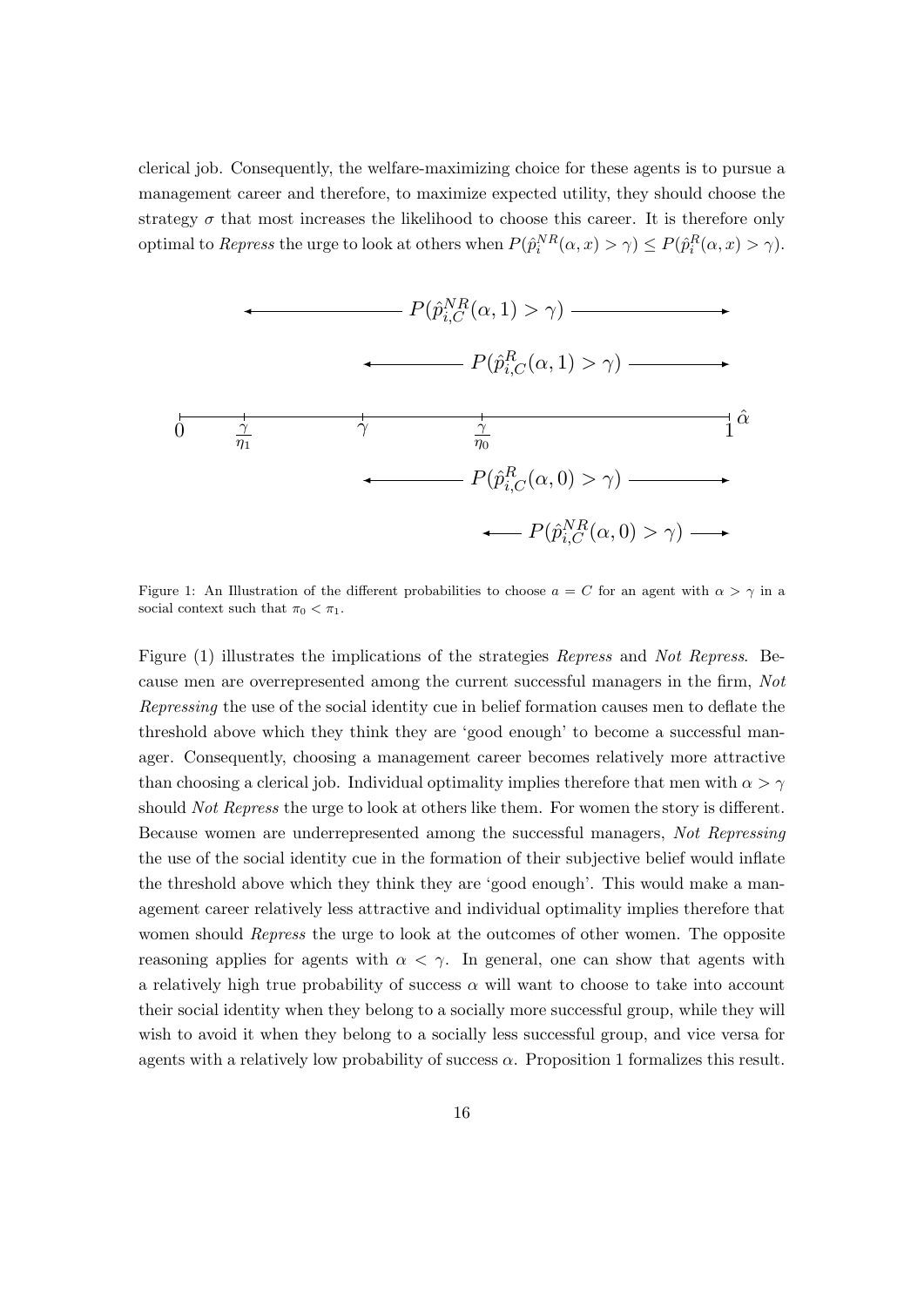clerical job. Consequently, the welfare-maximizing choice for these agents is to pursue a management career and therefore, to maximize expected utility, they should choose the strategy $\sigma$ that most increases the likelihood to choose this career. It is therefore only optimal to *Repress* the urge to look at others when $P(\hat{p}_i^{NR}(\alpha, x) > \gamma) \leq P(\hat{p}_i^{R}(\alpha, x) > \gamma)$.

Figure 1: An Illustration of the different probabilities to choose $a = C$ for an agent with $\alpha > \gamma$ in a social context such that $\pi_0 < \pi_1$.

Figure (1) illustrates the implications of the strategies *Repress* and *Not Repress*. Because men are overrepresented among the current successful managers in the firm, *Not Repressing* the use of the social identity cue in belief formation causes men to deflate the threshold above which they think they are 'good enough' to become a successful manager. Consequently, choosing a management career becomes relatively more attractive than choosing a clerical job. Individual optimality implies therefore that men with $\alpha > \gamma$ should *Not Repress* the urge to look at others like them. For women the story is different. Because women are underrepresented among the successful managers, *Not Repressing* the use of the social identity cue in the formation of their subjective belief would inflate the threshold above which they think they are 'good enough'. This would make a management career relatively less attractive and individual optimality implies therefore that women should *Repress* the urge to look at the outcomes of other women. The opposite reasoning applies for agents with $\alpha < \gamma$. In general, one can show that agents with a relatively high true probability of success $\alpha$ will want to choose to take into account their social identity when they belong to a socially more successful group, while they will wish to avoid it when they belong to a socially less successful group, and vice versa for agents with a relatively low probability of success $\alpha$. Proposition 1 formalizes this result.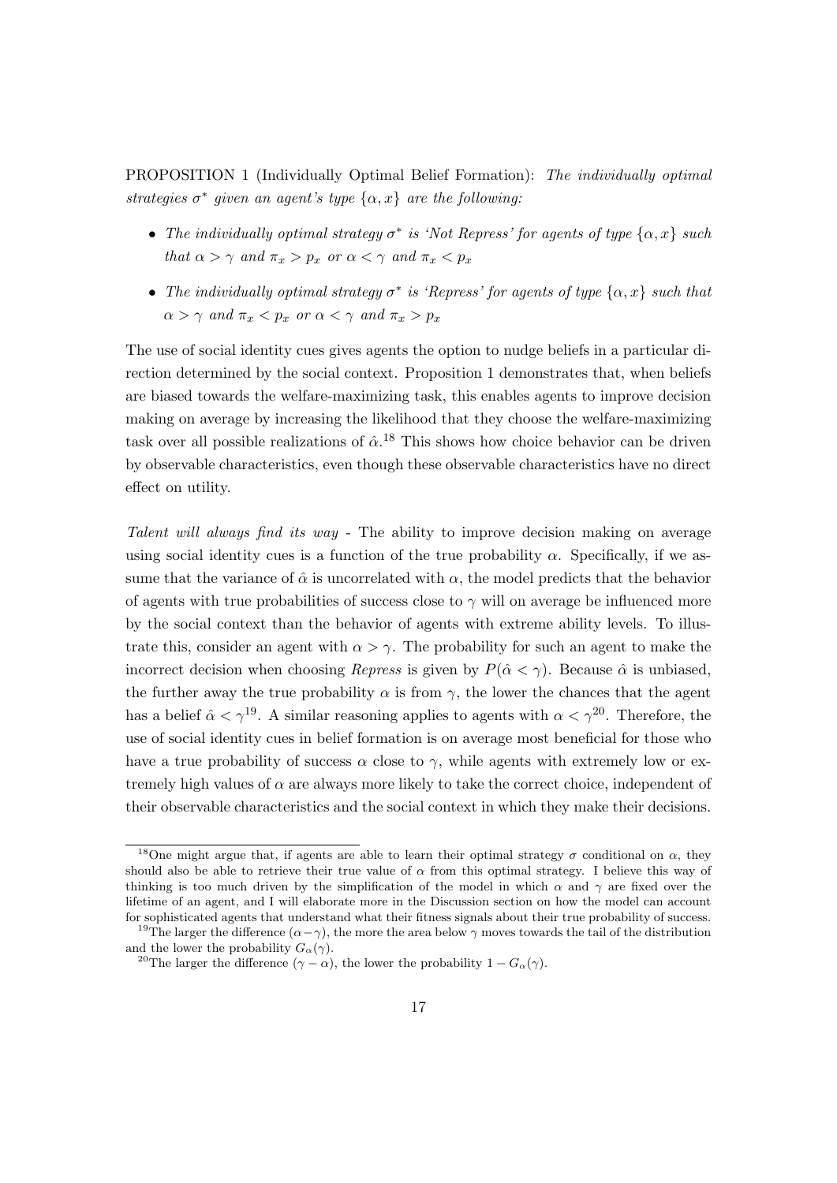PROPOSITION 1 (Individually Optimal Belief Formation): *The individually optimal strategies $\sigma^*$ given an agent's type $\{\alpha, x\}$ are the following:*

- *The individually optimal strategy $\sigma^*$ is 'Not Repress' for agents of type $\{\alpha, x\}$ such that $\alpha > \gamma$ and $\pi_x > p_x$ or $\alpha < \gamma$ and $\pi_x < p_x$*
- *The individually optimal strategy $\sigma^*$ is 'Repress' for agents of type $\{\alpha, x\}$ such that $\alpha > \gamma$ and $\pi_x < p_x$ or $\alpha < \gamma$ and $\pi_x > p_x$*

The use of social identity cues gives agents the option to nudge beliefs in a particular direction determined by the social context. Proposition 1 demonstrates that, when beliefs are biased towards the welfare-maximizing task, this enables agents to improve decision making on average by increasing the likelihood that they choose the welfare-maximizing task over all possible realizations of $\hat{\alpha}$.[18] This shows how choice behavior can be driven by observable characteristics, even though these observable characteristics have no direct effect on utility.

*Talent will always find its way* - The ability to improve decision making on average using social identity cues is a function of the true probability $\alpha$. Specifically, if we assume that the variance of $\hat{\alpha}$ is uncorrelated with $\alpha$, the model predicts that the behavior of agents with true probabilities of success close to $\gamma$ will on average be influenced more by the social context than the behavior of agents with extreme ability levels. To illustrate this, consider an agent with $\alpha > \gamma$. The probability for such an agent to make the incorrect decision when choosing *Repress* is given by $P(\hat{\alpha} < \gamma)$. Because $\hat{\alpha}$ is unbiased, the further away the true probability $\alpha$ is from $\gamma$, the lower the chances that the agent has a belief $\hat{\alpha} < \gamma$[19]. A similar reasoning applies to agents with $\alpha < \gamma$[20]. Therefore, the use of social identity cues in belief formation is on average most beneficial for those who have a true probability of success $\alpha$ close to $\gamma$, while agents with extremely low or extremely high values of $\alpha$ are always more likely to take the correct choice, independent of their observable characteristics and the social context in which they make their decisions.

[18] One might argue that, if agents are able to learn their optimal strategy $\sigma$ conditional on $\alpha$, they should also be able to retrieve their true value of $\alpha$ from this optimal strategy. I believe this way of thinking is too much driven by the simplification of the model in which $\alpha$ and $\gamma$ are fixed over the lifetime of an agent, and I will elaborate more in the Discussion section on how the model can account for sophisticated agents that understand what their fitness signals about their true probability of success.

[19] The larger the difference $(\alpha - \gamma)$, the more the area below $\gamma$ moves towards the tail of the distribution and the lower the probability $G_\alpha(\gamma)$.

[20] The larger the difference $(\gamma - \alpha)$, the lower the probability $1 - G_\alpha(\gamma)$.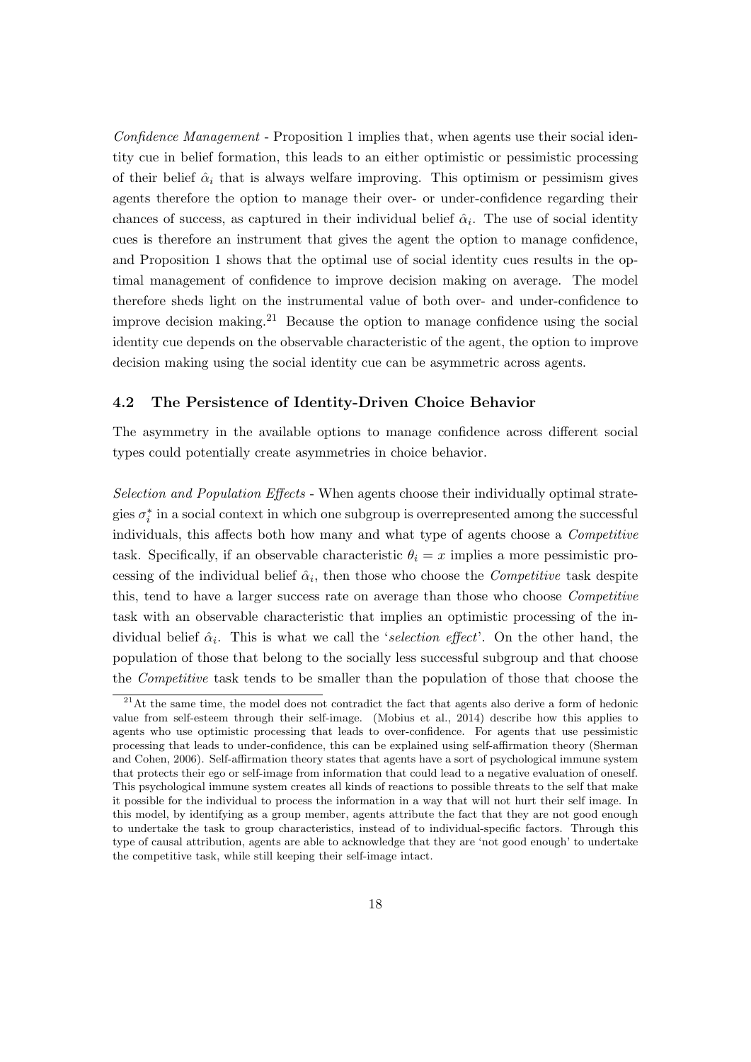*Confidence Management* - Proposition 1 implies that, when agents use their social identity cue in belief formation, this leads to an either optimistic or pessimistic processing of their belief $\hat{\alpha}_i$ that is always welfare improving. This optimism or pessimism gives agents therefore the option to manage their over- or under-confidence regarding their chances of success, as captured in their individual belief $\hat{\alpha}_i$. The use of social identity cues is therefore an instrument that gives the agent the option to manage confidence, and Proposition 1 shows that the optimal use of social identity cues results in the optimal management of confidence to improve decision making on average. The model therefore sheds light on the instrumental value of both over- and under-confidence to improve decision making.[21] Because the option to manage confidence using the social identity cue depends on the observable characteristic of the agent, the option to improve decision making using the social identity cue can be asymmetric across agents.

### 4.2 The Persistence of Identity-Driven Choice Behavior

The asymmetry in the available options to manage confidence across different social types could potentially create asymmetries in choice behavior.

*Selection and Population Effects* - When agents choose their individually optimal strategies $\sigma_i^*$ in a social context in which one subgroup is overrepresented among the successful individuals, this affects both how many and what type of agents choose a *Competitive* task. Specifically, if an observable characteristic $\theta_i = x$ implies a more pessimistic processing of the individual belief $\hat{\alpha}_i$, then those who choose the *Competitive* task despite this, tend to have a larger success rate on average than those who choose *Competitive* task with an observable characteristic that implies an optimistic processing of the individual belief $\hat{\alpha}_i$. This is what we call the '*selection effect*'. On the other hand, the population of those that belong to the socially less successful subgroup and that choose the *Competitive* task tends to be smaller than the population of those that choose the

[21] At the same time, the model does not contradict the fact that agents also derive a form of hedonic value from self-esteem through their self-image. (Mobius et al., 2014) describe how this applies to agents who use optimistic processing that leads to over-confidence. For agents that use pessimistic processing that leads to under-confidence, this can be explained using self-affirmation theory (Sherman and Cohen, 2006). Self-affirmation theory states that agents have a sort of psychological immune system that protects their ego or self-image from information that could lead to a negative evaluation of oneself. This psychological immune system creates all kinds of reactions to possible threats to the self that make it possible for the individual to process the information in a way that will not hurt their self image. In this model, by identifying as a group member, agents attribute the fact that they are not good enough to undertake the task to group characteristics, instead of to individual-specific factors. Through this type of causal attribution, agents are able to acknowledge that they are 'not good enough' to undertake the competitive task, while still keeping their self-image intact.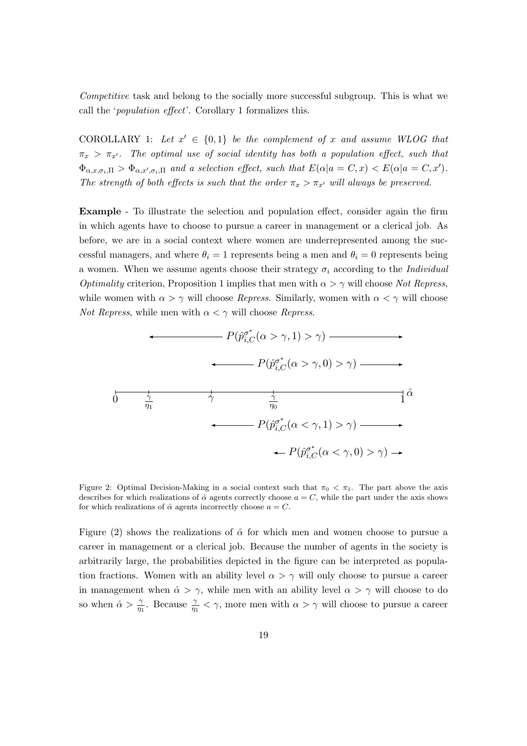*Competitive* task and belong to the socially more successful subgroup. This is what we call the '*population effect*'. Corollary 1 formalizes this.

COROLLARY 1: *Let $x' \in \{0,1\}$ be the complement of $x$ and assume WLOG that $\pi_x > \pi_{x'}$. The optimal use of social identity has both a population effect, such that $\Phi_{\alpha,x,\sigma_i,\Pi} > \Phi_{\alpha,x',\sigma_i,\Pi}$ and a selection effect, such that $E(\alpha|a = C, x) < E(\alpha|a = C, x')$. The strength of both effects is such that the order $\pi_x > \pi_{x'}$ will always be preserved.*

**Example** - To illustrate the selection and population effect, consider again the firm in which agents have to choose to pursue a career in management or a clerical job. As before, we are in a social context where women are underrepresented among the successful managers, and where $\theta_i = 1$ represents being a men and $\theta_i = 0$ represents being a women. When we assume agents choose their strategy $\sigma_i$ according to the *Individual Optimality* criterion, Proposition 1 implies that men with $\alpha > \gamma$ will choose *Not Repress*, while women with $\alpha > \gamma$ will choose *Repress*. Similarly, women with $\alpha < \gamma$ will choose *Not Repress*, while men with $\alpha < \gamma$ will choose *Repress*.

$P(\hat{p}^{\sigma^*}_{i,C}(\alpha > \gamma, 1) > \gamma)$

$P(\hat{p}^{\sigma^*}_{i,C}(\alpha > \gamma, 0) > \gamma)$

$0 \quad \frac{\gamma}{\eta_1} \quad \gamma \quad \frac{\gamma}{\eta_0} \quad 1 \quad \hat{\alpha}$

$P(\hat{p}^{\sigma^*}_{i,C}(\alpha < \gamma, 1) > \gamma)$

$P(\hat{p}^{\sigma^*}_{i,C}(\alpha < \gamma, 0) > \gamma)$

Figure 2: Optimal Decision-Making in a social context such that $\pi_0 < \pi_1$. The part above the axis describes for which realizations of $\hat{\alpha}$ agents correctly choose $a = C$, while the part under the axis shows for which realizations of $\hat{\alpha}$ agents incorrectly choose $a = C$.

Figure (2) shows the realizations of $\hat{\alpha}$ for which men and women choose to pursue a career in management or a clerical job. Because the number of agents in the society is arbitrarily large, the probabilities depicted in the figure can be interpreted as population fractions. Women with an ability level $\alpha > \gamma$ will only choose to pursue a career in management when $\hat{\alpha} > \gamma$, while men with an ability level $\alpha > \gamma$ will choose to do so when $\hat{\alpha} > \frac{\gamma}{\eta_1}$. Because $\frac{\gamma}{\eta_1} < \gamma$, more men with $\alpha > \gamma$ will choose to pursue a career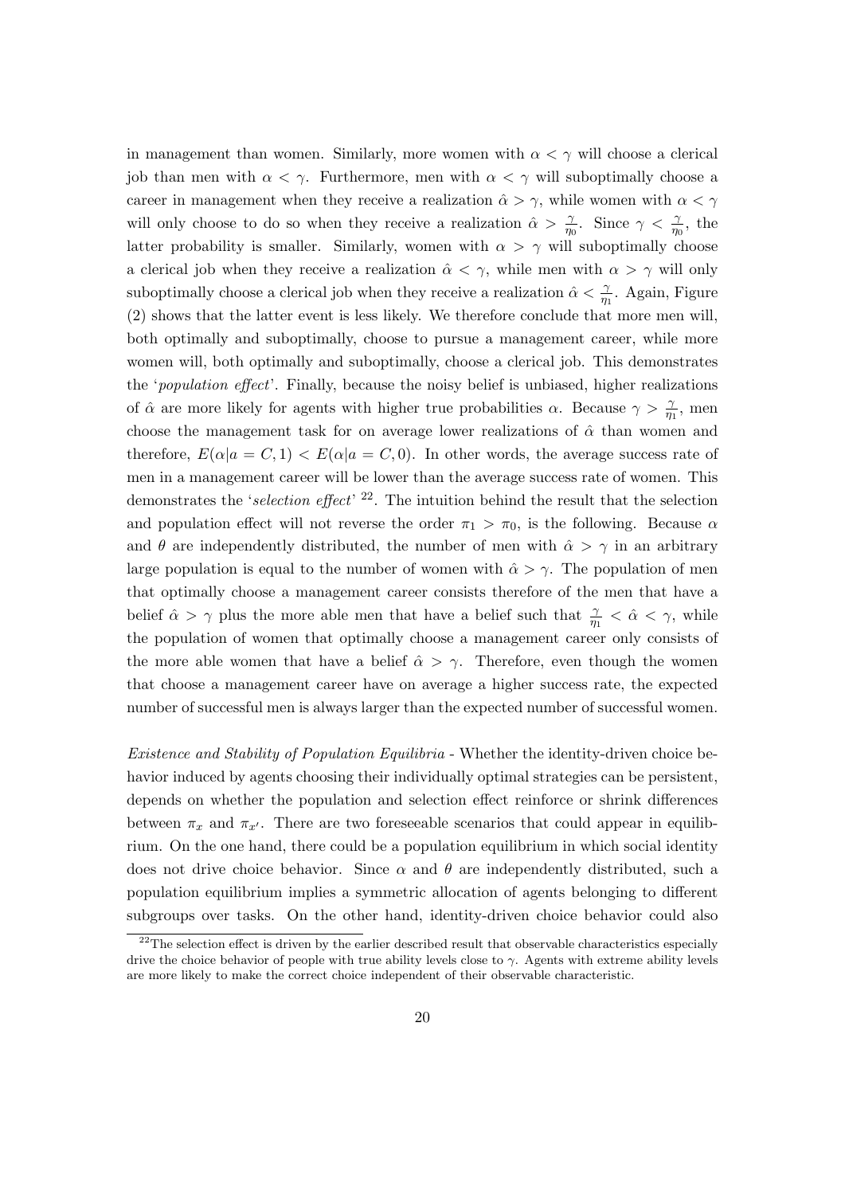in management than women. Similarly, more women with $\alpha < \gamma$ will choose a clerical job than men with $\alpha < \gamma$. Furthermore, men with $\alpha < \gamma$ will suboptimally choose a career in management when they receive a realization $\hat{\alpha} > \gamma$, while women with $\alpha < \gamma$ will only choose to do so when they receive a realization $\hat{\alpha} > \frac{\gamma}{\eta_0}$. Since $\gamma < \frac{\gamma}{\eta_0}$, the latter probability is smaller. Similarly, women with $\alpha > \gamma$ will suboptimally choose a clerical job when they receive a realization $\hat{\alpha} < \gamma$, while men with $\alpha > \gamma$ will only suboptimally choose a clerical job when they receive a realization $\hat{\alpha} < \frac{\gamma}{\eta_1}$. Again, Figure (2) shows that the latter event is less likely. We therefore conclude that more men will, both optimally and suboptimally, choose to pursue a management career, while more women will, both optimally and suboptimally, choose a clerical job. This demonstrates the '*population effect*'. Finally, because the noisy belief is unbiased, higher realizations of $\hat{\alpha}$ are more likely for agents with higher true probabilities $\alpha$. Because $\gamma > \frac{\gamma}{\eta_1}$, men choose the management task for on average lower realizations of $\hat{\alpha}$ than women and therefore, $E(\alpha|a = C, 1) < E(\alpha|a = C, 0)$. In other words, the average success rate of men in a management career will be lower than the average success rate of women. This demonstrates the '*selection effect*' [22]. The intuition behind the result that the selection and population effect will not reverse the order $\pi_1 > \pi_0$, is the following. Because $\alpha$ and $\theta$ are independently distributed, the number of men with $\hat{\alpha} > \gamma$ in an arbitrary large population is equal to the number of women with $\hat{\alpha} > \gamma$. The population of men that optimally choose a management career consists therefore of the men that have a belief $\hat{\alpha} > \gamma$ plus the more able men that have a belief such that $\frac{\gamma}{\eta_1} < \hat{\alpha} < \gamma$, while the population of women that optimally choose a management career only consists of the more able women that have a belief $\hat{\alpha} > \gamma$. Therefore, even though the women that choose a management career have on average a higher success rate, the expected number of successful men is always larger than the expected number of successful women.

*Existence and Stability of Population Equilibria* - Whether the identity-driven choice behavior induced by agents choosing their individually optimal strategies can be persistent, depends on whether the population and selection effect reinforce or shrink differences between $\pi_x$ and $\pi_{x'}$. There are two foreseeable scenarios that could appear in equilibrium. On the one hand, there could be a population equilibrium in which social identity does not drive choice behavior. Since $\alpha$ and $\theta$ are independently distributed, such a population equilibrium implies a symmetric allocation of agents belonging to different subgroups over tasks. On the other hand, identity-driven choice behavior could also

[22] The selection effect is driven by the earlier described result that observable characteristics especially drive the choice behavior of people with true ability levels close to $\gamma$. Agents with extreme ability levels are more likely to make the correct choice independent of their observable characteristic.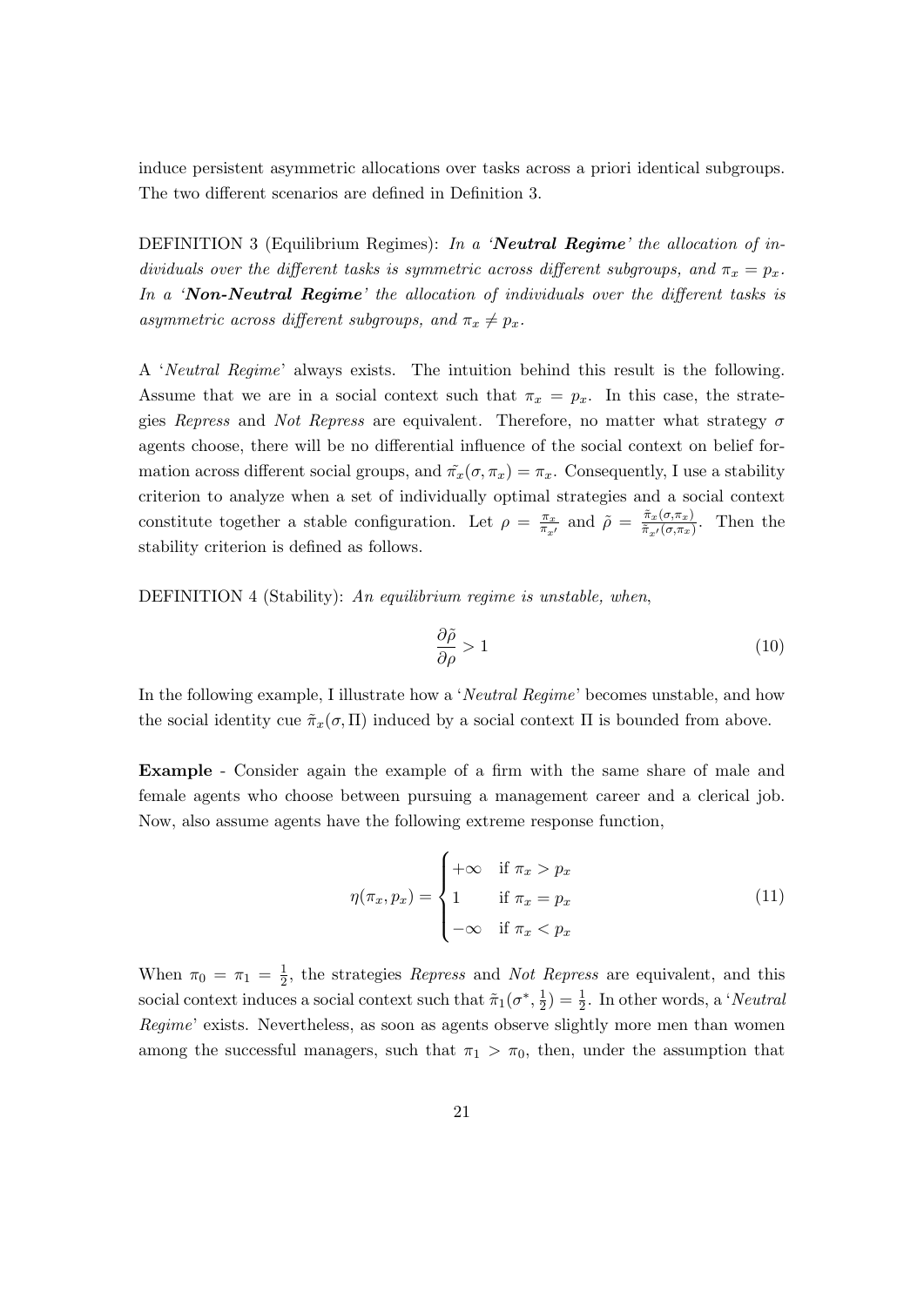induce persistent asymmetric allocations over tasks across a priori identical subgroups. The two different scenarios are defined in Definition 3.

DEFINITION 3 (Equilibrium Regimes): *In a '**Neutral Regime**' the allocation of individuals over the different tasks is symmetric across different subgroups, and $\pi_x = p_x$. In a '**Non-Neutral Regime**' the allocation of individuals over the different tasks is asymmetric across different subgroups, and $\pi_x \neq p_x$.*

A '*Neutral Regime*' always exists. The intuition behind this result is the following. Assume that we are in a social context such that $\pi_x = p_x$. In this case, the strategies *Repress* and *Not Repress* are equivalent. Therefore, no matter what strategy $\sigma$ agents choose, there will be no differential influence of the social context on belief formation across different social groups, and $\tilde{\pi_x}(\sigma, \pi_x) = \pi_x$. Consequently, I use a stability criterion to analyze when a set of individually optimal strategies and a social context constitute together a stable configuration. Let $\rho = \frac{\pi_x}{\pi_{x'}}$ and $\tilde{\rho} = \frac{\tilde{\pi}_x(\sigma, \pi_x)}{\tilde{\pi}_{x'}(\sigma, \pi_x)}$. Then the stability criterion is defined as follows.

DEFINITION 4 (Stability): *An equilibrium regime is unstable, when,*

$$\frac{\partial \tilde{\rho}}{\partial \rho} > 1 \tag{10}$$

In the following example, I illustrate how a '*Neutral Regime*' becomes unstable, and how the social identity cue $\tilde{\pi}_x(\sigma, \Pi)$ induced by a social context $\Pi$ is bounded from above.

**Example** - Consider again the example of a firm with the same share of male and female agents who choose between pursuing a management career and a clerical job. Now, also assume agents have the following extreme response function,

$$\eta(\pi_x, p_x) = \begin{cases} +\infty & \text{if } \pi_x > p_x \\ 1 & \text{if } \pi_x = p_x \\ -\infty & \text{if } \pi_x < p_x \end{cases} \tag{11}$$

When $\pi_0 = \pi_1 = \frac{1}{2}$, the strategies *Repress* and *Not Repress* are equivalent, and this social context induces a social context such that $\tilde{\pi}_1(\sigma^*, \frac{1}{2}) = \frac{1}{2}$. In other words, a '*Neutral Regime*' exists. Nevertheless, as soon as agents observe slightly more men than women among the successful managers, such that $\pi_1 > \pi_0$, then, under the assumption that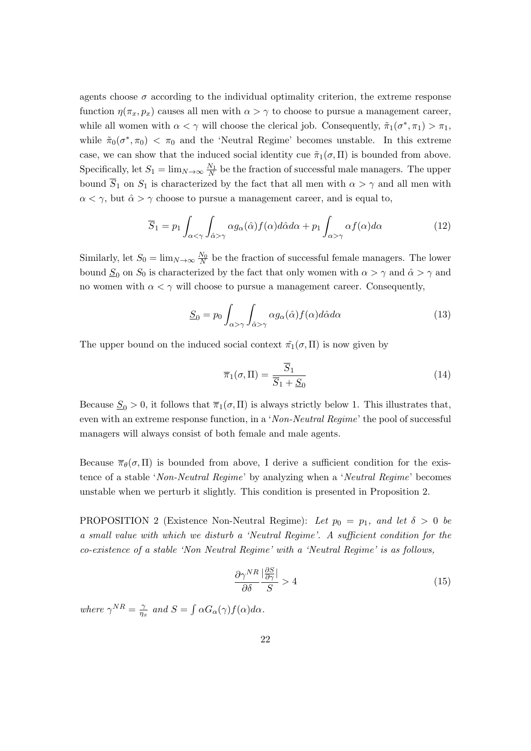agents choose $\sigma$ according to the individual optimality criterion, the extreme response function $\eta(\pi_x, p_x)$ causes all men with $\alpha > \gamma$ to choose to pursue a management career, while all women with $\alpha < \gamma$ will choose the clerical job. Consequently, $\tilde{\pi}_1(\sigma^*, \pi_1) > \pi_1$, while $\tilde{\pi}_0(\sigma^*, \pi_0) < \pi_0$ and the 'Neutral Regime' becomes unstable. In this extreme case, we can show that the induced social identity cue $\tilde{\pi}_1(\sigma, \Pi)$ is bounded from above. Specifically, let $S_1 = \lim_{N\to\infty} \frac{N_1}{N}$ be the fraction of successful male managers. The upper bound $\overline{S}_1$ on $S_1$ is characterized by the fact that all men with $\alpha > \gamma$ and all men with $\alpha < \gamma$, but $\hat{\alpha} > \gamma$ choose to pursue a management career, and is equal to,

$$\overline{S}_1 = p_1 \int_{\alpha<\gamma} \int_{\hat{\alpha}>\gamma} \alpha g_\alpha(\hat{\alpha}) f(\alpha) d\hat{\alpha} d\alpha + p_1 \int_{\alpha>\gamma} \alpha f(\alpha) d\alpha \tag{12}$$

Similarly, let $S_0 = \lim_{N\to\infty} \frac{N_0}{N}$ be the fraction of successful female managers. The lower bound $\underline{S}_0$ on $S_0$ is characterized by the fact that only women with $\alpha > \gamma$ and $\hat{\alpha} > \gamma$ and no women with $\alpha < \gamma$ will choose to pursue a management career. Consequently,

$$\underline{S}_0 = p_0 \int_{\alpha>\gamma} \int_{\hat{\alpha}>\gamma} \alpha g_\alpha(\hat{\alpha}) f(\alpha) d\hat{\alpha} d\alpha \tag{13}$$

The upper bound on the induced social context $\tilde{\pi_1}(\sigma, \Pi)$ is now given by

$$\overline{\pi}_1(\sigma, \Pi) = \frac{\overline{S}_1}{\overline{S}_1 + \underline{S}_0} \tag{14}$$

Because $\underline{S}_0 > 0$, it follows that $\overline{\pi}_1(\sigma, \Pi)$ is always strictly below 1. This illustrates that, even with an extreme response function, in a '*Non-Neutral Regime*' the pool of successful managers will always consist of both female and male agents.

Because $\overline{\pi}_\theta(\sigma, \Pi)$ is bounded from above, I derive a sufficient condition for the existence of a stable '*Non-Neutral Regime*' by analyzing when a '*Neutral Regime*' becomes unstable when we perturb it slightly. This condition is presented in Proposition 2.

PROPOSITION 2 (Existence Non-Neutral Regime): *Let $p_0 = p_1$, and let $\delta > 0$ be a small value with which we disturb a 'Neutral Regime'. A sufficient condition for the co-existence of a stable 'Non Neutral Regime' with a 'Neutral Regime' is as follows,*

$$\frac{\partial \gamma^{NR}}{\partial \delta} \frac{|\frac{\partial S}{\partial \gamma}|}{S} > 4 \tag{15}$$

*where $\gamma^{NR} = \frac{\gamma}{\eta_x}$ and $S = \int \alpha G_\alpha(\gamma) f(\alpha) d\alpha$.*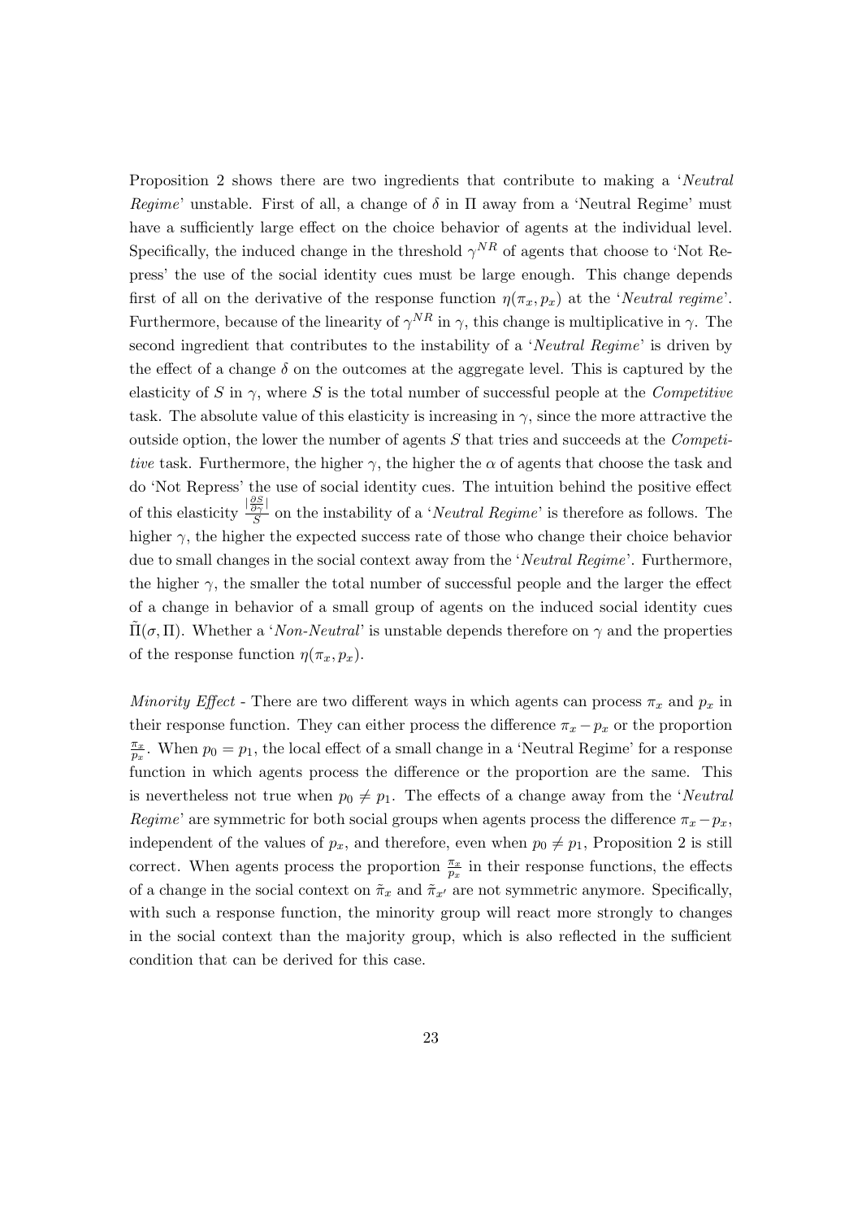Proposition 2 shows there are two ingredients that contribute to making a '*Neutral Regime*' unstable. First of all, a change of $\delta$ in $\Pi$ away from a 'Neutral Regime' must have a sufficiently large effect on the choice behavior of agents at the individual level. Specifically, the induced change in the threshold $\gamma^{NR}$ of agents that choose to 'Not Repress' the use of the social identity cues must be large enough. This change depends first of all on the derivative of the response function $\eta(\pi_x, p_x)$ at the '*Neutral regime*'. Furthermore, because of the linearity of $\gamma^{NR}$ in $\gamma$, this change is multiplicative in $\gamma$. The second ingredient that contributes to the instability of a '*Neutral Regime*' is driven by the effect of a change $\delta$ on the outcomes at the aggregate level. This is captured by the elasticity of $S$ in $\gamma$, where $S$ is the total number of successful people at the *Competitive* task. The absolute value of this elasticity is increasing in $\gamma$, since the more attractive the outside option, the lower the number of agents $S$ that tries and succeeds at the *Competitive* task. Furthermore, the higher $\gamma$, the higher the $\alpha$ of agents that choose the task and do 'Not Repress' the use of social identity cues. The intuition behind the positive effect of this elasticity $\frac{|\frac{\partial S}{\partial \gamma}|}{S}$ on the instability of a '*Neutral Regime*' is therefore as follows. The higher $\gamma$, the higher the expected success rate of those who change their choice behavior due to small changes in the social context away from the '*Neutral Regime*'. Furthermore, the higher $\gamma$, the smaller the total number of successful people and the larger the effect of a change in behavior of a small group of agents on the induced social identity cues $\tilde{\Pi}(\sigma, \Pi)$. Whether a '*Non-Neutral*' is unstable depends therefore on $\gamma$ and the properties of the response function $\eta(\pi_x, p_x)$.

*Minority Effect* - There are two different ways in which agents can process $\pi_x$ and $p_x$ in their response function. They can either process the difference $\pi_x - p_x$ or the proportion $\frac{\pi_x}{p_x}$. When $p_0 = p_1$, the local effect of a small change in a 'Neutral Regime' for a response function in which agents process the difference or the proportion are the same. This is nevertheless not true when $p_0 \neq p_1$. The effects of a change away from the '*Neutral Regime*' are symmetric for both social groups when agents process the difference $\pi_x - p_x$, independent of the values of $p_x$, and therefore, even when $p_0 \neq p_1$, Proposition 2 is still correct. When agents process the proportion $\frac{\pi_x}{p_x}$ in their response functions, the effects of a change in the social context on $\tilde{\pi}_x$ and $\tilde{\pi}_{x'}$ are not symmetric anymore. Specifically, with such a response function, the minority group will react more strongly to changes in the social context than the majority group, which is also reflected in the sufficient condition that can be derived for this case.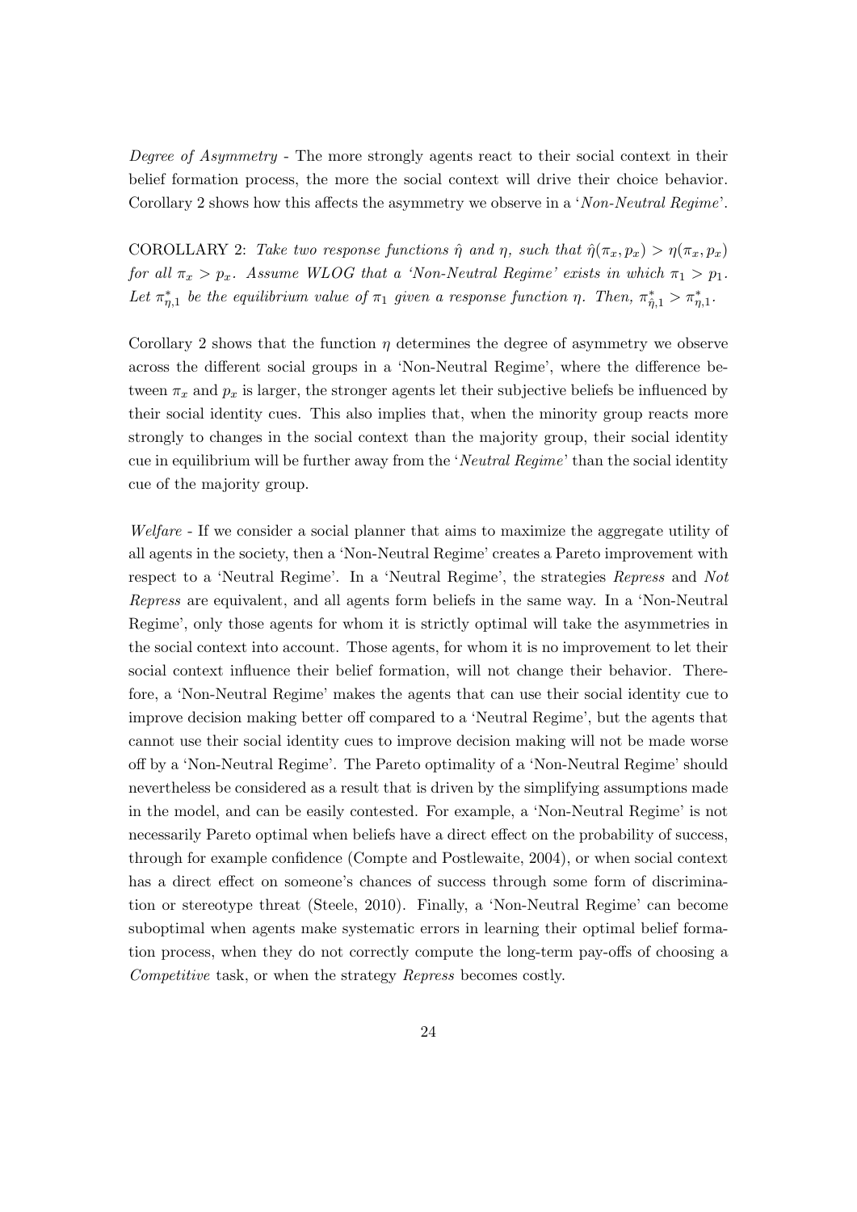*Degree of Asymmetry* - The more strongly agents react to their social context in their belief formation process, the more the social context will drive their choice behavior. Corollary 2 shows how this affects the asymmetry we observe in a '*Non-Neutral Regime*'.

COROLLARY 2: *Take two response functions $\hat{\eta}$ and $\eta$, such that $\hat{\eta}(\pi_x, p_x) > \eta(\pi_x, p_x)$ for all $\pi_x > p_x$. Assume WLOG that a 'Non-Neutral Regime' exists in which $\pi_1 > p_1$. Let $\pi^*_{\eta,1}$ be the equilibrium value of $\pi_1$ given a response function $\eta$. Then, $\pi^*_{\hat{\eta},1} > \pi^*_{\eta,1}$.*

Corollary 2 shows that the function $\eta$ determines the degree of asymmetry we observe across the different social groups in a 'Non-Neutral Regime', where the difference between $\pi_x$ and $p_x$ is larger, the stronger agents let their subjective beliefs be influenced by their social identity cues. This also implies that, when the minority group reacts more strongly to changes in the social context than the majority group, their social identity cue in equilibrium will be further away from the '*Neutral Regime*' than the social identity cue of the majority group.

*Welfare* - If we consider a social planner that aims to maximize the aggregate utility of all agents in the society, then a 'Non-Neutral Regime' creates a Pareto improvement with respect to a 'Neutral Regime'. In a 'Neutral Regime', the strategies *Repress* and *Not Repress* are equivalent, and all agents form beliefs in the same way. In a 'Non-Neutral Regime', only those agents for whom it is strictly optimal will take the asymmetries in the social context into account. Those agents, for whom it is no improvement to let their social context influence their belief formation, will not change their behavior. Therefore, a 'Non-Neutral Regime' makes the agents that can use their social identity cue to improve decision making better off compared to a 'Neutral Regime', but the agents that cannot use their social identity cues to improve decision making will not be made worse off by a 'Non-Neutral Regime'. The Pareto optimality of a 'Non-Neutral Regime' should nevertheless be considered as a result that is driven by the simplifying assumptions made in the model, and can be easily contested. For example, a 'Non-Neutral Regime' is not necessarily Pareto optimal when beliefs have a direct effect on the probability of success, through for example confidence (Compte and Postlewaite, 2004), or when social context has a direct effect on someone's chances of success through some form of discrimination or stereotype threat (Steele, 2010). Finally, a 'Non-Neutral Regime' can become suboptimal when agents make systematic errors in learning their optimal belief formation process, when they do not correctly compute the long-term pay-offs of choosing a *Competitive* task, or when the strategy *Repress* becomes costly.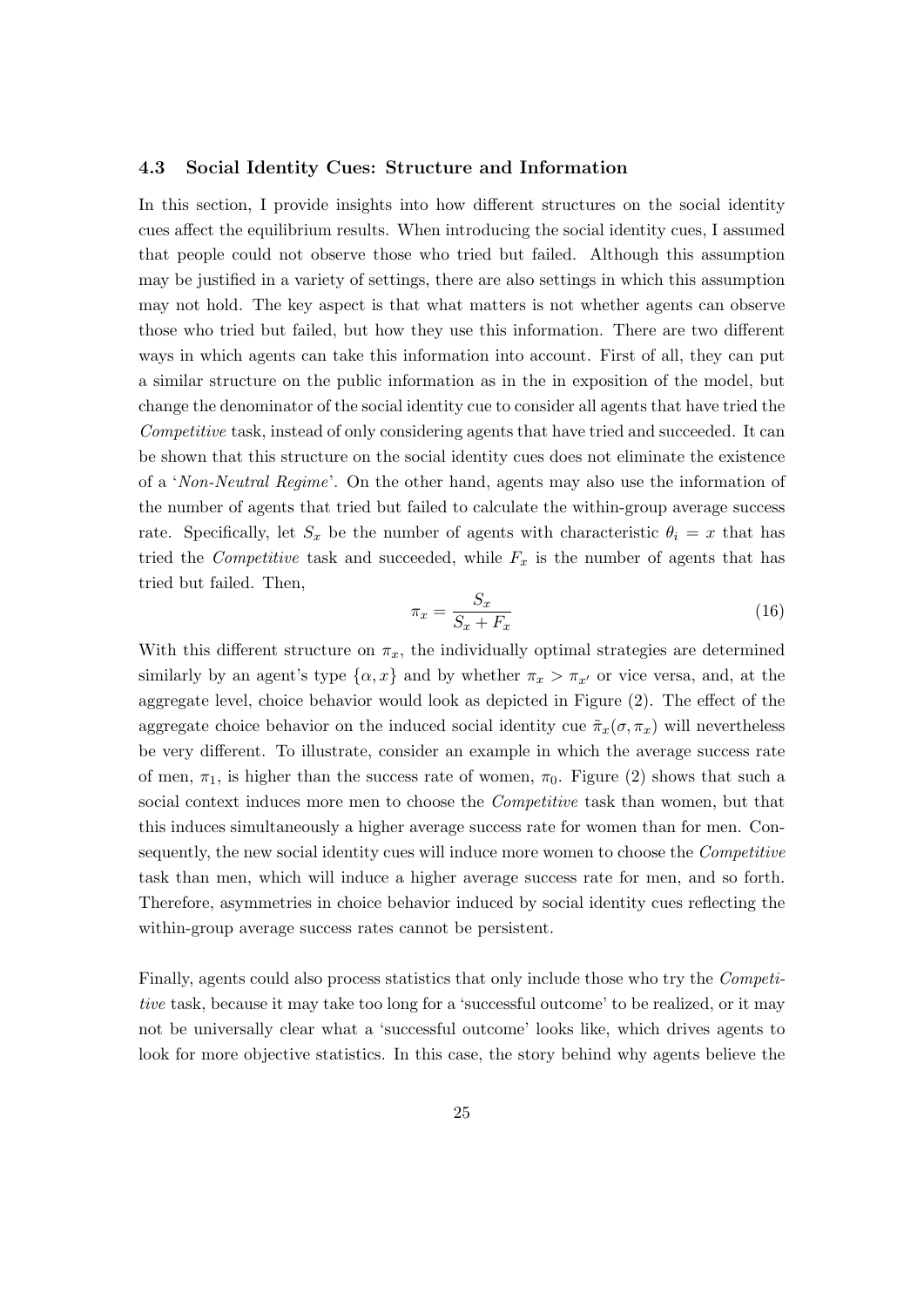### 4.3 Social Identity Cues: Structure and Information

In this section, I provide insights into how different structures on the social identity cues affect the equilibrium results. When introducing the social identity cues, I assumed that people could not observe those who tried but failed. Although this assumption may be justified in a variety of settings, there are also settings in which this assumption may not hold. The key aspect is that what matters is not whether agents can observe those who tried but failed, but how they use this information. There are two different ways in which agents can take this information into account. First of all, they can put a similar structure on the public information as in the in exposition of the model, but change the denominator of the social identity cue to consider all agents that have tried the *Competitive* task, instead of only considering agents that have tried and succeeded. It can be shown that this structure on the social identity cues does not eliminate the existence of a '*Non-Neutral Regime*'. On the other hand, agents may also use the information of the number of agents that tried but failed to calculate the within-group average success rate. Specifically, let $S_x$ be the number of agents with characteristic $\theta_i = x$ that has tried the *Competitive* task and succeeded, while $F_x$ is the number of agents that has tried but failed. Then,

$$\pi_x = \frac{S_x}{S_x + F_x} \tag{16}$$

With this different structure on $\pi_x$, the individually optimal strategies are determined similarly by an agent's type $\{\alpha, x\}$ and by whether $\pi_x > \pi_{x'}$ or vice versa, and, at the aggregate level, choice behavior would look as depicted in Figure (2). The effect of the aggregate choice behavior on the induced social identity cue $\tilde{\pi}_x(\sigma, \pi_x)$ will nevertheless be very different. To illustrate, consider an example in which the average success rate of men, $\pi_1$, is higher than the success rate of women, $\pi_0$. Figure (2) shows that such a social context induces more men to choose the *Competitive* task than women, but that this induces simultaneously a higher average success rate for women than for men. Consequently, the new social identity cues will induce more women to choose the *Competitive* task than men, which will induce a higher average success rate for men, and so forth. Therefore, asymmetries in choice behavior induced by social identity cues reflecting the within-group average success rates cannot be persistent.

Finally, agents could also process statistics that only include those who try the *Competitive* task, because it may take too long for a 'successful outcome' to be realized, or it may not be universally clear what a 'successful outcome' looks like, which drives agents to look for more objective statistics. In this case, the story behind why agents believe the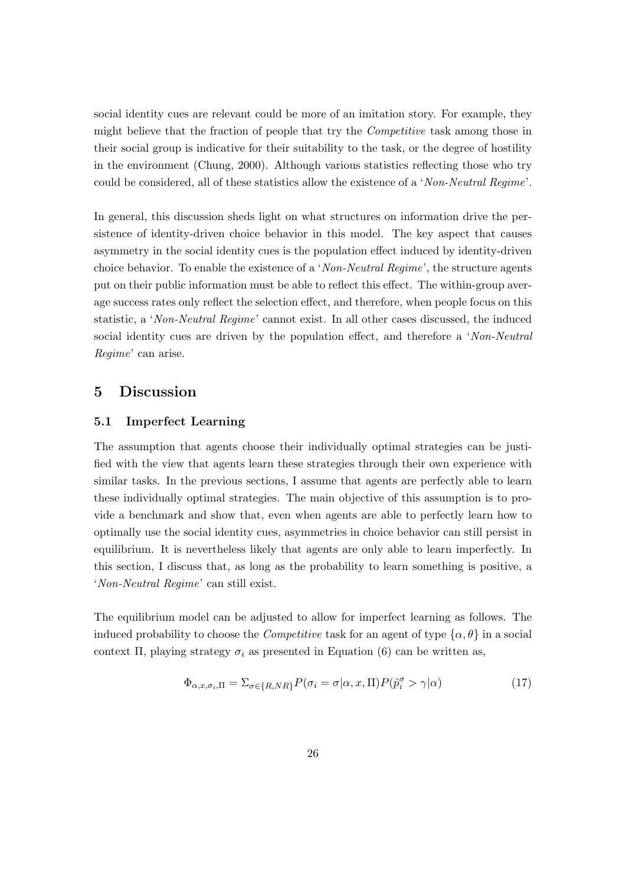social identity cues are relevant could be more of an imitation story. For example, they might believe that the fraction of people that try the *Competitive* task among those in their social group is indicative for their suitability to the task, or the degree of hostility in the environment (Chung, 2000). Although various statistics reflecting those who try could be considered, all of these statistics allow the existence of a '*Non-Neutral Regime*'.

In general, this discussion sheds light on what structures on information drive the persistence of identity-driven choice behavior in this model. The key aspect that causes asymmetry in the social identity cues is the population effect induced by identity-driven choice behavior. To enable the existence of a '*Non-Neutral Regime*', the structure agents put on their public information must be able to reflect this effect. The within-group average success rates only reflect the selection effect, and therefore, when people focus on this statistic, a '*Non-Neutral Regime*' cannot exist. In all other cases discussed, the induced social identity cues are driven by the population effect, and therefore a '*Non-Neutral Regime*' can arise.

## 5 Discussion

### 5.1 Imperfect Learning

The assumption that agents choose their individually optimal strategies can be justified with the view that agents learn these strategies through their own experience with similar tasks. In the previous sections, I assume that agents are perfectly able to learn these individually optimal strategies. The main objective of this assumption is to provide a benchmark and show that, even when agents are able to perfectly learn how to optimally use the social identity cues, asymmetries in choice behavior can still persist in equilibrium. It is nevertheless likely that agents are only able to learn imperfectly. In this section, I discuss that, as long as the probability to learn something is positive, a '*Non-Neutral Regime*' can still exist.

The equilibrium model can be adjusted to allow for imperfect learning as follows. The induced probability to choose the *Competitive* task for an agent of type $\{\alpha, \theta\}$ in a social context $\Pi$, playing strategy $\sigma_i$ as presented in Equation (6) can be written as,

$$\Phi_{\alpha,x,\sigma_i,\Pi} = \Sigma_{\sigma \in \{R,NR\}} P(\sigma_i = \sigma | \alpha, x, \Pi) P(\hat{p}_i^{\sigma} > \gamma | \alpha) \tag{17}$$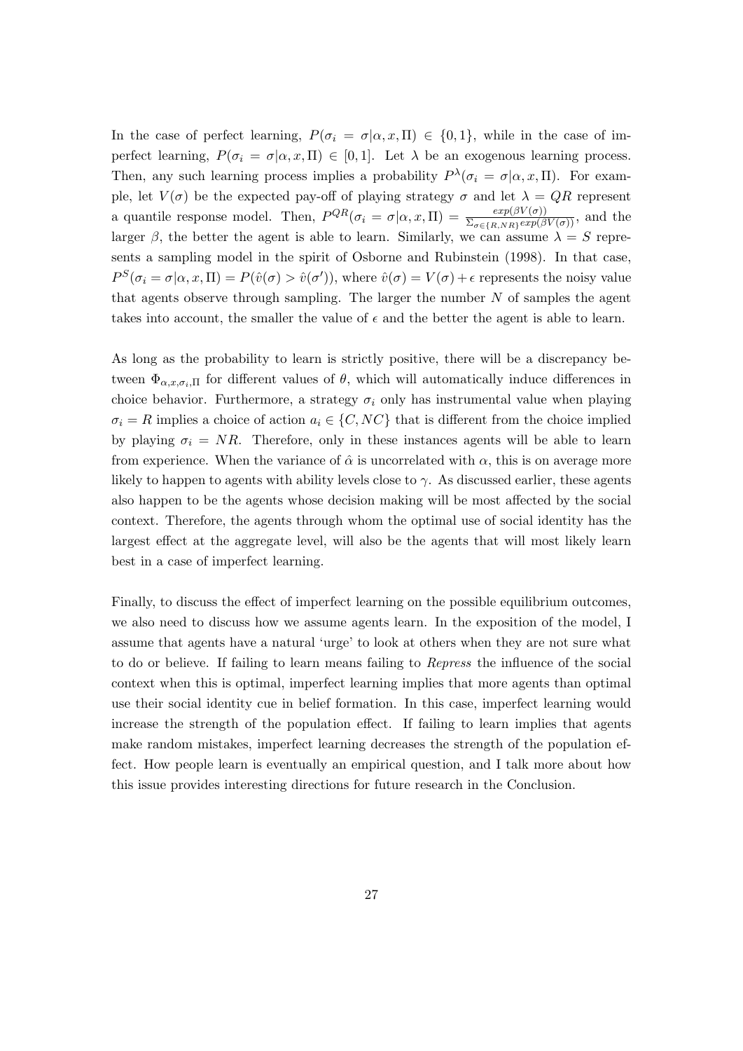In the case of perfect learning, $P(\sigma_i = \sigma|\alpha, x, \Pi) \in \{0, 1\}$, while in the case of imperfect learning, $P(\sigma_i = \sigma|\alpha, x, \Pi) \in [0, 1]$. Let $\lambda$ be an exogenous learning process. Then, any such learning process implies a probability $P^{\lambda}(\sigma_i = \sigma|\alpha, x, \Pi)$. For example, let $V(\sigma)$ be the expected pay-off of playing strategy $\sigma$ and let $\lambda = QR$ represent a quantile response model. Then, $P^{QR}(\sigma_i = \sigma|\alpha, x, \Pi) = \frac{exp(\beta V(\sigma))}{\Sigma_{\sigma \in \{R,NR\}} exp(\beta V(\sigma))}$, and the larger $\beta$, the better the agent is able to learn. Similarly, we can assume $\lambda = S$ represents a sampling model in the spirit of Osborne and Rubinstein (1998). In that case, $P^{S}(\sigma_i = \sigma|\alpha, x, \Pi) = P(\hat{v}(\sigma) > \hat{v}(\sigma'))$, where $\hat{v}(\sigma) = V(\sigma) + \epsilon$ represents the noisy value that agents observe through sampling. The larger the number $N$ of samples the agent takes into account, the smaller the value of $\epsilon$ and the better the agent is able to learn.

As long as the probability to learn is strictly positive, there will be a discrepancy between $\Phi_{\alpha,x,\sigma_i,\Pi}$ for different values of $\theta$, which will automatically induce differences in choice behavior. Furthermore, a strategy $\sigma_i$ only has instrumental value when playing $\sigma_i = R$ implies a choice of action $a_i \in \{C, NC\}$ that is different from the choice implied by playing $\sigma_i = NR$. Therefore, only in these instances agents will be able to learn from experience. When the variance of $\hat{\alpha}$ is uncorrelated with $\alpha$, this is on average more likely to happen to agents with ability levels close to $\gamma$. As discussed earlier, these agents also happen to be the agents whose decision making will be most affected by the social context. Therefore, the agents through whom the optimal use of social identity has the largest effect at the aggregate level, will also be the agents that will most likely learn best in a case of imperfect learning.

Finally, to discuss the effect of imperfect learning on the possible equilibrium outcomes, we also need to discuss how we assume agents learn. In the exposition of the model, I assume that agents have a natural 'urge' to look at others when they are not sure what to do or believe. If failing to learn means failing to *Repress* the influence of the social context when this is optimal, imperfect learning implies that more agents than optimal use their social identity cue in belief formation. In this case, imperfect learning would increase the strength of the population effect. If failing to learn implies that agents make random mistakes, imperfect learning decreases the strength of the population effect. How people learn is eventually an empirical question, and I talk more about how this issue provides interesting directions for future research in the Conclusion.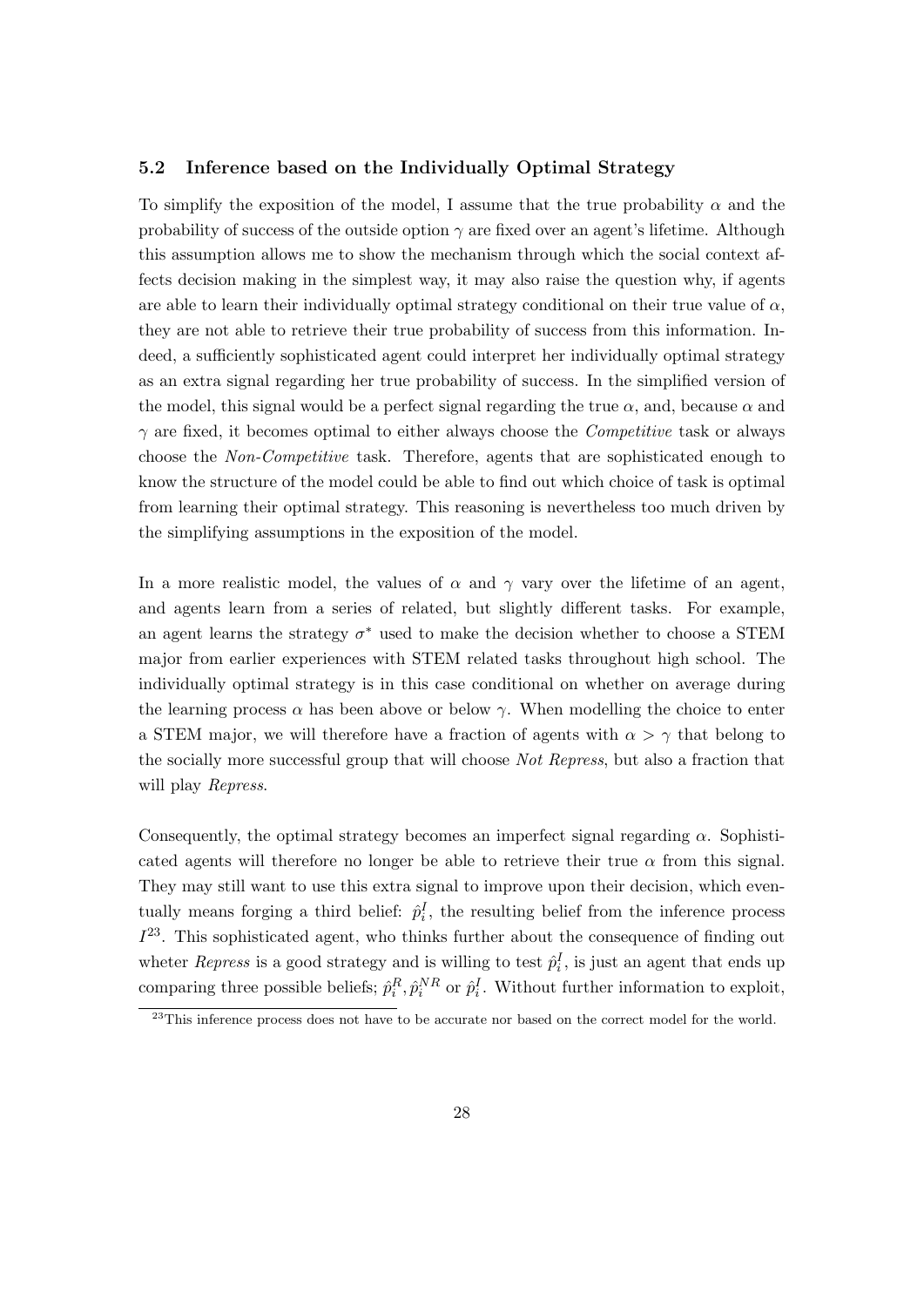### 5.2 Inference based on the Individually Optimal Strategy

To simplify the exposition of the model, I assume that the true probability $\alpha$ and the probability of success of the outside option $\gamma$ are fixed over an agent's lifetime. Although this assumption allows me to show the mechanism through which the social context affects decision making in the simplest way, it may also raise the question why, if agents are able to learn their individually optimal strategy conditional on their true value of $\alpha$, they are not able to retrieve their true probability of success from this information. Indeed, a sufficiently sophisticated agent could interpret her individually optimal strategy as an extra signal regarding her true probability of success. In the simplified version of the model, this signal would be a perfect signal regarding the true $\alpha$, and, because $\alpha$ and $\gamma$ are fixed, it becomes optimal to either always choose the *Competitive* task or always choose the *Non-Competitive* task. Therefore, agents that are sophisticated enough to know the structure of the model could be able to find out which choice of task is optimal from learning their optimal strategy. This reasoning is nevertheless too much driven by the simplifying assumptions in the exposition of the model.

In a more realistic model, the values of $\alpha$ and $\gamma$ vary over the lifetime of an agent, and agents learn from a series of related, but slightly different tasks. For example, an agent learns the strategy $\sigma^*$ used to make the decision whether to choose a STEM major from earlier experiences with STEM related tasks throughout high school. The individually optimal strategy is in this case conditional on whether on average during the learning process $\alpha$ has been above or below $\gamma$. When modelling the choice to enter a STEM major, we will therefore have a fraction of agents with $\alpha > \gamma$ that belong to the socially more successful group that will choose *Not Repress*, but also a fraction that will play *Repress*.

Consequently, the optimal strategy becomes an imperfect signal regarding $\alpha$. Sophisticated agents will therefore no longer be able to retrieve their true $\alpha$ from this signal. They may still want to use this extra signal to improve upon their decision, which eventually means forging a third belief: $\hat{p}_i^I$, the resulting belief from the inference process $I$[23]. This sophisticated agent, who thinks further about the consequence of finding out wheter *Repress* is a good strategy and is willing to test $\hat{p}_i^I$, is just an agent that ends up comparing three possible beliefs; $\hat{p}_i^R, \hat{p}_i^{NR}$ or $\hat{p}_i^I$. Without further information to exploit,

[23] This inference process does not have to be accurate nor based on the correct model for the world.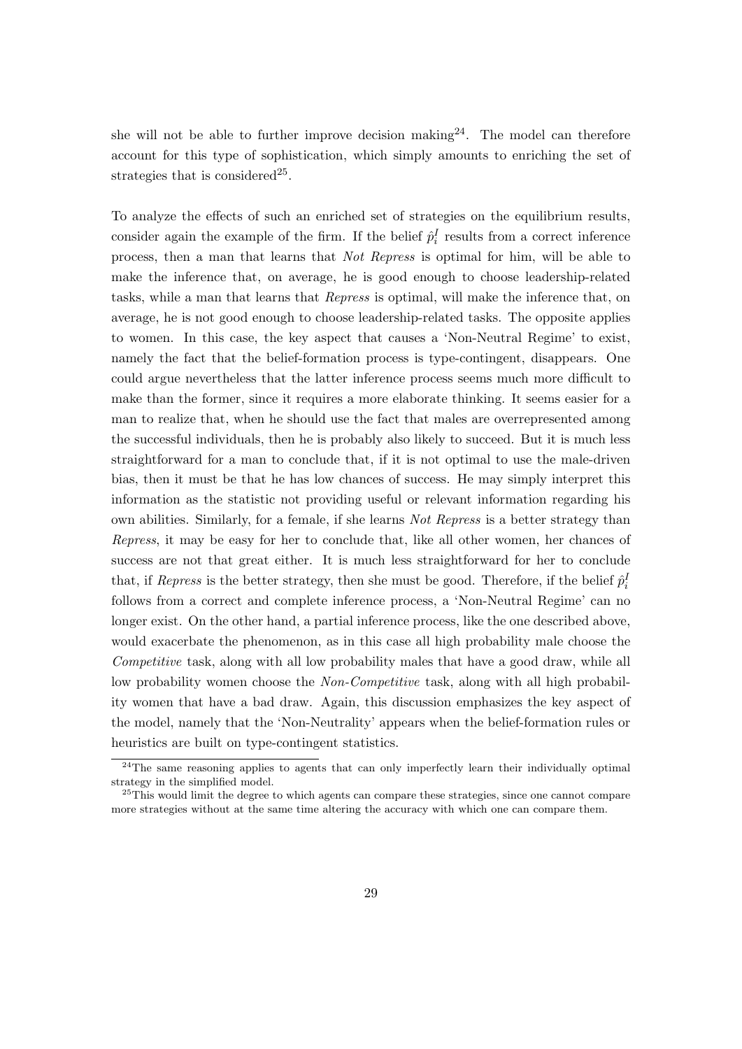she will not be able to further improve decision making[24]. The model can therefore account for this type of sophistication, which simply amounts to enriching the set of strategies that is considered[25].

To analyze the effects of such an enriched set of strategies on the equilibrium results, consider again the example of the firm. If the belief $\hat{p}_i^I$ results from a correct inference process, then a man that learns that *Not Repress* is optimal for him, will be able to make the inference that, on average, he is good enough to choose leadership-related tasks, while a man that learns that *Repress* is optimal, will make the inference that, on average, he is not good enough to choose leadership-related tasks. The opposite applies to women. In this case, the key aspect that causes a 'Non-Neutral Regime' to exist, namely the fact that the belief-formation process is type-contingent, disappears. One could argue nevertheless that the latter inference process seems much more difficult to make than the former, since it requires a more elaborate thinking. It seems easier for a man to realize that, when he should use the fact that males are overrepresented among the successful individuals, then he is probably also likely to succeed. But it is much less straightforward for a man to conclude that, if it is not optimal to use the male-driven bias, then it must be that he has low chances of success. He may simply interpret this information as the statistic not providing useful or relevant information regarding his own abilities. Similarly, for a female, if she learns *Not Repress* is a better strategy than *Repress*, it may be easy for her to conclude that, like all other women, her chances of success are not that great either. It is much less straightforward for her to conclude that, if *Repress* is the better strategy, then she must be good. Therefore, if the belief $\hat{p}_i^I$ follows from a correct and complete inference process, a 'Non-Neutral Regime' can no longer exist. On the other hand, a partial inference process, like the one described above, would exacerbate the phenomenon, as in this case all high probability male choose the *Competitive* task, along with all low probability males that have a good draw, while all low probability women choose the *Non-Competitive* task, along with all high probability women that have a bad draw. Again, this discussion emphasizes the key aspect of the model, namely that the 'Non-Neutrality' appears when the belief-formation rules or heuristics are built on type-contingent statistics.

[24] The same reasoning applies to agents that can only imperfectly learn their individually optimal strategy in the simplified model.

[25] This would limit the degree to which agents can compare these strategies, since one cannot compare more strategies without at the same time altering the accuracy with which one can compare them.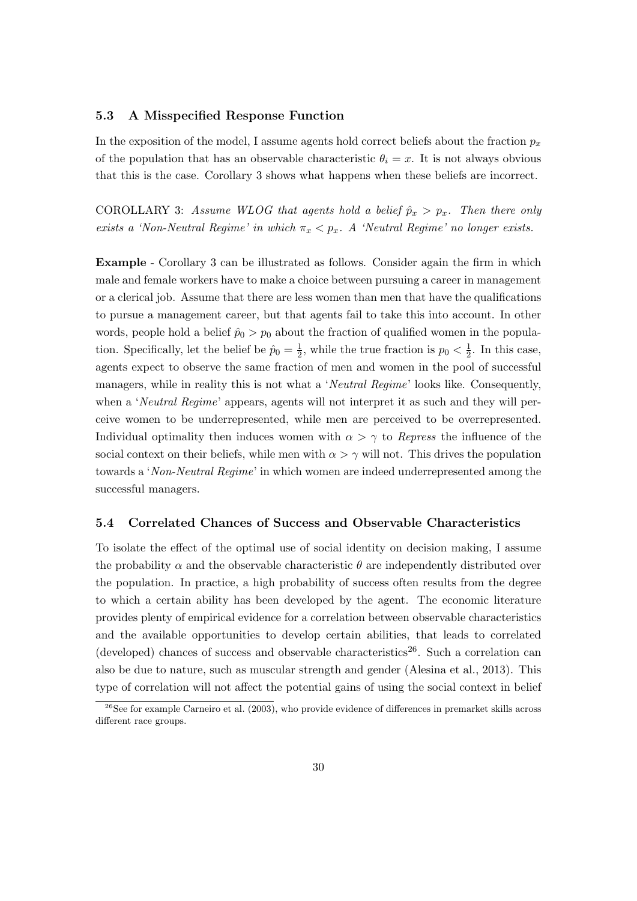### 5.3 A Misspecified Response Function

In the exposition of the model, I assume agents hold correct beliefs about the fraction $p_x$ of the population that has an observable characteristic $\theta_i = x$. It is not always obvious that this is the case. Corollary 3 shows what happens when these beliefs are incorrect.

COROLLARY 3: *Assume WLOG that agents hold a belief $\hat{p}_x > p_x$. Then there only exists a 'Non-Neutral Regime' in which $\pi_x < p_x$. A 'Neutral Regime' no longer exists.*

**Example** - Corollary 3 can be illustrated as follows. Consider again the firm in which male and female workers have to make a choice between pursuing a career in management or a clerical job. Assume that there are less women than men that have the qualifications to pursue a management career, but that agents fail to take this into account. In other words, people hold a belief $\hat{p}_0 > p_0$ about the fraction of qualified women in the population. Specifically, let the belief be $\hat{p}_0 = \frac{1}{2}$, while the true fraction is $p_0 < \frac{1}{2}$. In this case, agents expect to observe the same fraction of men and women in the pool of successful managers, while in reality this is not what a '*Neutral Regime*' looks like. Consequently, when a '*Neutral Regime*' appears, agents will not interpret it as such and they will perceive women to be underrepresented, while men are perceived to be overrepresented. Individual optimality then induces women with $\alpha > \gamma$ to *Repress* the influence of the social context on their beliefs, while men with $\alpha > \gamma$ will not. This drives the population towards a '*Non-Neutral Regime*' in which women are indeed underrepresented among the successful managers.

### 5.4 Correlated Chances of Success and Observable Characteristics

To isolate the effect of the optimal use of social identity on decision making, I assume the probability $\alpha$ and the observable characteristic $\theta$ are independently distributed over the population. In practice, a high probability of success often results from the degree to which a certain ability has been developed by the agent. The economic literature provides plenty of empirical evidence for a correlation between observable characteristics and the available opportunities to develop certain abilities, that leads to correlated (developed) chances of success and observable characteristics[26]. Such a correlation can also be due to nature, such as muscular strength and gender (Alesina et al., 2013). This type of correlation will not affect the potential gains of using the social context in belief

[26] See for example Carneiro et al. (2003), who provide evidence of differences in premarket skills across different race groups.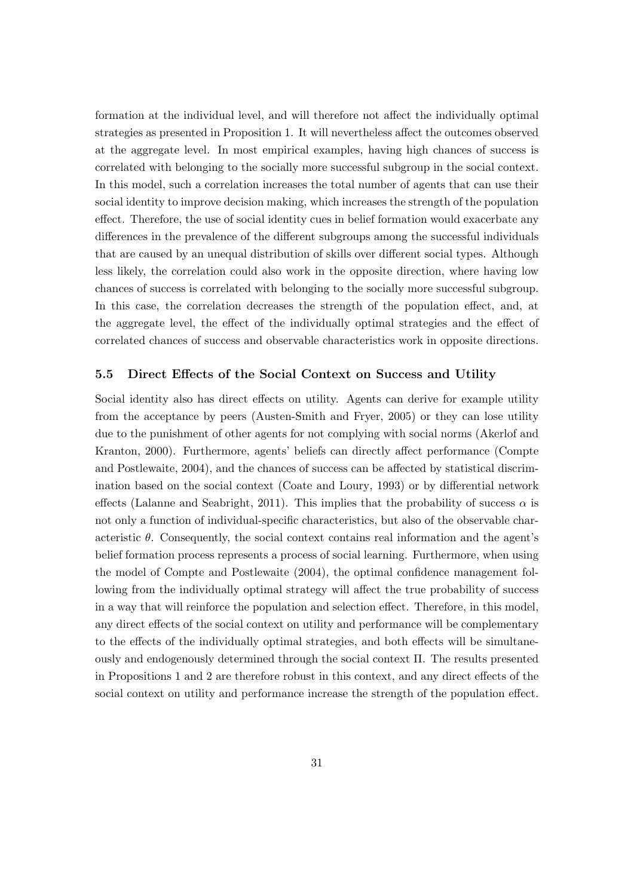formation at the individual level, and will therefore not affect the individually optimal strategies as presented in Proposition 1. It will nevertheless affect the outcomes observed at the aggregate level. In most empirical examples, having high chances of success is correlated with belonging to the socially more successful subgroup in the social context. In this model, such a correlation increases the total number of agents that can use their social identity to improve decision making, which increases the strength of the population effect. Therefore, the use of social identity cues in belief formation would exacerbate any differences in the prevalence of the different subgroups among the successful individuals that are caused by an unequal distribution of skills over different social types. Although less likely, the correlation could also work in the opposite direction, where having low chances of success is correlated with belonging to the socially more successful subgroup. In this case, the correlation decreases the strength of the population effect, and, at the aggregate level, the effect of the individually optimal strategies and the effect of correlated chances of success and observable characteristics work in opposite directions.

### 5.5 Direct Effects of the Social Context on Success and Utility

Social identity also has direct effects on utility. Agents can derive for example utility from the acceptance by peers (Austen-Smith and Fryer, 2005) or they can lose utility due to the punishment of other agents for not complying with social norms (Akerlof and Kranton, 2000). Furthermore, agents' beliefs can directly affect performance (Compte and Postlewaite, 2004), and the chances of success can be affected by statistical discrimination based on the social context (Coate and Loury, 1993) or by differential network effects (Lalanne and Seabright, 2011). This implies that the probability of success $\alpha$ is not only a function of individual-specific characteristics, but also of the observable characteristic $\theta$. Consequently, the social context contains real information and the agent's belief formation process represents a process of social learning. Furthermore, when using the model of Compte and Postlewaite (2004), the optimal confidence management following from the individually optimal strategy will affect the true probability of success in a way that will reinforce the population and selection effect. Therefore, in this model, any direct effects of the social context on utility and performance will be complementary to the effects of the individually optimal strategies, and both effects will be simultaneously and endogenously determined through the social context $\Pi$. The results presented in Propositions 1 and 2 are therefore robust in this context, and any direct effects of the social context on utility and performance increase the strength of the population effect.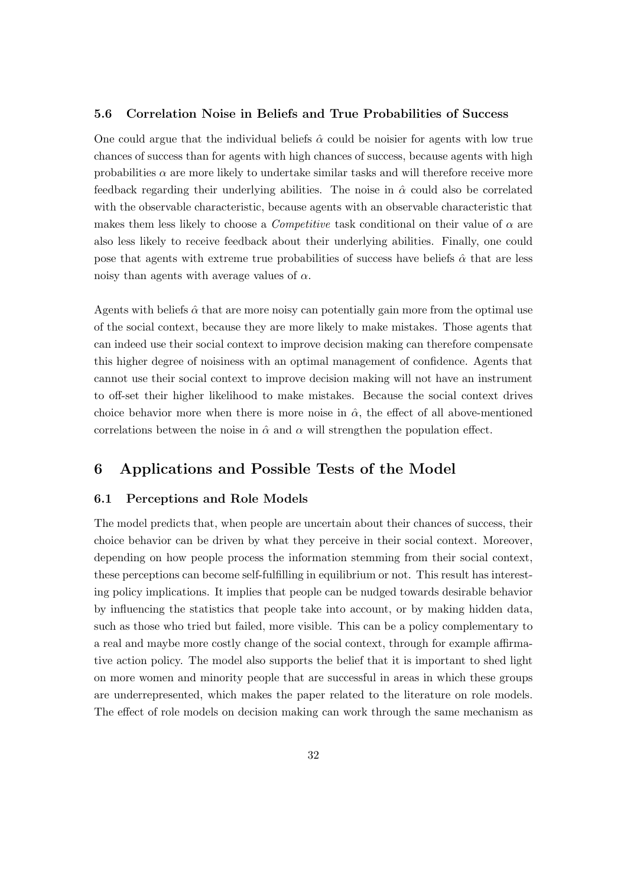### 5.6 Correlation Noise in Beliefs and True Probabilities of Success

One could argue that the individual beliefs $\hat{\alpha}$ could be noisier for agents with low true chances of success than for agents with high chances of success, because agents with high probabilities $\alpha$ are more likely to undertake similar tasks and will therefore receive more feedback regarding their underlying abilities. The noise in $\hat{\alpha}$ could also be correlated with the observable characteristic, because agents with an observable characteristic that makes them less likely to choose a *Competitive* task conditional on their value of $\alpha$ are also less likely to receive feedback about their underlying abilities. Finally, one could pose that agents with extreme true probabilities of success have beliefs $\hat{\alpha}$ that are less noisy than agents with average values of $\alpha$.

Agents with beliefs $\hat{\alpha}$ that are more noisy can potentially gain more from the optimal use of the social context, because they are more likely to make mistakes. Those agents that can indeed use their social context to improve decision making can therefore compensate this higher degree of noisiness with an optimal management of confidence. Agents that cannot use their social context to improve decision making will not have an instrument to off-set their higher likelihood to make mistakes. Because the social context drives choice behavior more when there is more noise in $\hat{\alpha}$, the effect of all above-mentioned correlations between the noise in $\hat{\alpha}$ and $\alpha$ will strengthen the population effect.

## 6 Applications and Possible Tests of the Model

### 6.1 Perceptions and Role Models

The model predicts that, when people are uncertain about their chances of success, their choice behavior can be driven by what they perceive in their social context. Moreover, depending on how people process the information stemming from their social context, these perceptions can become self-fulfilling in equilibrium or not. This result has interesting policy implications. It implies that people can be nudged towards desirable behavior by influencing the statistics that people take into account, or by making hidden data, such as those who tried but failed, more visible. This can be a policy complementary to a real and maybe more costly change of the social context, through for example affirmative action policy. The model also supports the belief that it is important to shed light on more women and minority people that are successful in areas in which these groups are underrepresented, which makes the paper related to the literature on role models. The effect of role models on decision making can work through the same mechanism as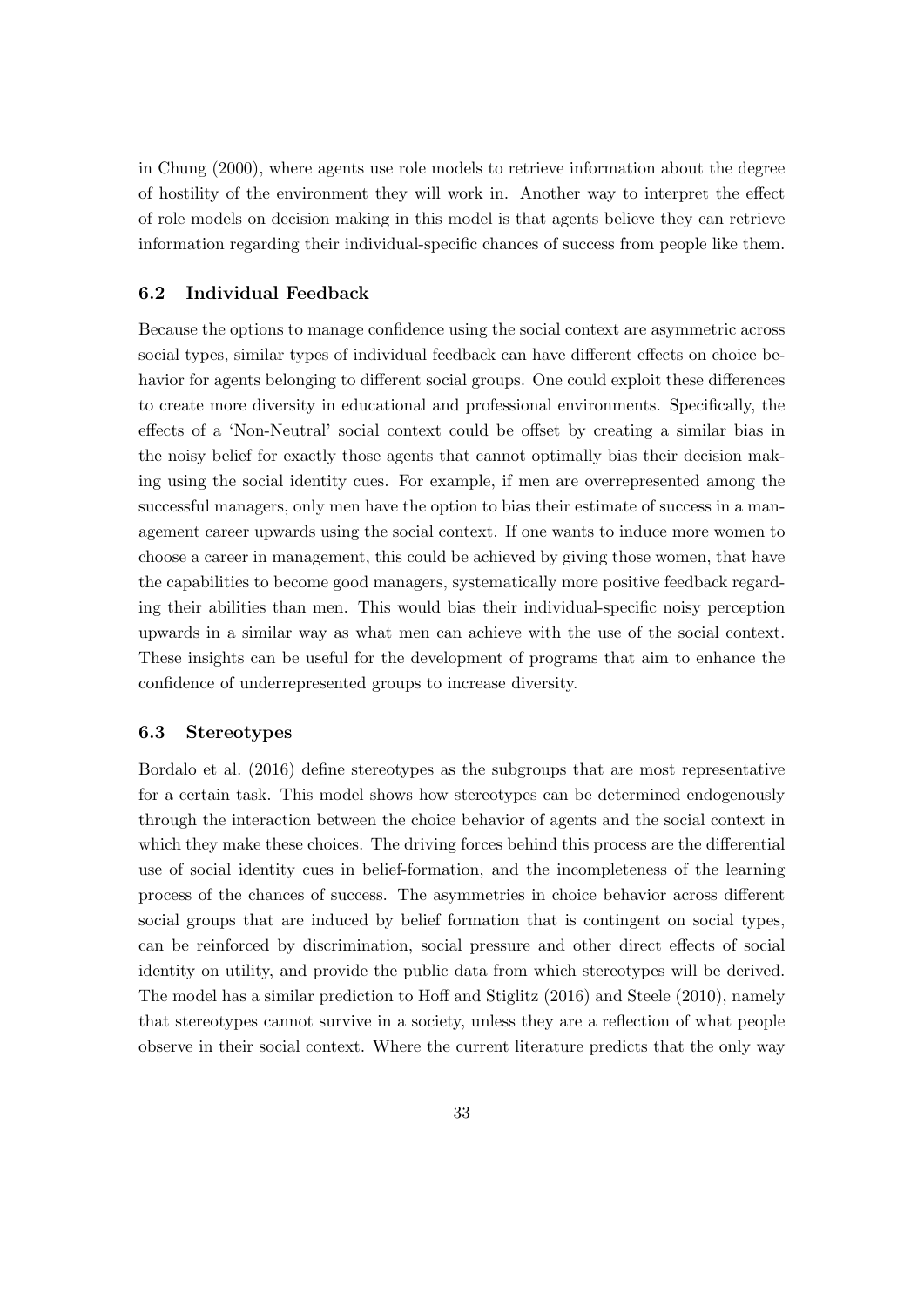in Chung (2000), where agents use role models to retrieve information about the degree of hostility of the environment they will work in. Another way to interpret the effect of role models on decision making in this model is that agents believe they can retrieve information regarding their individual-specific chances of success from people like them.

### 6.2 Individual Feedback

Because the options to manage confidence using the social context are asymmetric across social types, similar types of individual feedback can have different effects on choice behavior for agents belonging to different social groups. One could exploit these differences to create more diversity in educational and professional environments. Specifically, the effects of a 'Non-Neutral' social context could be offset by creating a similar bias in the noisy belief for exactly those agents that cannot optimally bias their decision making using the social identity cues. For example, if men are overrepresented among the successful managers, only men have the option to bias their estimate of success in a management career upwards using the social context. If one wants to induce more women to choose a career in management, this could be achieved by giving those women, that have the capabilities to become good managers, systematically more positive feedback regarding their abilities than men. This would bias their individual-specific noisy perception upwards in a similar way as what men can achieve with the use of the social context. These insights can be useful for the development of programs that aim to enhance the confidence of underrepresented groups to increase diversity.

### 6.3 Stereotypes

Bordalo et al. (2016) define stereotypes as the subgroups that are most representative for a certain task. This model shows how stereotypes can be determined endogenously through the interaction between the choice behavior of agents and the social context in which they make these choices. The driving forces behind this process are the differential use of social identity cues in belief-formation, and the incompleteness of the learning process of the chances of success. The asymmetries in choice behavior across different social groups that are induced by belief formation that is contingent on social types, can be reinforced by discrimination, social pressure and other direct effects of social identity on utility, and provide the public data from which stereotypes will be derived. The model has a similar prediction to Hoff and Stiglitz (2016) and Steele (2010), namely that stereotypes cannot survive in a society, unless they are a reflection of what people observe in their social context. Where the current literature predicts that the only way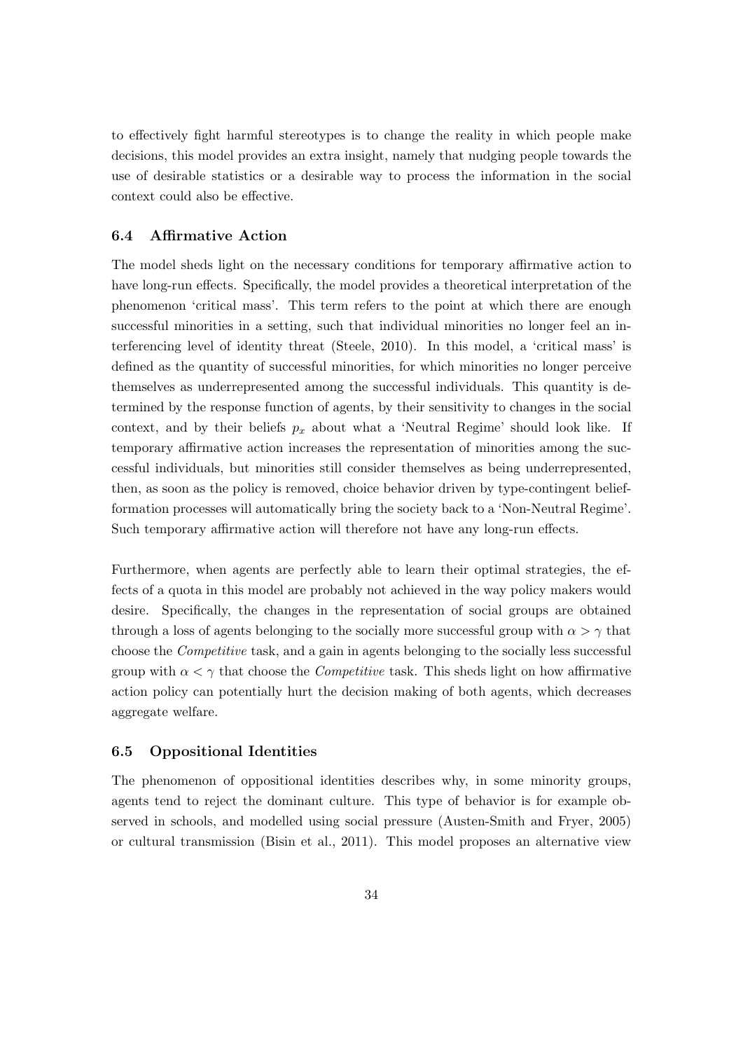to effectively fight harmful stereotypes is to change the reality in which people make decisions, this model provides an extra insight, namely that nudging people towards the use of desirable statistics or a desirable way to process the information in the social context could also be effective.

### 6.4 Affirmative Action

The model sheds light on the necessary conditions for temporary affirmative action to have long-run effects. Specifically, the model provides a theoretical interpretation of the phenomenon 'critical mass'. This term refers to the point at which there are enough successful minorities in a setting, such that individual minorities no longer feel an interferencing level of identity threat (Steele, 2010). In this model, a 'critical mass' is defined as the quantity of successful minorities, for which minorities no longer perceive themselves as underrepresented among the successful individuals. This quantity is determined by the response function of agents, by their sensitivity to changes in the social context, and by their beliefs $p_x$ about what a 'Neutral Regime' should look like. If temporary affirmative action increases the representation of minorities among the successful individuals, but minorities still consider themselves as being underrepresented, then, as soon as the policy is removed, choice behavior driven by type-contingent belief-formation processes will automatically bring the society back to a 'Non-Neutral Regime'. Such temporary affirmative action will therefore not have any long-run effects.

Furthermore, when agents are perfectly able to learn their optimal strategies, the effects of a quota in this model are probably not achieved in the way policy makers would desire. Specifically, the changes in the representation of social groups are obtained through a loss of agents belonging to the socially more successful group with $\alpha > \gamma$ that choose the *Competitive* task, and a gain in agents belonging to the socially less successful group with $\alpha < \gamma$ that choose the *Competitive* task. This sheds light on how affirmative action policy can potentially hurt the decision making of both agents, which decreases aggregate welfare.

### 6.5 Oppositional Identities

The phenomenon of oppositional identities describes why, in some minority groups, agents tend to reject the dominant culture. This type of behavior is for example observed in schools, and modelled using social pressure (Austen-Smith and Fryer, 2005) or cultural transmission (Bisin et al., 2011). This model proposes an alternative view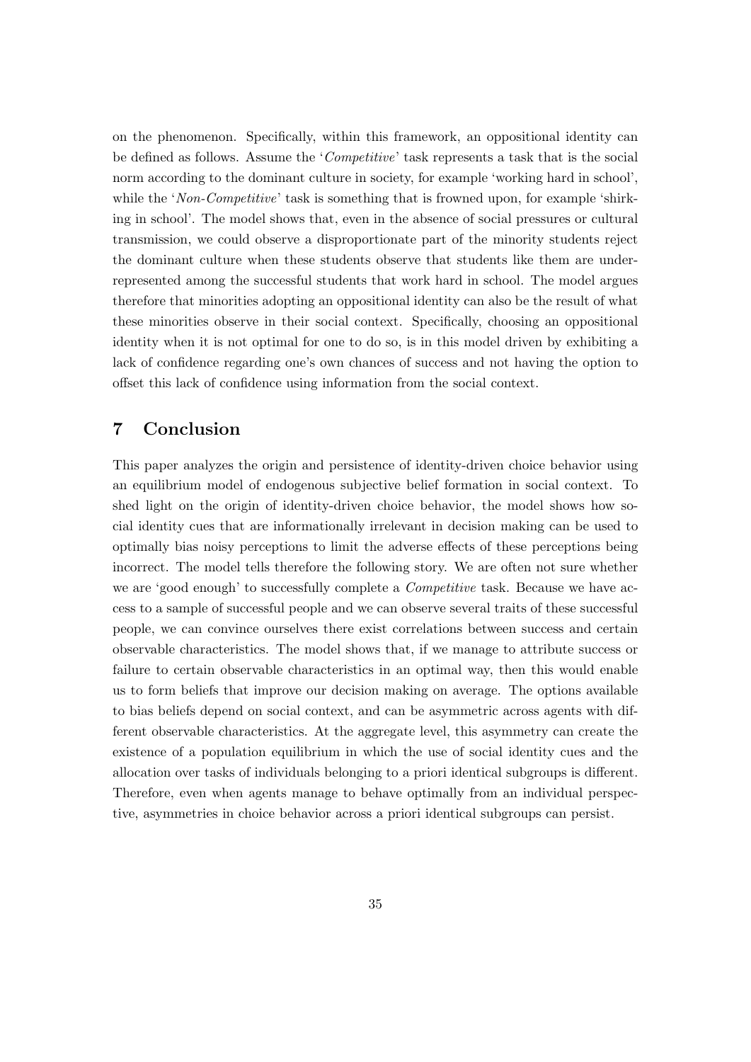on the phenomenon. Specifically, within this framework, an oppositional identity can be defined as follows. Assume the '*Competitive*' task represents a task that is the social norm according to the dominant culture in society, for example 'working hard in school', while the '*Non-Competitive*' task is something that is frowned upon, for example 'shirking in school'. The model shows that, even in the absence of social pressures or cultural transmission, we could observe a disproportionate part of the minority students reject the dominant culture when these students observe that students like them are underrepresented among the successful students that work hard in school. The model argues therefore that minorities adopting an oppositional identity can also be the result of what these minorities observe in their social context. Specifically, choosing an oppositional identity when it is not optimal for one to do so, is in this model driven by exhibiting a lack of confidence regarding one's own chances of success and not having the option to offset this lack of confidence using information from the social context.

## 7 Conclusion

This paper analyzes the origin and persistence of identity-driven choice behavior using an equilibrium model of endogenous subjective belief formation in social context. To shed light on the origin of identity-driven choice behavior, the model shows how social identity cues that are informationally irrelevant in decision making can be used to optimally bias noisy perceptions to limit the adverse effects of these perceptions being incorrect. The model tells therefore the following story. We are often not sure whether we are 'good enough' to successfully complete a *Competitive* task. Because we have access to a sample of successful people and we can observe several traits of these successful people, we can convince ourselves there exist correlations between success and certain observable characteristics. The model shows that, if we manage to attribute success or failure to certain observable characteristics in an optimal way, then this would enable us to form beliefs that improve our decision making on average. The options available to bias beliefs depend on social context, and can be asymmetric across agents with different observable characteristics. At the aggregate level, this asymmetry can create the existence of a population equilibrium in which the use of social identity cues and the allocation over tasks of individuals belonging to a priori identical subgroups is different. Therefore, even when agents manage to behave optimally from an individual perspective, asymmetries in choice behavior across a priori identical subgroups can persist.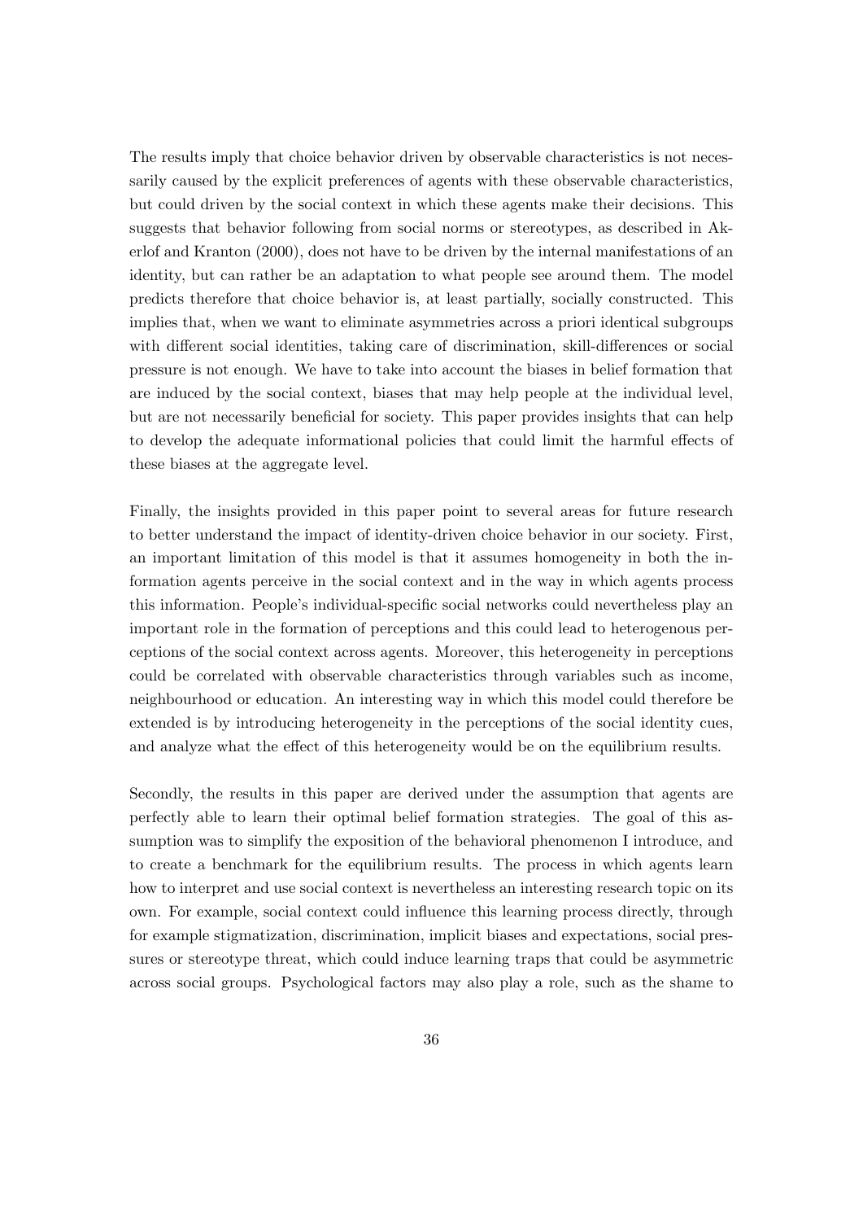The results imply that choice behavior driven by observable characteristics is not necessarily caused by the explicit preferences of agents with these observable characteristics, but could driven by the social context in which these agents make their decisions. This suggests that behavior following from social norms or stereotypes, as described in Akerlof and Kranton (2000), does not have to be driven by the internal manifestations of an identity, but can rather be an adaptation to what people see around them. The model predicts therefore that choice behavior is, at least partially, socially constructed. This implies that, when we want to eliminate asymmetries across a priori identical subgroups with different social identities, taking care of discrimination, skill-differences or social pressure is not enough. We have to take into account the biases in belief formation that are induced by the social context, biases that may help people at the individual level, but are not necessarily beneficial for society. This paper provides insights that can help to develop the adequate informational policies that could limit the harmful effects of these biases at the aggregate level.

Finally, the insights provided in this paper point to several areas for future research to better understand the impact of identity-driven choice behavior in our society. First, an important limitation of this model is that it assumes homogeneity in both the information agents perceive in the social context and in the way in which agents process this information. People's individual-specific social networks could nevertheless play an important role in the formation of perceptions and this could lead to heterogenous perceptions of the social context across agents. Moreover, this heterogeneity in perceptions could be correlated with observable characteristics through variables such as income, neighbourhood or education. An interesting way in which this model could therefore be extended is by introducing heterogeneity in the perceptions of the social identity cues, and analyze what the effect of this heterogeneity would be on the equilibrium results.

Secondly, the results in this paper are derived under the assumption that agents are perfectly able to learn their optimal belief formation strategies. The goal of this assumption was to simplify the exposition of the behavioral phenomenon I introduce, and to create a benchmark for the equilibrium results. The process in which agents learn how to interpret and use social context is nevertheless an interesting research topic on its own. For example, social context could influence this learning process directly, through for example stigmatization, discrimination, implicit biases and expectations, social pressures or stereotype threat, which could induce learning traps that could be asymmetric across social groups. Psychological factors may also play a role, such as the shame to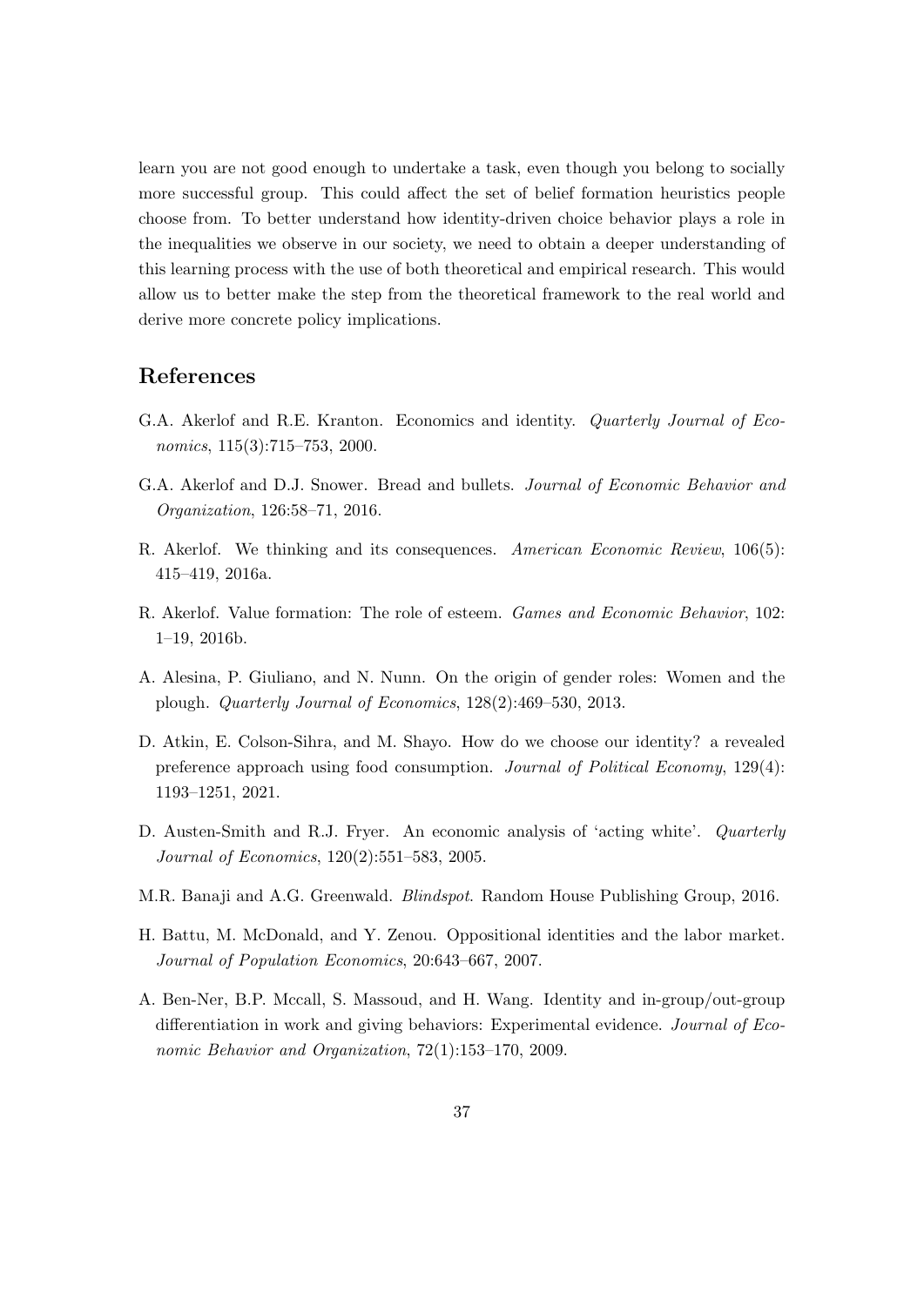learn you are not good enough to undertake a task, even though you belong to socially more successful group. This could affect the set of belief formation heuristics people choose from. To better understand how identity-driven choice behavior plays a role in the inequalities we observe in our society, we need to obtain a deeper understanding of this learning process with the use of both theoretical and empirical research. This would allow us to better make the step from the theoretical framework to the real world and derive more concrete policy implications.

## References

G.A. Akerlof and R.E. Kranton. Economics and identity. *Quarterly Journal of Economics*, 115(3):715–753, 2000.

G.A. Akerlof and D.J. Snower. Bread and bullets. *Journal of Economic Behavior and Organization*, 126:58–71, 2016.

R. Akerlof. We thinking and its consequences. *American Economic Review*, 106(5): 415–419, 2016a.

R. Akerlof. Value formation: The role of esteem. *Games and Economic Behavior*, 102: 1–19, 2016b.

A. Alesina, P. Giuliano, and N. Nunn. On the origin of gender roles: Women and the plough. *Quarterly Journal of Economics*, 128(2):469–530, 2013.

D. Atkin, E. Colson-Sihra, and M. Shayo. How do we choose our identity? a revealed preference approach using food consumption. *Journal of Political Economy*, 129(4): 1193–1251, 2021.

D. Austen-Smith and R.J. Fryer. An economic analysis of 'acting white'. *Quarterly Journal of Economics*, 120(2):551–583, 2005.

M.R. Banaji and A.G. Greenwald. *Blindspot*. Random House Publishing Group, 2016.

H. Battu, M. McDonald, and Y. Zenou. Oppositional identities and the labor market. *Journal of Population Economics*, 20:643–667, 2007.

A. Ben-Ner, B.P. Mccall, S. Massoud, and H. Wang. Identity and in-group/out-group differentiation in work and giving behaviors: Experimental evidence. *Journal of Economic Behavior and Organization*, 72(1):153–170, 2009.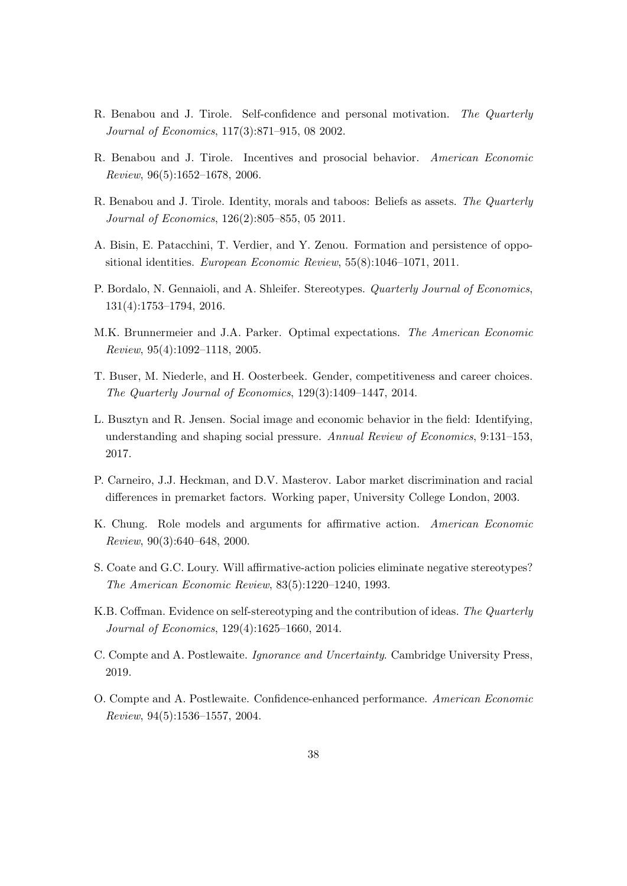R. Benabou and J. Tirole. Self-confidence and personal motivation. *The Quarterly Journal of Economics*, 117(3):871–915, 08 2002.

R. Benabou and J. Tirole. Incentives and prosocial behavior. *American Economic Review*, 96(5):1652–1678, 2006.

R. Benabou and J. Tirole. Identity, morals and taboos: Beliefs as assets. *The Quarterly Journal of Economics*, 126(2):805–855, 05 2011.

A. Bisin, E. Patacchini, T. Verdier, and Y. Zenou. Formation and persistence of oppositional identities. *European Economic Review*, 55(8):1046–1071, 2011.

P. Bordalo, N. Gennaioli, and A. Shleifer. Stereotypes. *Quarterly Journal of Economics*, 131(4):1753–1794, 2016.

M.K. Brunnermeier and J.A. Parker. Optimal expectations. *The American Economic Review*, 95(4):1092–1118, 2005.

T. Buser, M. Niederle, and H. Oosterbeek. Gender, competitiveness and career choices. *The Quarterly Journal of Economics*, 129(3):1409–1447, 2014.

L. Busztyn and R. Jensen. Social image and economic behavior in the field: Identifying, understanding and shaping social pressure. *Annual Review of Economics*, 9:131–153, 2017.

P. Carneiro, J.J. Heckman, and D.V. Masterov. Labor market discrimination and racial differences in premarket factors. Working paper, University College London, 2003.

K. Chung. Role models and arguments for affirmative action. *American Economic Review*, 90(3):640–648, 2000.

S. Coate and G.C. Loury. Will affirmative-action policies eliminate negative stereotypes? *The American Economic Review*, 83(5):1220–1240, 1993.

K.B. Coffman. Evidence on self-stereotyping and the contribution of ideas. *The Quarterly Journal of Economics*, 129(4):1625–1660, 2014.

C. Compte and A. Postlewaite. *Ignorance and Uncertainty*. Cambridge University Press, 2019.

O. Compte and A. Postlewaite. Confidence-enhanced performance. *American Economic Review*, 94(5):1536–1557, 2004.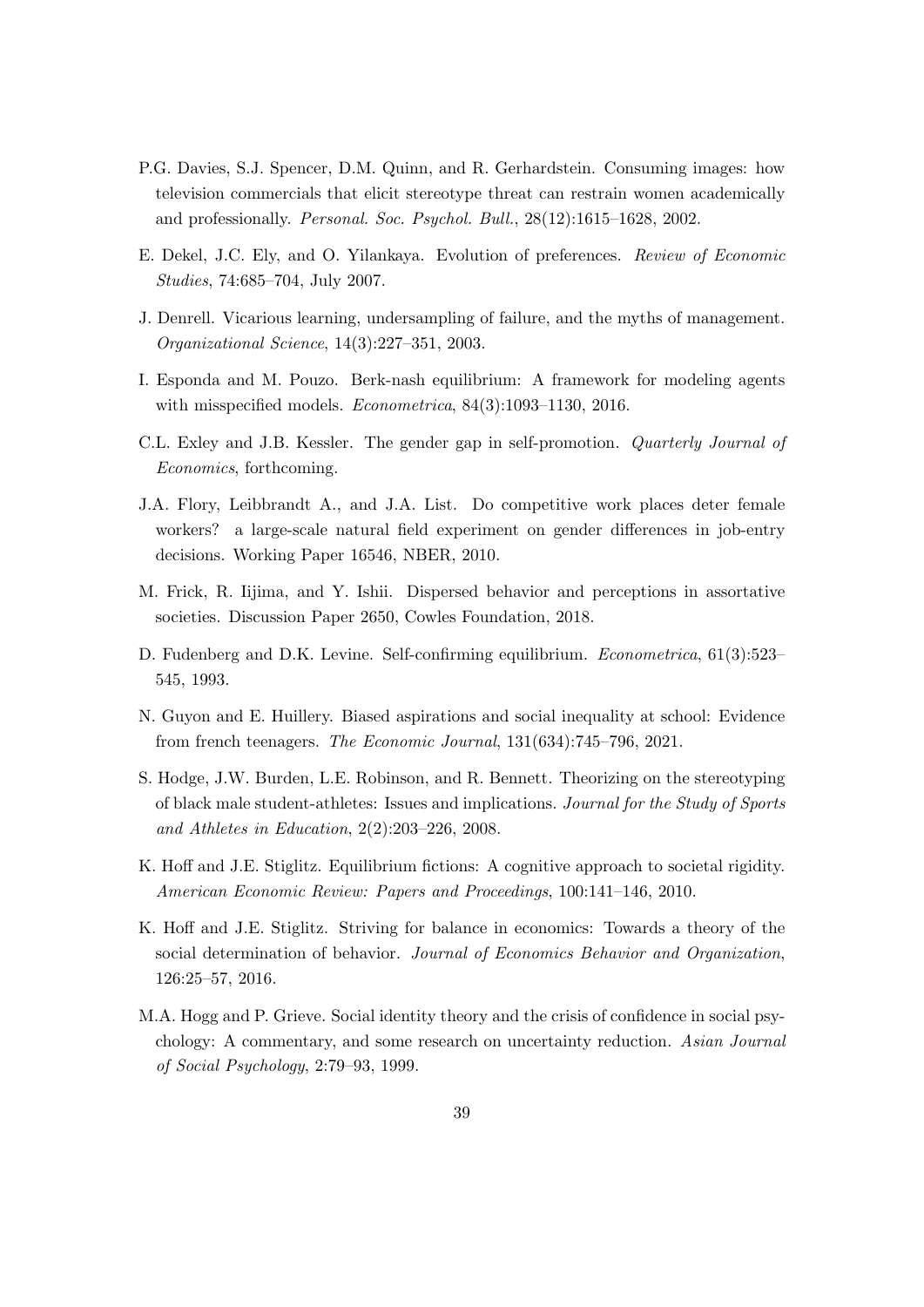P.G. Davies, S.J. Spencer, D.M. Quinn, and R. Gerhardstein. Consuming images: how television commercials that elicit stereotype threat can restrain women academically and professionally. *Personal. Soc. Psychol. Bull.*, 28(12):1615–1628, 2002.

E. Dekel, J.C. Ely, and O. Yilankaya. Evolution of preferences. *Review of Economic Studies*, 74:685–704, July 2007.

J. Denrell. Vicarious learning, undersampling of failure, and the myths of management. *Organizational Science*, 14(3):227–351, 2003.

I. Esponda and M. Pouzo. Berk-nash equilibrium: A framework for modeling agents with misspecified models. *Econometrica*, 84(3):1093–1130, 2016.

C.L. Exley and J.B. Kessler. The gender gap in self-promotion. *Quarterly Journal of Economics*, forthcoming.

J.A. Flory, Leibbrandt A., and J.A. List. Do competitive work places deter female workers? a large-scale natural field experiment on gender differences in job-entry decisions. Working Paper 16546, NBER, 2010.

M. Frick, R. Iijima, and Y. Ishii. Dispersed behavior and perceptions in assortative societies. Discussion Paper 2650, Cowles Foundation, 2018.

D. Fudenberg and D.K. Levine. Self-confirming equilibrium. *Econometrica*, 61(3):523–545, 1993.

N. Guyon and E. Huillery. Biased aspirations and social inequality at school: Evidence from french teenagers. *The Economic Journal*, 131(634):745–796, 2021.

S. Hodge, J.W. Burden, L.E. Robinson, and R. Bennett. Theorizing on the stereotyping of black male student-athletes: Issues and implications. *Journal for the Study of Sports and Athletes in Education*, 2(2):203–226, 2008.

K. Hoff and J.E. Stiglitz. Equilibrium fictions: A cognitive approach to societal rigidity. *American Economic Review: Papers and Proceedings*, 100:141–146, 2010.

K. Hoff and J.E. Stiglitz. Striving for balance in economics: Towards a theory of the social determination of behavior. *Journal of Economics Behavior and Organization*, 126:25–57, 2016.

M.A. Hogg and P. Grieve. Social identity theory and the crisis of confidence in social psychology: A commentary, and some research on uncertainty reduction. *Asian Journal of Social Psychology*, 2:79–93, 1999.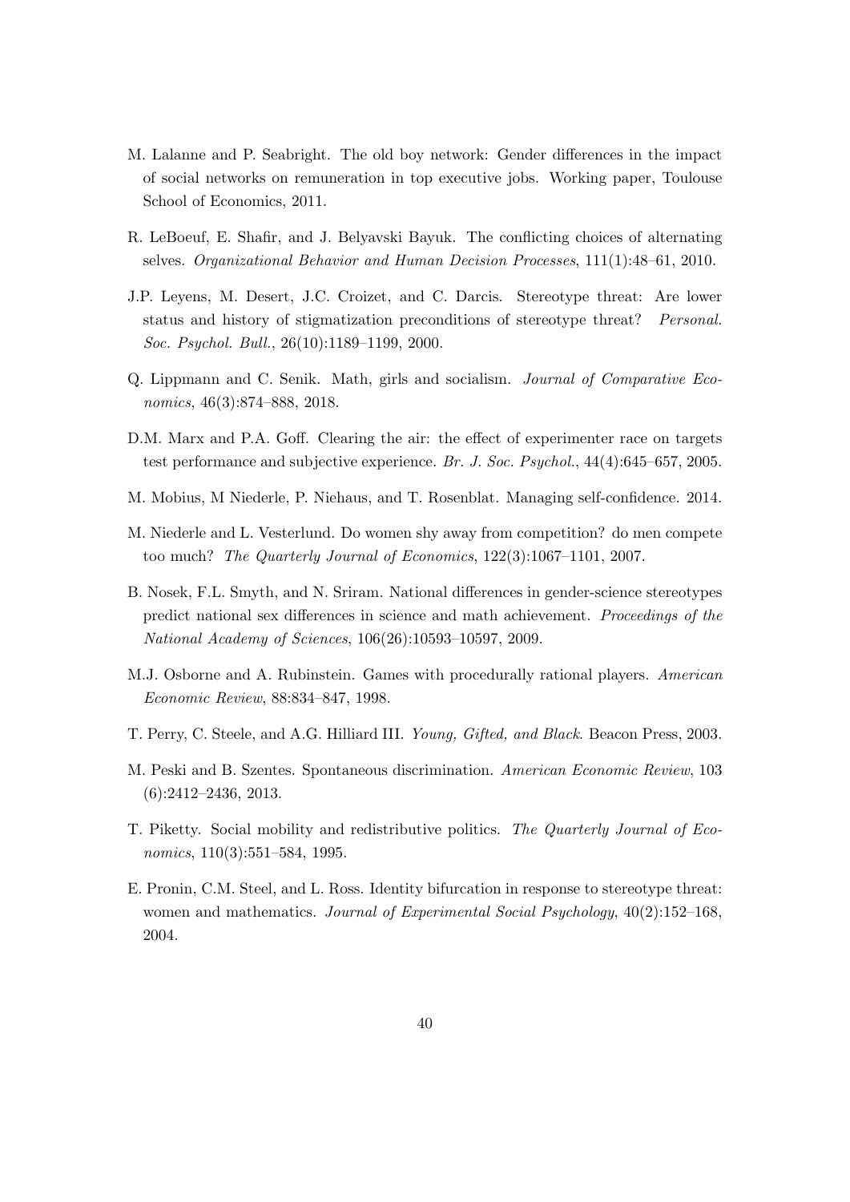M. Lalanne and P. Seabright. The old boy network: Gender differences in the impact of social networks on remuneration in top executive jobs. Working paper, Toulouse School of Economics, 2011.

R. LeBoeuf, E. Shafir, and J. Belyavski Bayuk. The conflicting choices of alternating selves. *Organizational Behavior and Human Decision Processes*, 111(1):48–61, 2010.

J.P. Leyens, M. Desert, J.C. Croizet, and C. Darcis. Stereotype threat: Are lower status and history of stigmatization preconditions of stereotype threat? *Personal. Soc. Psychol. Bull.*, 26(10):1189–1199, 2000.

Q. Lippmann and C. Senik. Math, girls and socialism. *Journal of Comparative Economics*, 46(3):874–888, 2018.

D.M. Marx and P.A. Goff. Clearing the air: the effect of experimenter race on targets test performance and subjective experience. *Br. J. Soc. Psychol.*, 44(4):645–657, 2005.

M. Mobius, M Niederle, P. Niehaus, and T. Rosenblat. Managing self-confidence. 2014.

M. Niederle and L. Vesterlund. Do women shy away from competition? do men compete too much? *The Quarterly Journal of Economics*, 122(3):1067–1101, 2007.

B. Nosek, F.L. Smyth, and N. Sriram. National differences in gender-science stereotypes predict national sex differences in science and math achievement. *Proceedings of the National Academy of Sciences*, 106(26):10593–10597, 2009.

M.J. Osborne and A. Rubinstein. Games with procedurally rational players. *American Economic Review*, 88:834–847, 1998.

T. Perry, C. Steele, and A.G. Hilliard III. *Young, Gifted, and Black*. Beacon Press, 2003.

M. Peski and B. Szentes. Spontaneous discrimination. *American Economic Review*, 103 (6):2412–2436, 2013.

T. Piketty. Social mobility and redistributive politics. *The Quarterly Journal of Economics*, 110(3):551–584, 1995.

E. Pronin, C.M. Steel, and L. Ross. Identity bifurcation in response to stereotype threat: women and mathematics. *Journal of Experimental Social Psychology*, 40(2):152–168, 2004.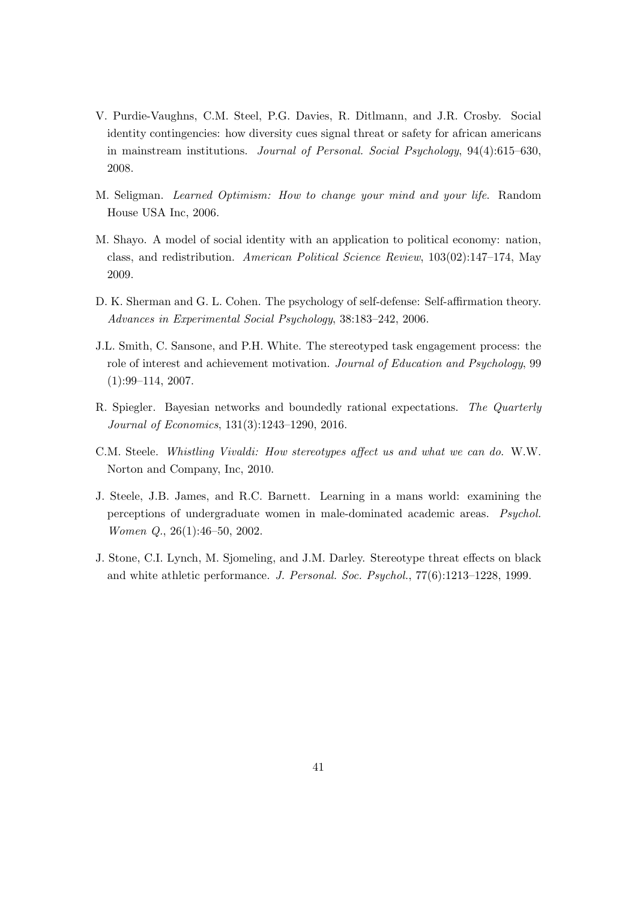V. Purdie-Vaughns, C.M. Steel, P.G. Davies, R. Ditlmann, and J.R. Crosby. Social identity contingencies: how diversity cues signal threat or safety for african americans in mainstream institutions. *Journal of Personal. Social Psychology*, 94(4):615–630, 2008.

M. Seligman. *Learned Optimism: How to change your mind and your life*. Random House USA Inc, 2006.

M. Shayo. A model of social identity with an application to political economy: nation, class, and redistribution. *American Political Science Review*, 103(02):147–174, May 2009.

D. K. Sherman and G. L. Cohen. The psychology of self-defense: Self-affirmation theory. *Advances in Experimental Social Psychology*, 38:183–242, 2006.

J.L. Smith, C. Sansone, and P.H. White. The stereotyped task engagement process: the role of interest and achievement motivation. *Journal of Education and Psychology*, 99 (1):99–114, 2007.

R. Spiegler. Bayesian networks and boundedly rational expectations. *The Quarterly Journal of Economics*, 131(3):1243–1290, 2016.

C.M. Steele. *Whistling Vivaldi: How stereotypes affect us and what we can do.* W.W. Norton and Company, Inc, 2010.

J. Steele, J.B. James, and R.C. Barnett. Learning in a mans world: examining the perceptions of undergraduate women in male-dominated academic areas. *Psychol. Women Q.*, 26(1):46–50, 2002.

J. Stone, C.I. Lynch, M. Sjomeling, and J.M. Darley. Stereotype threat effects on black and white athletic performance. *J. Personal. Soc. Psychol.*, 77(6):1213–1228, 1999.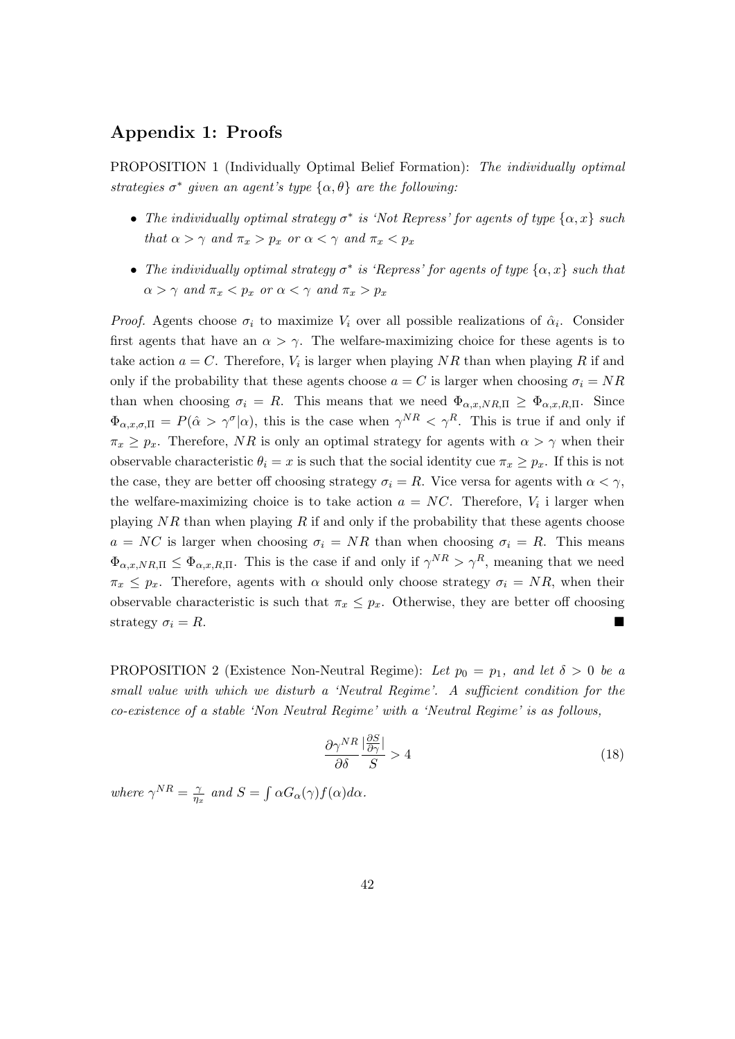## Appendix 1: Proofs

PROPOSITION 1 (Individually Optimal Belief Formation): *The individually optimal strategies $\sigma^*$ given an agent's type $\{\alpha, \theta\}$ are the following:*

- *The individually optimal strategy $\sigma^*$ is 'Not Repress' for agents of type $\{\alpha, x\}$ such that $\alpha > \gamma$ and $\pi_x > p_x$ or $\alpha < \gamma$ and $\pi_x < p_x$*
- *The individually optimal strategy $\sigma^*$ is 'Repress' for agents of type $\{\alpha, x\}$ such that $\alpha > \gamma$ and $\pi_x < p_x$ or $\alpha < \gamma$ and $\pi_x > p_x$*

*Proof.* Agents choose $\sigma_i$ to maximize $V_i$ over all possible realizations of $\hat{\alpha}_i$. Consider first agents that have an $\alpha > \gamma$. The welfare-maximizing choice for these agents is to take action $a = C$. Therefore, $V_i$ is larger when playing $NR$ than when playing $R$ if and only if the probability that these agents choose $a = C$ is larger when choosing $\sigma_i = NR$ than when choosing $\sigma_i = R$. This means that we need $\Phi_{\alpha,x,NR,\Pi} \geq \Phi_{\alpha,x,R,\Pi}$. Since $\Phi_{\alpha,x,\sigma,\Pi} = P(\hat{\alpha} > \gamma^{\sigma}|\alpha)$, this is the case when $\gamma^{NR} < \gamma^{R}$. This is true if and only if $\pi_x \geq p_x$. Therefore, $NR$ is only an optimal strategy for agents with $\alpha > \gamma$ when their observable characteristic $\theta_i = x$ is such that the social identity cue $\pi_x \geq p_x$. If this is not the case, they are better off choosing strategy $\sigma_i = R$. Vice versa for agents with $\alpha < \gamma$, the welfare-maximizing choice is to take action $a = NC$. Therefore, $V_i$ i larger when playing $NR$ than when playing $R$ if and only if the probability that these agents choose $a = NC$ is larger when choosing $\sigma_i = NR$ than when choosing $\sigma_i = R$. This means $\Phi_{\alpha,x,NR,\Pi} \leq \Phi_{\alpha,x,R,\Pi}$. This is the case if and only if $\gamma^{NR} > \gamma^{R}$, meaning that we need $\pi_x \leq p_x$. Therefore, agents with $\alpha$ should only choose strategy $\sigma_i = NR$, when their observable characteristic is such that $\pi_x \leq p_x$. Otherwise, they are better off choosing strategy $\sigma_i = R$. ∎

PROPOSITION 2 (Existence Non-Neutral Regime): *Let $p_0 = p_1$, and let $\delta > 0$ be a small value with which we disturb a 'Neutral Regime'. A sufficient condition for the co-existence of a stable 'Non Neutral Regime' with a 'Neutral Regime' is as follows,*

$$\frac{\partial \gamma^{NR}}{\partial \delta} \frac{|\frac{\partial S}{\partial \gamma}|}{S} > 4 \tag{18}$$

*where $\gamma^{NR} = \frac{\gamma}{\eta_x}$ and $S = \int \alpha G_{\alpha}(\gamma) f(\alpha) d\alpha$.*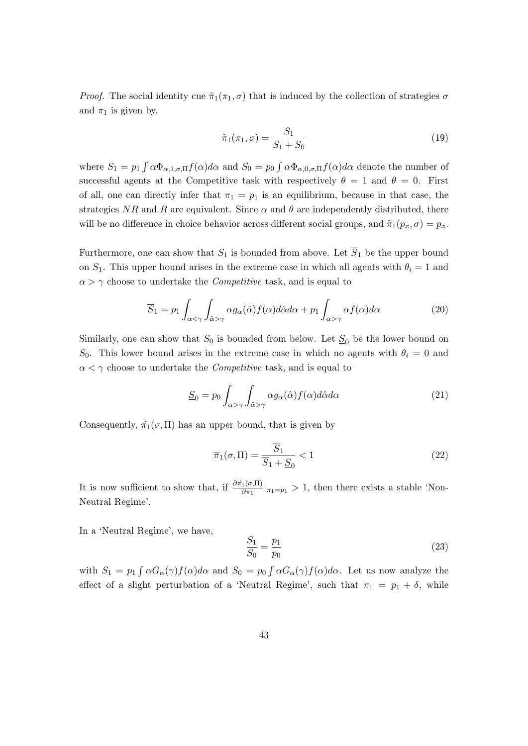*Proof.* The social identity cue $\tilde{\pi}_1(\pi_1, \sigma)$ that is induced by the collection of strategies $\sigma$ and $\pi_1$ is given by,

$$\tilde{\pi}_1(\pi_1, \sigma) = \frac{S_1}{S_1 + S_0} \tag{19}$$

where $S_1 = p_1 \int \alpha \Phi_{\alpha,1,\sigma,\Pi} f(\alpha) d\alpha$ and $S_0 = p_0 \int \alpha \Phi_{\alpha,0,\sigma,\Pi} f(\alpha) d\alpha$ denote the number of successful agents at the Competitive task with respectively $\theta = 1$ and $\theta = 0$. First of all, one can directly infer that $\pi_1 = p_1$ is an equilibrium, because in that case, the strategies $NR$ and $R$ are equivalent. Since $\alpha$ and $\theta$ are independently distributed, there will be no difference in choice behavior across different social groups, and $\tilde{\pi}_1(p_x, \sigma) = p_x$.

Furthermore, one can show that $S_1$ is bounded from above. Let $\overline{S}_1$ be the upper bound on $S_1$. This upper bound arises in the extreme case in which all agents with $\theta_i = 1$ and $\alpha > \gamma$ choose to undertake the *Competitive* task, and is equal to

$$\overline{S}_1 = p_1 \int_{\alpha < \gamma} \int_{\hat{\alpha} > \gamma} \alpha g_\alpha(\hat{\alpha}) f(\alpha) d\hat{\alpha} d\alpha + p_1 \int_{\alpha > \gamma} \alpha f(\alpha) d\alpha \tag{20}$$

Similarly, one can show that $S_0$ is bounded from below. Let $\underline{S}_0$ be the lower bound on $S_0$. This lower bound arises in the extreme case in which no agents with $\theta_i = 0$ and $\alpha < \gamma$ choose to undertake the *Competitive* task, and is equal to

$$\underline{S}_0 = p_0 \int_{\alpha > \gamma} \int_{\hat{\alpha} > \gamma} \alpha g_\alpha(\hat{\alpha}) f(\alpha) d\hat{\alpha} d\alpha \tag{21}$$

Consequently, $\tilde{\pi}_1(\sigma, \Pi)$ has an upper bound, that is given by

$$\overline{\pi}_1(\sigma, \Pi) = \frac{\overline{S}_1}{\overline{S}_1 + \underline{S}_0} < 1 \tag{22}$$

It is now sufficient to show that, if $\frac{\partial \tilde{\pi}_1(\sigma, \Pi)}{\partial \pi_1}|_{\pi_1 = p_1} > 1$, then there exists a stable 'Non-Neutral Regime'.

In a 'Neutral Regime', we have,

$$\frac{S_1}{S_0} = \frac{p_1}{p_0} \tag{23}$$

with $S_1 = p_1 \int \alpha G_\alpha(\gamma) f(\alpha) d\alpha$ and $S_0 = p_0 \int \alpha G_\alpha(\gamma) f(\alpha) d\alpha$. Let us now analyze the effect of a slight perturbation of a 'Neutral Regime', such that $\pi_1 = p_1 + \delta$, while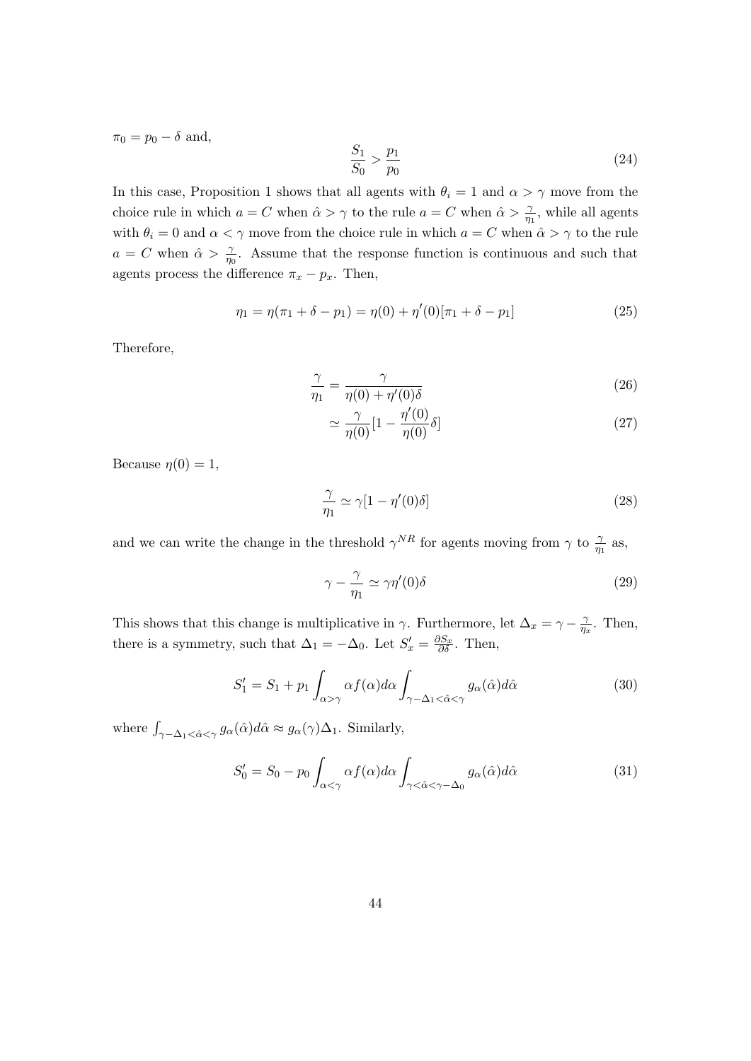$\pi_0 = p_0 - \delta$ and,

$$\frac{S_1}{S_0} > \frac{p_1}{p_0} \tag{24}$$

In this case, Proposition 1 shows that all agents with $\theta_i = 1$ and $\alpha > \gamma$ move from the choice rule in which $a = C$ when $\hat{\alpha} > \gamma$ to the rule $a = C$ when $\hat{\alpha} > \frac{\gamma}{\eta_1}$, while all agents with $\theta_i = 0$ and $\alpha < \gamma$ move from the choice rule in which $a = C$ when $\hat{\alpha} > \gamma$ to the rule $a = C$ when $\hat{\alpha} > \frac{\gamma}{\eta_0}$. Assume that the response function is continuous and such that agents process the difference $\pi_x - p_x$. Then,

$$\eta_1 = \eta(\pi_1 + \delta - p_1) = \eta(0) + \eta'(0)[\pi_1 + \delta - p_1] \tag{25}$$

Therefore,

$$\frac{\gamma}{\eta_1} = \frac{\gamma}{\eta(0) + \eta'(0)\delta} \tag{26}$$

$$\simeq \frac{\gamma}{\eta(0)}[1 - \frac{\eta'(0)}{\eta(0)}\delta] \tag{27}$$

Because $\eta(0) = 1$,

$$\frac{\gamma}{\eta_1} \simeq \gamma[1 - \eta'(0)\delta] \tag{28}$$

and we can write the change in the threshold $\gamma^{NR}$ for agents moving from $\gamma$ to $\frac{\gamma}{\eta_1}$ as,

$$\gamma - \frac{\gamma}{\eta_1} \simeq \gamma\eta'(0)\delta \tag{29}$$

This shows that this change is multiplicative in $\gamma$. Furthermore, let $\Delta_x = \gamma - \frac{\gamma}{\eta_x}$. Then, there is a symmetry, such that $\Delta_1 = -\Delta_0$. Let $S'_x = \frac{\partial S_x}{\partial \delta}$. Then,

$$S'_1 = S_1 + p_1 \int_{\alpha > \gamma} \alpha f(\alpha) d\alpha \int_{\gamma - \Delta_1 < \hat{\alpha} < \gamma} g_\alpha(\hat{\alpha}) d\hat{\alpha} \tag{30}$$

where $\int_{\gamma - \Delta_1 < \hat{\alpha} < \gamma} g_\alpha(\hat{\alpha}) d\hat{\alpha} \approx g_\alpha(\gamma)\Delta_1$. Similarly,

$$S'_0 = S_0 - p_0 \int_{\alpha < \gamma} \alpha f(\alpha) d\alpha \int_{\gamma < \hat{\alpha} < \gamma - \Delta_0} g_\alpha(\hat{\alpha}) d\hat{\alpha} \tag{31}$$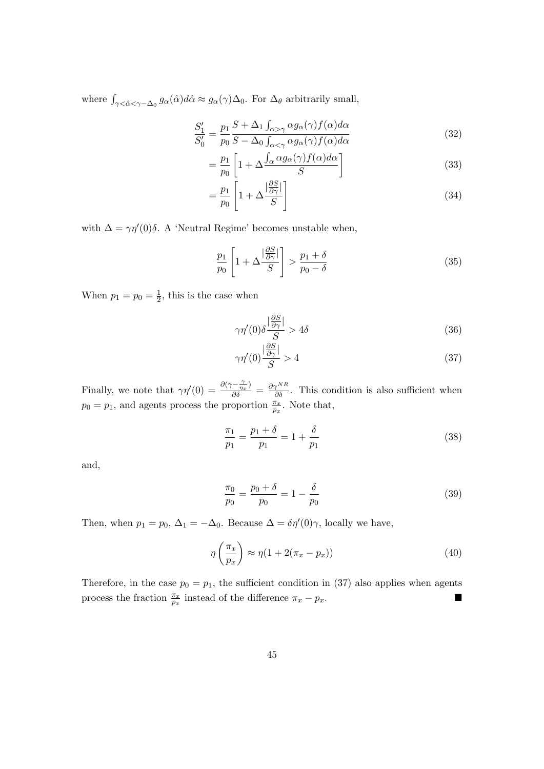where $\int_{\gamma<\hat{\alpha}<\gamma-\Delta_0} g_\alpha(\hat{\alpha})d\hat{\alpha} \approx g_\alpha(\gamma)\Delta_0$. For $\Delta_\theta$ arbitrarily small,

$$\frac{S_1'}{S_0'} = \frac{p_1}{p_0}\frac{S + \Delta_1 \int_{\alpha>\gamma} \alpha g_\alpha(\gamma) f(\alpha) d\alpha}{S - \Delta_0 \int_{\alpha<\gamma} \alpha g_\alpha(\gamma) f(\alpha) d\alpha} \tag{32}$$

$$= \frac{p_1}{p_0}\left[1 + \Delta \frac{\int_\alpha \alpha g_\alpha(\gamma) f(\alpha) d\alpha}{S}\right] \tag{33}$$

$$= \frac{p_1}{p_0}\left[1 + \Delta \frac{|\frac{\partial S}{\partial \gamma}|}{S}\right] \tag{34}$$

with $\Delta = \gamma\eta'(0)\delta$. A 'Neutral Regime' becomes unstable when,

$$\frac{p_1}{p_0}\left[1 + \Delta \frac{|\frac{\partial S}{\partial \gamma}|}{S}\right] > \frac{p_1+\delta}{p_0-\delta} \tag{35}$$

When $p_1 = p_0 = \frac{1}{2}$, this is the case when

$$\gamma\eta'(0)\delta \frac{|\frac{\partial S}{\partial \gamma}|}{S} > 4\delta \tag{36}$$

$$\gamma\eta'(0) \frac{|\frac{\partial S}{\partial \gamma}|}{S} > 4 \tag{37}$$

Finally, we note that $\gamma\eta'(0) = \frac{\partial(\gamma - \frac{\gamma}{\eta_x})}{\partial \delta} = \frac{\partial \gamma^{NR}}{\partial \delta}$. This condition is also sufficient when $p_0 = p_1$, and agents process the proportion $\frac{\pi_x}{p_x}$. Note that,

$$\frac{\pi_1}{p_1} = \frac{p_1+\delta}{p_1} = 1 + \frac{\delta}{p_1} \tag{38}$$

and,

$$\frac{\pi_0}{p_0} = \frac{p_0+\delta}{p_0} = 1 - \frac{\delta}{p_0} \tag{39}$$

Then, when $p_1 = p_0$, $\Delta_1 = -\Delta_0$. Because $\Delta = \delta\eta'(0)\gamma$, locally we have,

$$\eta\left(\frac{\pi_x}{p_x}\right) \approx \eta(1 + 2(\pi_x - p_x)) \tag{40}$$

Therefore, in the case $p_0 = p_1$, the sufficient condition in (37) also applies when agents process the fraction $\frac{\pi_x}{p_x}$ instead of the difference $\pi_x - p_x$. ∎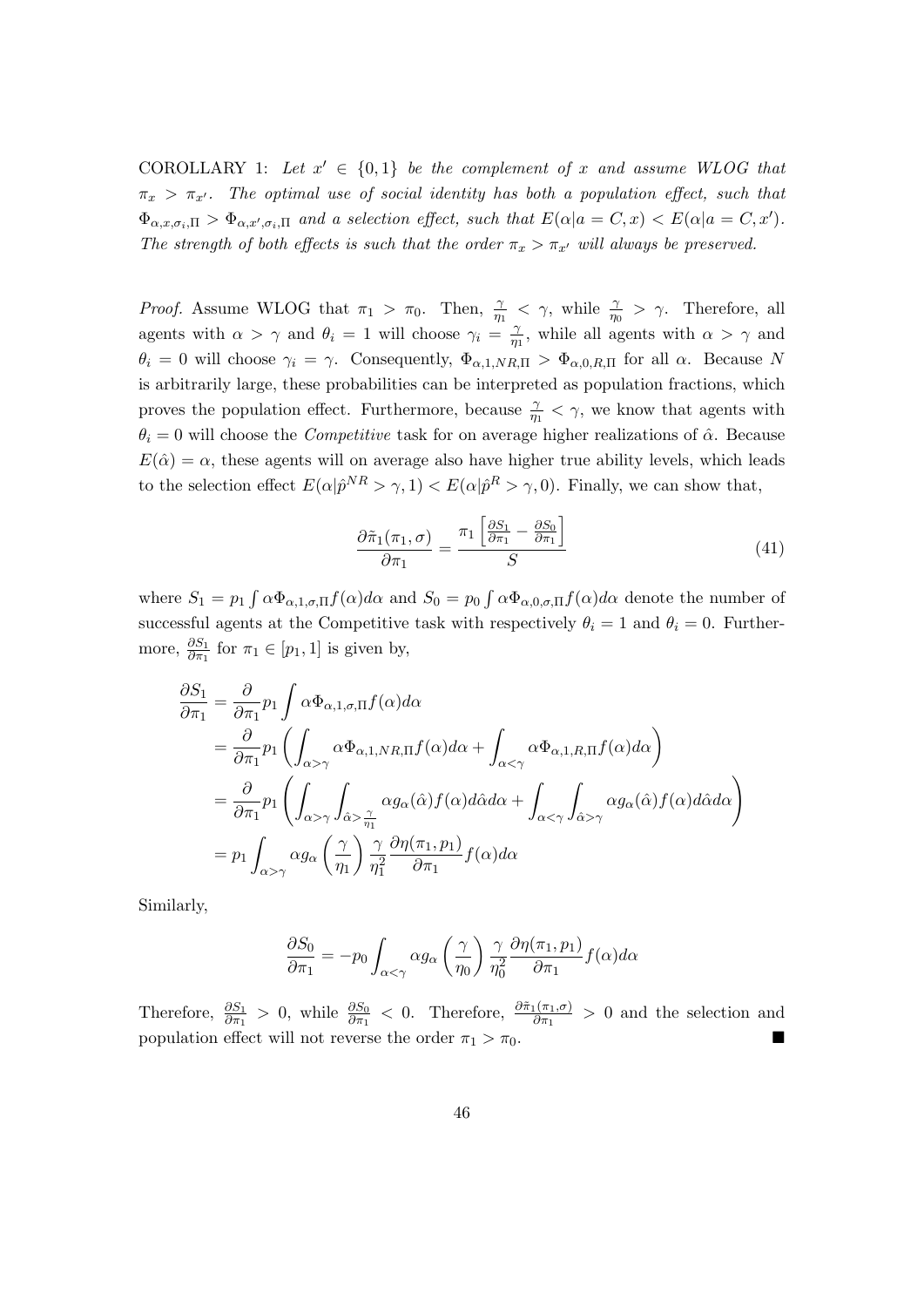COROLLARY 1: *Let $x' \in \{0,1\}$ be the complement of $x$ and assume WLOG that $\pi_x > \pi_{x'}$. The optimal use of social identity has both a population effect, such that $\Phi_{\alpha,x,\sigma_i,\Pi} > \Phi_{\alpha,x',\sigma_i,\Pi}$ and a selection effect, such that $E(\alpha|a = C, x) < E(\alpha|a = C, x')$. The strength of both effects is such that the order $\pi_x > \pi_{x'}$ will always be preserved.*

*Proof.* Assume WLOG that $\pi_1 > \pi_0$. Then, $\frac{\gamma}{\eta_1} < \gamma$, while $\frac{\gamma}{\eta_0} > \gamma$. Therefore, all agents with $\alpha > \gamma$ and $\theta_i = 1$ will choose $\gamma_i = \frac{\gamma}{\eta_1}$, while all agents with $\alpha > \gamma$ and $\theta_i = 0$ will choose $\gamma_i = \gamma$. Consequently, $\Phi_{\alpha,1,NR,\Pi} > \Phi_{\alpha,0,R,\Pi}$ for all $\alpha$. Because $N$ is arbitrarily large, these probabilities can be interpreted as population fractions, which proves the population effect. Furthermore, because $\frac{\gamma}{\eta_1} < \gamma$, we know that agents with $\theta_i = 0$ will choose the *Competitive* task for on average higher realizations of $\hat{\alpha}$. Because $E(\hat{\alpha}) = \alpha$, these agents will on average also have higher true ability levels, which leads to the selection effect $E(\alpha|\hat{p}^{NR} > \gamma, 1) < E(\alpha|\hat{p}^{R} > \gamma, 0)$. Finally, we can show that,

$$\frac{\partial \tilde{\pi}_1(\pi_1, \sigma)}{\partial \pi_1} = \frac{\pi_1 \left[ \frac{\partial S_1}{\partial \pi_1} - \frac{\partial S_0}{\partial \pi_1} \right]}{S} \tag{41}$$

where $S_1 = p_1 \int \alpha \Phi_{\alpha,1,\sigma,\Pi} f(\alpha) d\alpha$ and $S_0 = p_0 \int \alpha \Phi_{\alpha,0,\sigma,\Pi} f(\alpha) d\alpha$ denote the number of successful agents at the Competitive task with respectively $\theta_i = 1$ and $\theta_i = 0$. Furthermore, $\frac{\partial S_1}{\partial \pi_1}$ for $\pi_1 \in [p_1, 1]$ is given by,

$$\begin{aligned}
\frac{\partial S_1}{\partial \pi_1} &= \frac{\partial}{\partial \pi_1} p_1 \int \alpha \Phi_{\alpha,1,\sigma,\Pi} f(\alpha) d\alpha \\
&= \frac{\partial}{\partial \pi_1} p_1 \left( \int_{\alpha > \gamma} \alpha \Phi_{\alpha,1,NR,\Pi} f(\alpha) d\alpha + \int_{\alpha < \gamma} \alpha \Phi_{\alpha,1,R,\Pi} f(\alpha) d\alpha \right) \\
&= \frac{\partial}{\partial \pi_1} p_1 \left( \int_{\alpha > \gamma} \int_{\hat{\alpha} > \frac{\gamma}{\eta_1}} \alpha g_\alpha(\hat{\alpha}) f(\alpha) d\hat{\alpha} d\alpha + \int_{\alpha < \gamma} \int_{\hat{\alpha} > \gamma} \alpha g_\alpha(\hat{\alpha}) f(\alpha) d\hat{\alpha} d\alpha \right) \\
&= p_1 \int_{\alpha > \gamma} \alpha g_\alpha \left( \frac{\gamma}{\eta_1} \right) \frac{\gamma}{\eta_1^2} \frac{\partial \eta(\pi_1, p_1)}{\partial \pi_1} f(\alpha) d\alpha
\end{aligned}$$

Similarly,

$$\frac{\partial S_0}{\partial \pi_1} = -p_0 \int_{\alpha < \gamma} \alpha g_\alpha \left( \frac{\gamma}{\eta_0} \right) \frac{\gamma}{\eta_0^2} \frac{\partial \eta(\pi_1, p_1)}{\partial \pi_1} f(\alpha) d\alpha$$

Therefore, $\frac{\partial S_1}{\partial \pi_1} > 0$, while $\frac{\partial S_0}{\partial \pi_1} < 0$. Therefore, $\frac{\partial \tilde{\pi}_1(\pi_1, \sigma)}{\partial \pi_1} > 0$ and the selection and population effect will not reverse the order $\pi_1 > \pi_0$. ■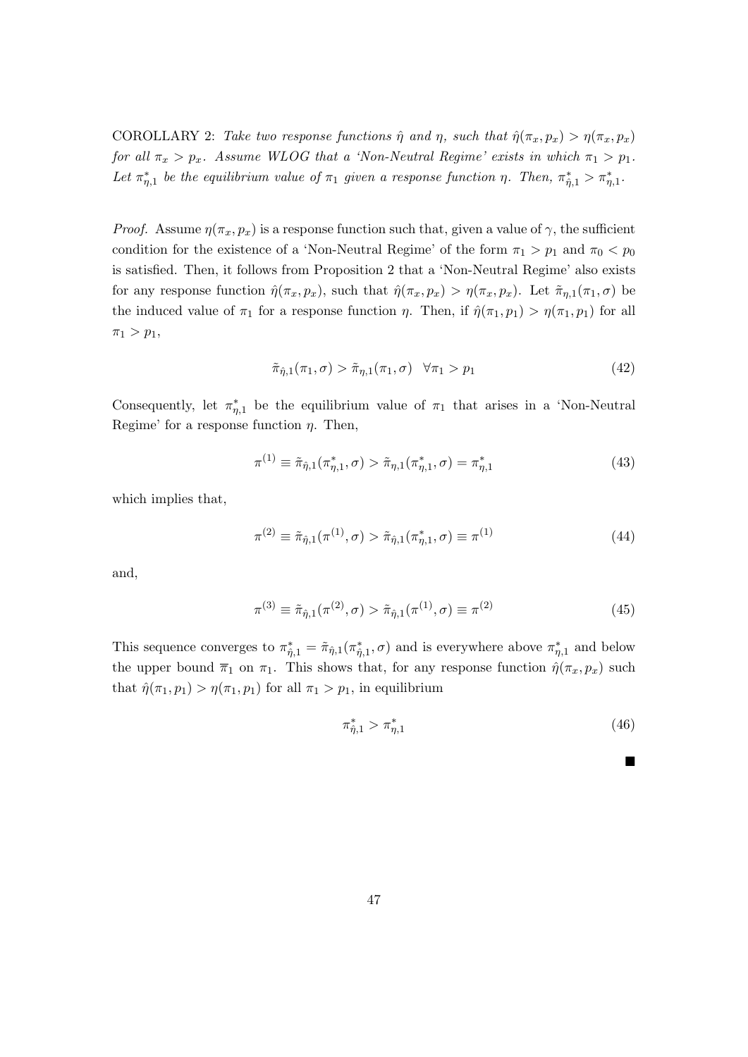COROLLARY 2: *Take two response functions $\hat{\eta}$ and $\eta$, such that $\hat{\eta}(\pi_x, p_x) > \eta(\pi_x, p_x)$ for all $\pi_x > p_x$. Assume WLOG that a 'Non-Neutral Regime' exists in which $\pi_1 > p_1$. Let $\pi^*_{\eta,1}$ be the equilibrium value of $\pi_1$ given a response function $\eta$. Then, $\pi^*_{\hat{\eta},1} > \pi^*_{\eta,1}$.*

*Proof.* Assume $\eta(\pi_x, p_x)$ is a response function such that, given a value of $\gamma$, the sufficient condition for the existence of a 'Non-Neutral Regime' of the form $\pi_1 > p_1$ and $\pi_0 < p_0$ is satisfied. Then, it follows from Proposition 2 that a 'Non-Neutral Regime' also exists for any response function $\hat{\eta}(\pi_x, p_x)$, such that $\hat{\eta}(\pi_x, p_x) > \eta(\pi_x, p_x)$. Let $\tilde{\pi}_{\eta,1}(\pi_1, \sigma)$ be the induced value of $\pi_1$ for a response function $\eta$. Then, if $\hat{\eta}(\pi_1, p_1) > \eta(\pi_1, p_1)$ for all $\pi_1 > p_1$,

$$\tilde{\pi}_{\hat{\eta},1}(\pi_1, \sigma) > \tilde{\pi}_{\eta,1}(\pi_1, \sigma) \quad \forall \pi_1 > p_1 \tag{42}$$

Consequently, let $\pi^*_{\eta,1}$ be the equilibrium value of $\pi_1$ that arises in a 'Non-Neutral Regime' for a response function $\eta$. Then,

$$\pi^{(1)} \equiv \tilde{\pi}_{\hat{\eta},1}(\pi^*_{\eta,1}, \sigma) > \tilde{\pi}_{\eta,1}(\pi^*_{\eta,1}, \sigma) = \pi^*_{\eta,1} \tag{43}$$

which implies that,

$$\pi^{(2)} \equiv \tilde{\pi}_{\hat{\eta},1}(\pi^{(1)}, \sigma) > \tilde{\pi}_{\hat{\eta},1}(\pi^*_{\eta,1}, \sigma) \equiv \pi^{(1)} \tag{44}$$

and,

$$\pi^{(3)} \equiv \tilde{\pi}_{\hat{\eta},1}(\pi^{(2)}, \sigma) > \tilde{\pi}_{\hat{\eta},1}(\pi^{(1)}, \sigma) \equiv \pi^{(2)} \tag{45}$$

This sequence converges to $\pi^*_{\hat{\eta},1} = \tilde{\pi}_{\hat{\eta},1}(\pi^*_{\hat{\eta},1}, \sigma)$ and is everywhere above $\pi^*_{\eta,1}$ and below the upper bound $\overline{\pi}_1$ on $\pi_1$. This shows that, for any response function $\hat{\eta}(\pi_x, p_x)$ such that $\hat{\eta}(\pi_1, p_1) > \eta(\pi_1, p_1)$ for all $\pi_1 > p_1$, in equilibrium

$$\pi^*_{\hat{\eta},1} > \pi^*_{\eta,1} \tag{46}$$

■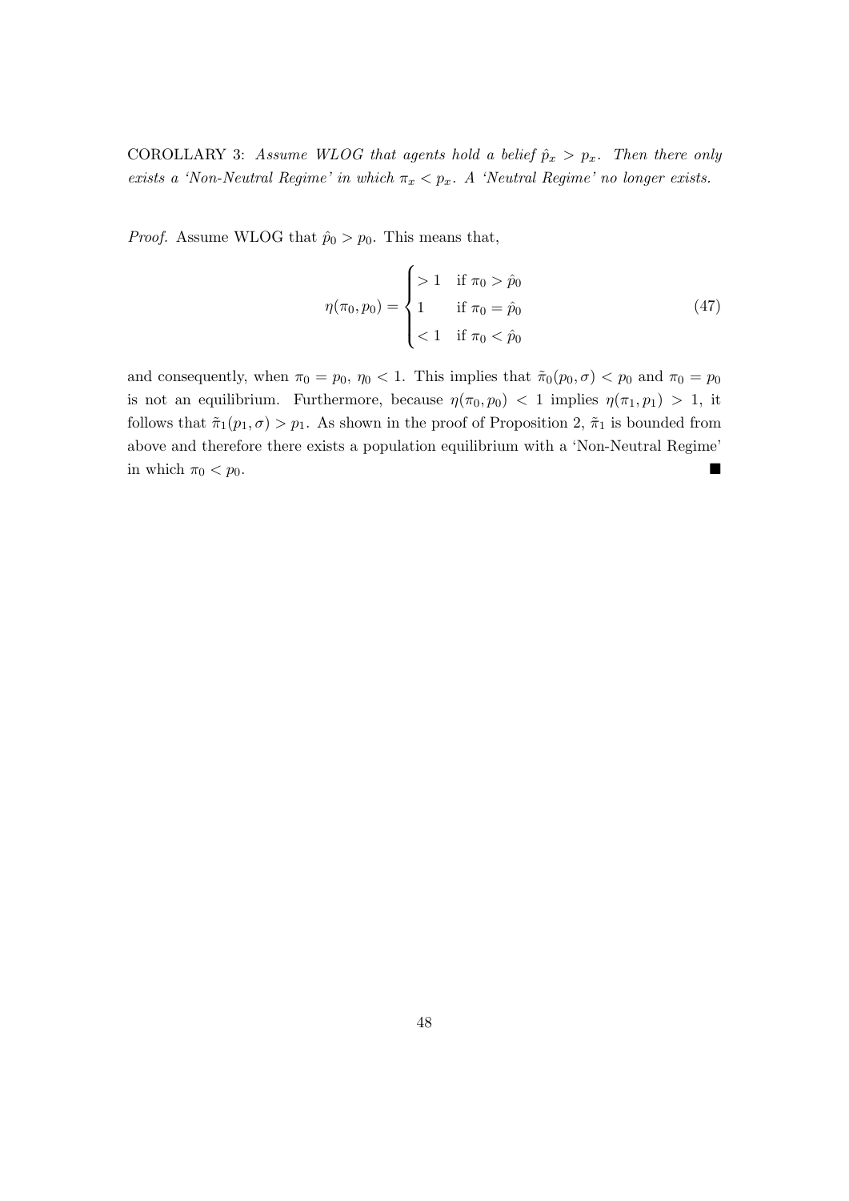COROLLARY 3: *Assume WLOG that agents hold a belief $\hat{p}_x > p_x$. Then there only exists a 'Non-Neutral Regime' in which $\pi_x < p_x$. A 'Neutral Regime' no longer exists.*

*Proof.* Assume WLOG that $\hat{p}_0 > p_0$. This means that,

$$\eta(\pi_0, p_0) = \begin{cases} > 1 & \text{if } \pi_0 > \hat{p}_0 \\ 1 & \text{if } \pi_0 = \hat{p}_0 \\ < 1 & \text{if } \pi_0 < \hat{p}_0 \end{cases} \tag{47}$$

and consequently, when $\pi_0 = p_0$, $\eta_0 < 1$. This implies that $\tilde{\pi}_0(p_0, \sigma) < p_0$ and $\pi_0 = p_0$ is not an equilibrium. Furthermore, because $\eta(\pi_0, p_0) < 1$ implies $\eta(\pi_1, p_1) > 1$, it follows that $\tilde{\pi}_1(p_1, \sigma) > p_1$. As shown in the proof of Proposition 2, $\tilde{\pi}_1$ is bounded from above and therefore there exists a population equilibrium with a 'Non-Neutral Regime' in which $\pi_0 < p_0$. ■